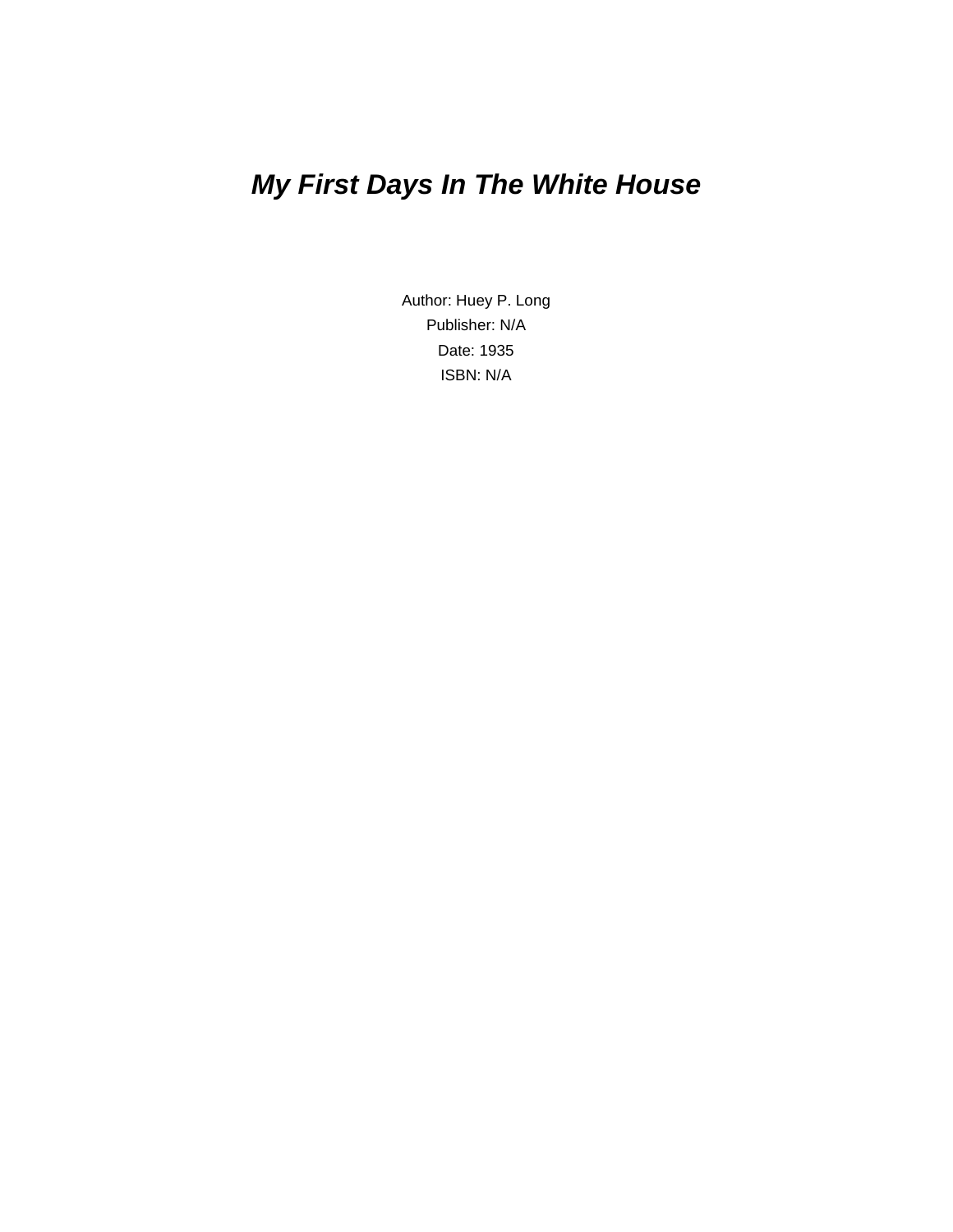# *My First Days In The White House*

Author: Huey P. Long

Publisher: N/A

Date: 1935

ISBN: N/A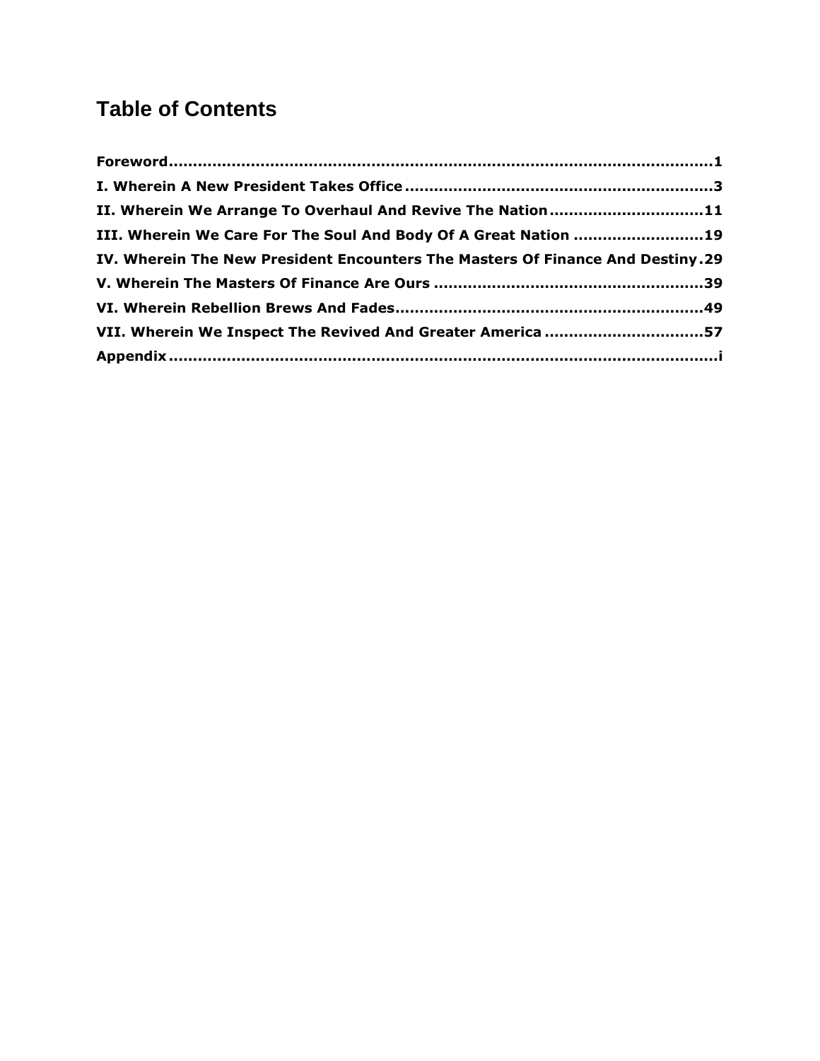# Table of Contents

**Foreword** ..... **1**

**I. Wherein A New President Takes Office** ..... **3**

**II. Wherein We Arrange To Overhaul And Revive The Nation** ..... **11**

**III. Wherein We Care For The Soul And Body Of A Great Nation** ..... **19**

**IV. Wherein The New President Encounters The Masters Of Finance And Destiny** ..... **29**

**V. Wherein The Masters Of Finance Are Ours** ..... **39**

**VI. Wherein Rebellion Brews And Fades** ..... **49**

**VII. Wherein We Inspect The Revived And Greater America** ..... **57**

**Appendix** ..... **i**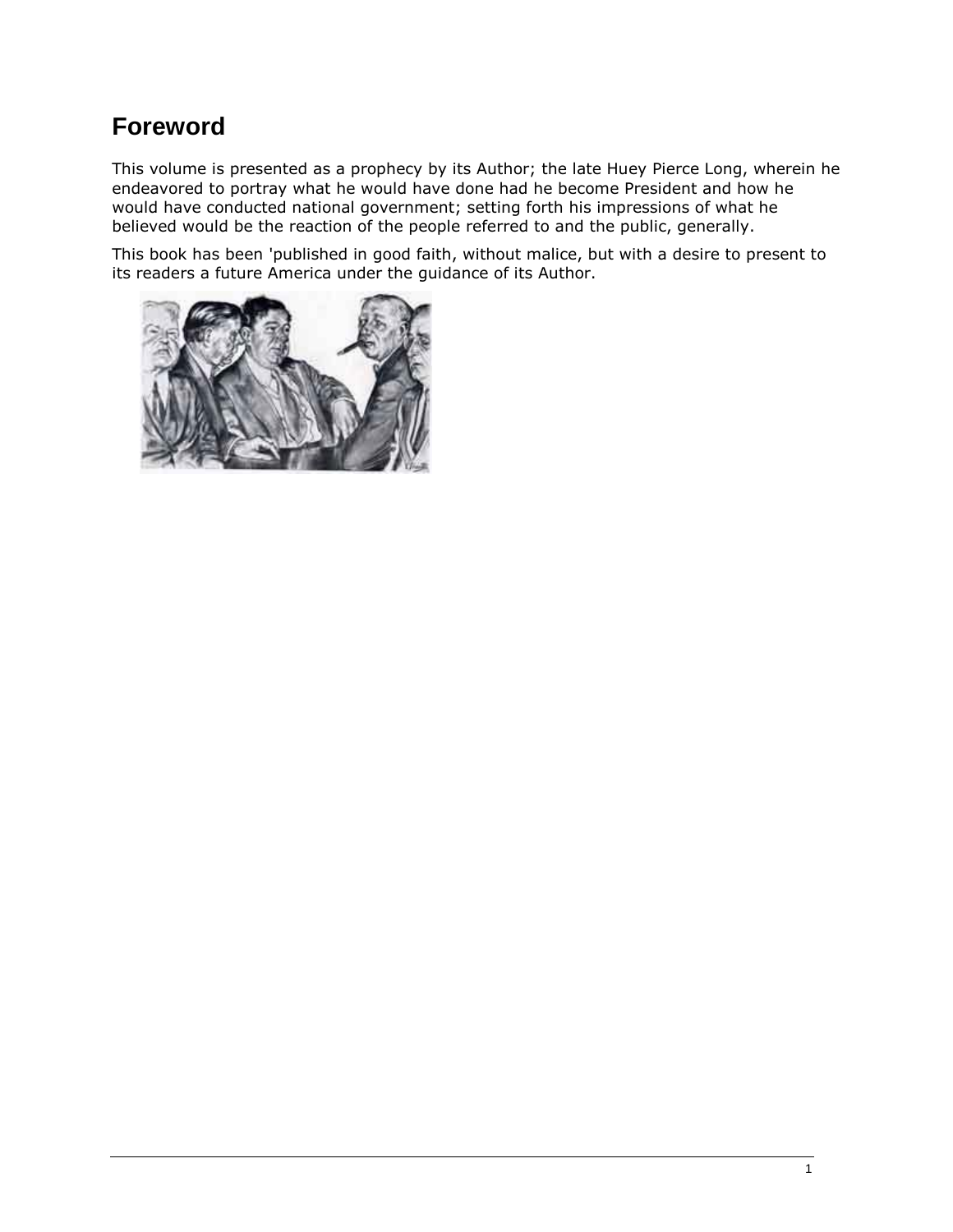## Foreword

This volume is presented as a prophecy by its Author; the late Huey Pierce Long, wherein he endeavored to portray what he would have done had he become President and how he would have conducted national government; setting forth his impressions of what he believed would be the reaction of the people referred to and the public, generally.

This book has been 'published in good faith, without malice, but with a desire to present to its readers a future America under the guidance of its Author.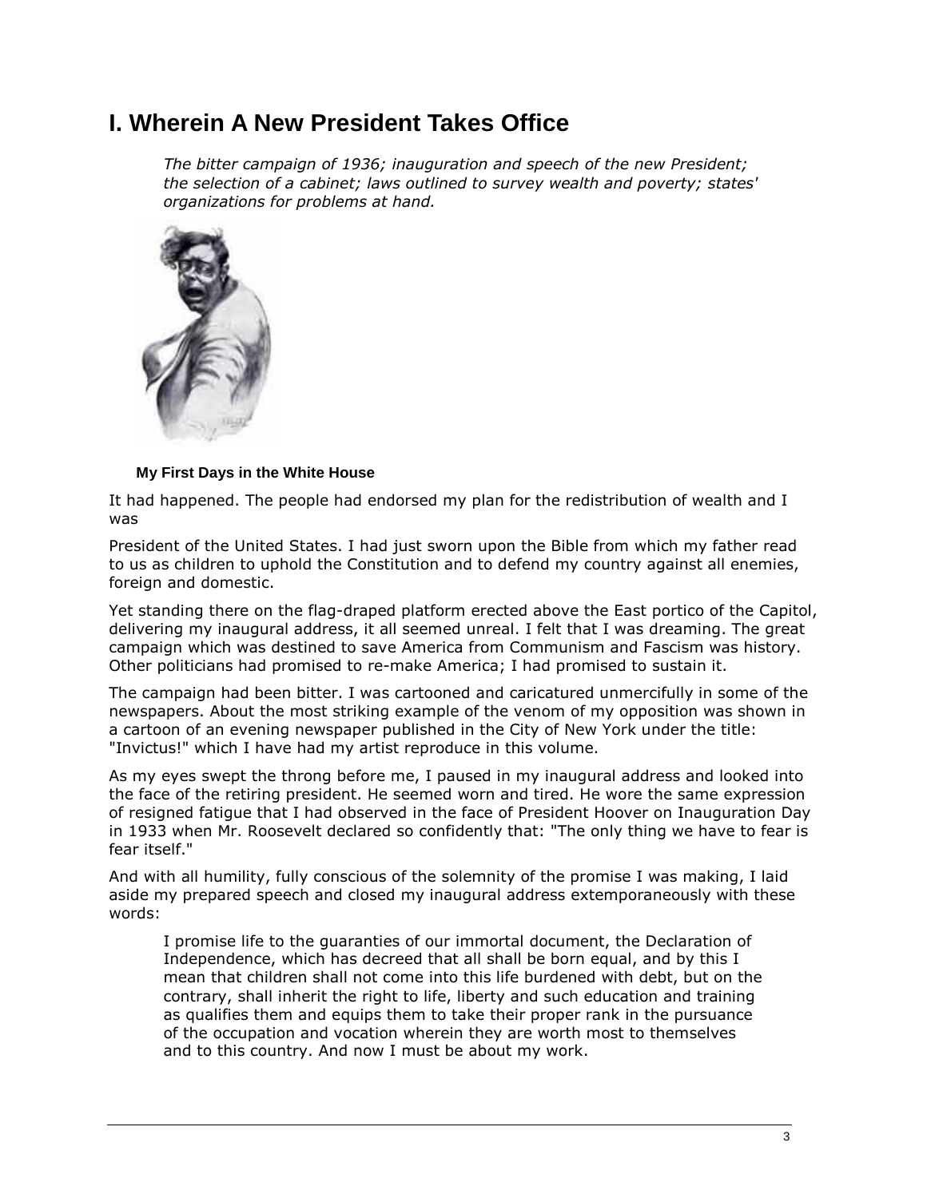# I. Wherein A New President Takes Office

*The bitter campaign of 1936; inauguration and speech of the new President; the selection of a cabinet; laws outlined to survey wealth and poverty; states' organizations for problems at hand.*

### My First Days in the White House

It had happened. The people had endorsed my plan for the redistribution of wealth and I was

President of the United States. I had just sworn upon the Bible from which my father read to us as children to uphold the Constitution and to defend my country against all enemies, foreign and domestic.

Yet standing there on the flag-draped platform erected above the East portico of the Capitol, delivering my inaugural address, it all seemed unreal. I felt that I was dreaming. The great campaign which was destined to save America from Communism and Fascism was history. Other politicians had promised to re-make America; I had promised to sustain it.

The campaign had been bitter. I was cartooned and caricatured unmercifully in some of the newspapers. About the most striking example of the venom of my opposition was shown in a cartoon of an evening newspaper published in the City of New York under the title: "Invictus!" which I have had my artist reproduce in this volume.

As my eyes swept the throng before me, I paused in my inaugural address and looked into the face of the retiring president. He seemed worn and tired. He wore the same expression of resigned fatigue that I had observed in the face of President Hoover on Inauguration Day in 1933 when Mr. Roosevelt declared so confidently that: "The only thing we have to fear is fear itself."

And with all humility, fully conscious of the solemnity of the promise I was making, I laid aside my prepared speech and closed my inaugural address extemporaneously with these words:

> I promise life to the guaranties of our immortal document, the Declaration of Independence, which has decreed that all shall be born equal, and by this I mean that children shall not come into this life burdened with debt, but on the contrary, shall inherit the right to life, liberty and such education and training as qualifies them and equips them to take their proper rank in the pursuance of the occupation and vocation wherein they are worth most to themselves and to this country. And now I must be about my work.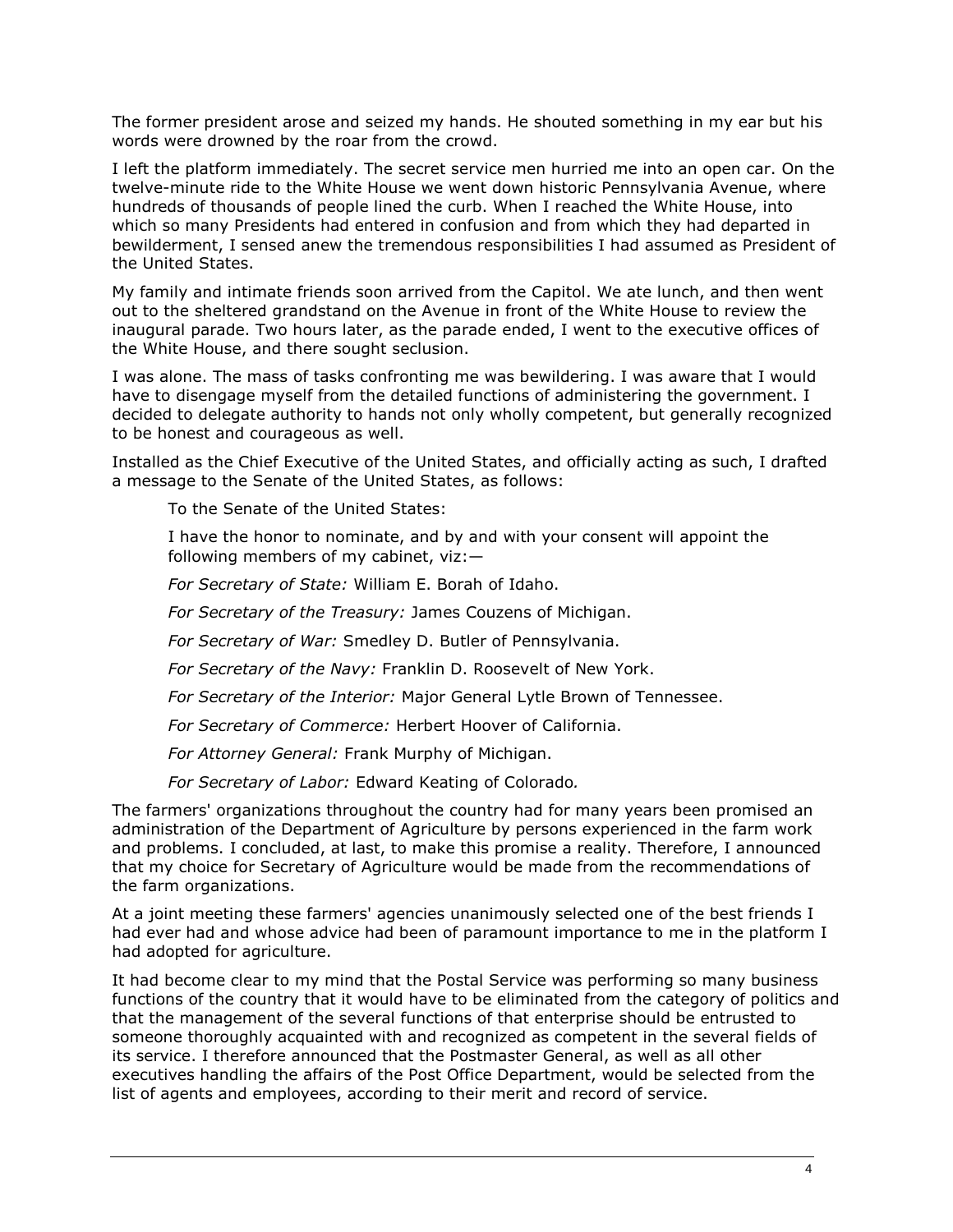The former president arose and seized my hands. He shouted something in my ear but his words were drowned by the roar from the crowd.

I left the platform immediately. The secret service men hurried me into an open car. On the twelve-minute ride to the White House we went down historic Pennsylvania Avenue, where hundreds of thousands of people lined the curb. When I reached the White House, into which so many Presidents had entered in confusion and from which they had departed in bewilderment, I sensed anew the tremendous responsibilities I had assumed as President of the United States.

My family and intimate friends soon arrived from the Capitol. We ate lunch, and then went out to the sheltered grandstand on the Avenue in front of the White House to review the inaugural parade. Two hours later, as the parade ended, I went to the executive offices of the White House, and there sought seclusion.

I was alone. The mass of tasks confronting me was bewildering. I was aware that I would have to disengage myself from the detailed functions of administering the government. I decided to delegate authority to hands not only wholly competent, but generally recognized to be honest and courageous as well.

Installed as the Chief Executive of the United States, and officially acting as such, I drafted a message to the Senate of the United States, as follows:

> To the Senate of the United States:
>
> I have the honor to nominate, and by and with your consent will appoint the following members of my cabinet, viz:—
>
> *For Secretary of State:* William E. Borah of Idaho.
>
> *For Secretary of the Treasury:* James Couzens of Michigan.
>
> *For Secretary of War:* Smedley D. Butler of Pennsylvania.
>
> *For Secretary of the Navy:* Franklin D. Roosevelt of New York.
>
> *For Secretary of the Interior:* Major General Lytle Brown of Tennessee.
>
> *For Secretary of Commerce:* Herbert Hoover of California.
>
> *For Attorney General:* Frank Murphy of Michigan.
>
> *For Secretary of Labor:* Edward Keating of Colorado.

The farmers' organizations throughout the country had for many years been promised an administration of the Department of Agriculture by persons experienced in the farm work and problems. I concluded, at last, to make this promise a reality. Therefore, I announced that my choice for Secretary of Agriculture would be made from the recommendations of the farm organizations.

At a joint meeting these farmers' agencies unanimously selected one of the best friends I had ever had and whose advice had been of paramount importance to me in the platform I had adopted for agriculture.

It had become clear to my mind that the Postal Service was performing so many business functions of the country that it would have to be eliminated from the category of politics and that the management of the several functions of that enterprise should be entrusted to someone thoroughly acquainted with and recognized as competent in the several fields of its service. I therefore announced that the Postmaster General, as well as all other executives handling the affairs of the Post Office Department, would be selected from the list of agents and employees, according to their merit and record of service.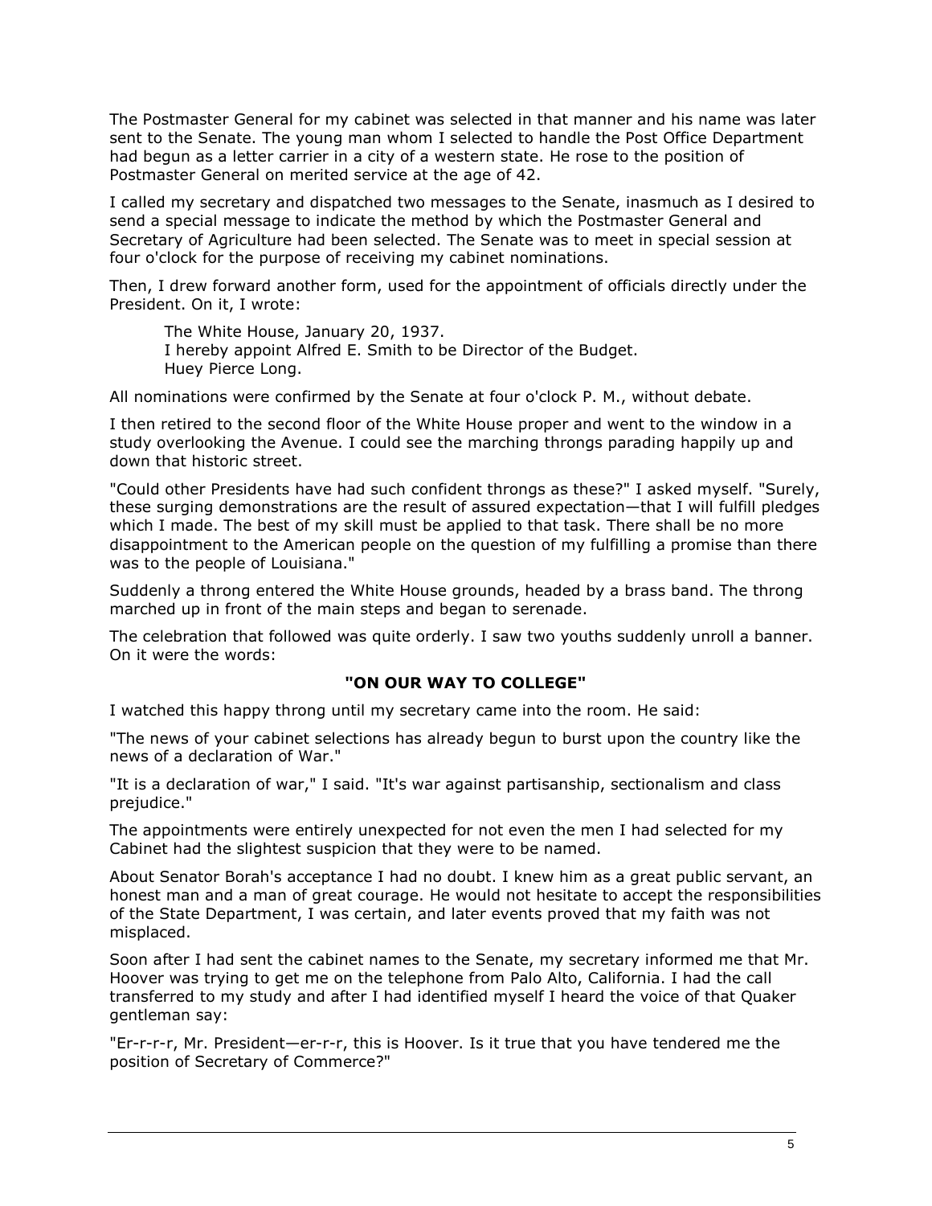The Postmaster General for my cabinet was selected in that manner and his name was later sent to the Senate. The young man whom I selected to handle the Post Office Department had begun as a letter carrier in a city of a western state. He rose to the position of Postmaster General on merited service at the age of 42.

I called my secretary and dispatched two messages to the Senate, inasmuch as I desired to send a special message to indicate the method by which the Postmaster General and Secretary of Agriculture had been selected. The Senate was to meet in special session at four o'clock for the purpose of receiving my cabinet nominations.

Then, I drew forward another form, used for the appointment of officials directly under the President. On it, I wrote:

> The White House, January 20, 1937.
> I hereby appoint Alfred E. Smith to be Director of the Budget.
> Huey Pierce Long.

All nominations were confirmed by the Senate at four o'clock P. M., without debate.

I then retired to the second floor of the White House proper and went to the window in a study overlooking the Avenue. I could see the marching throngs parading happily up and down that historic street.

"Could other Presidents have had such confident throngs as these?" I asked myself. "Surely, these surging demonstrations are the result of assured expectation—that I will fulfill pledges which I made. The best of my skill must be applied to that task. There shall be no more disappointment to the American people on the question of my fulfilling a promise than there was to the people of Louisiana."

Suddenly a throng entered the White House grounds, headed by a brass band. The throng marched up in front of the main steps and began to serenade.

The celebration that followed was quite orderly. I saw two youths suddenly unroll a banner. On it were the words:

**"ON OUR WAY TO COLLEGE"**

I watched this happy throng until my secretary came into the room. He said:

"The news of your cabinet selections has already begun to burst upon the country like the news of a declaration of War."

"It is a declaration of war," I said. "It's war against partisanship, sectionalism and class prejudice."

The appointments were entirely unexpected for not even the men I had selected for my Cabinet had the slightest suspicion that they were to be named.

About Senator Borah's acceptance I had no doubt. I knew him as a great public servant, an honest man and a man of great courage. He would not hesitate to accept the responsibilities of the State Department, I was certain, and later events proved that my faith was not misplaced.

Soon after I had sent the cabinet names to the Senate, my secretary informed me that Mr. Hoover was trying to get me on the telephone from Palo Alto, California. I had the call transferred to my study and after I had identified myself I heard the voice of that Quaker gentleman say:

"Er-r-r-r, Mr. President—er-r-r, this is Hoover. Is it true that you have tendered me the position of Secretary of Commerce?"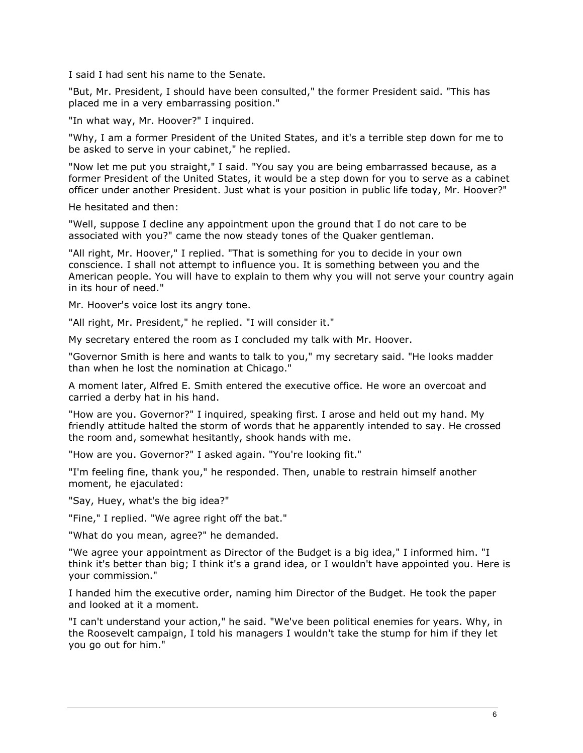I said I had sent his name to the Senate.

"But, Mr. President, I should have been consulted," the former President said. "This has placed me in a very embarrassing position."

"In what way, Mr. Hoover?" I inquired.

"Why, I am a former President of the United States, and it's a terrible step down for me to be asked to serve in your cabinet," he replied.

"Now let me put you straight," I said. "You say you are being embarrassed because, as a former President of the United States, it would be a step down for you to serve as a cabinet officer under another President. Just what is your position in public life today, Mr. Hoover?"

He hesitated and then:

"Well, suppose I decline any appointment upon the ground that I do not care to be associated with you?" came the now steady tones of the Quaker gentleman.

"All right, Mr. Hoover," I replied. "That is something for you to decide in your own conscience. I shall not attempt to influence you. It is something between you and the American people. You will have to explain to them why you will not serve your country again in its hour of need."

Mr. Hoover's voice lost its angry tone.

"All right, Mr. President," he replied. "I will consider it."

My secretary entered the room as I concluded my talk with Mr. Hoover.

"Governor Smith is here and wants to talk to you," my secretary said. "He looks madder than when he lost the nomination at Chicago."

A moment later, Alfred E. Smith entered the executive office. He wore an overcoat and carried a derby hat in his hand.

"How are you. Governor?" I inquired, speaking first. I arose and held out my hand. My friendly attitude halted the storm of words that he apparently intended to say. He crossed the room and, somewhat hesitantly, shook hands with me.

"How are you. Governor?" I asked again. "You're looking fit."

"I'm feeling fine, thank you," he responded. Then, unable to restrain himself another moment, he ejaculated:

"Say, Huey, what's the big idea?"

"Fine," I replied. "We agree right off the bat."

"What do you mean, agree?" he demanded.

"We agree your appointment as Director of the Budget is a big idea," I informed him. "I think it's better than big; I think it's a grand idea, or I wouldn't have appointed you. Here is your commission."

I handed him the executive order, naming him Director of the Budget. He took the paper and looked at it a moment.

"I can't understand your action," he said. "We've been political enemies for years. Why, in the Roosevelt campaign, I told his managers I wouldn't take the stump for him if they let you go out for him."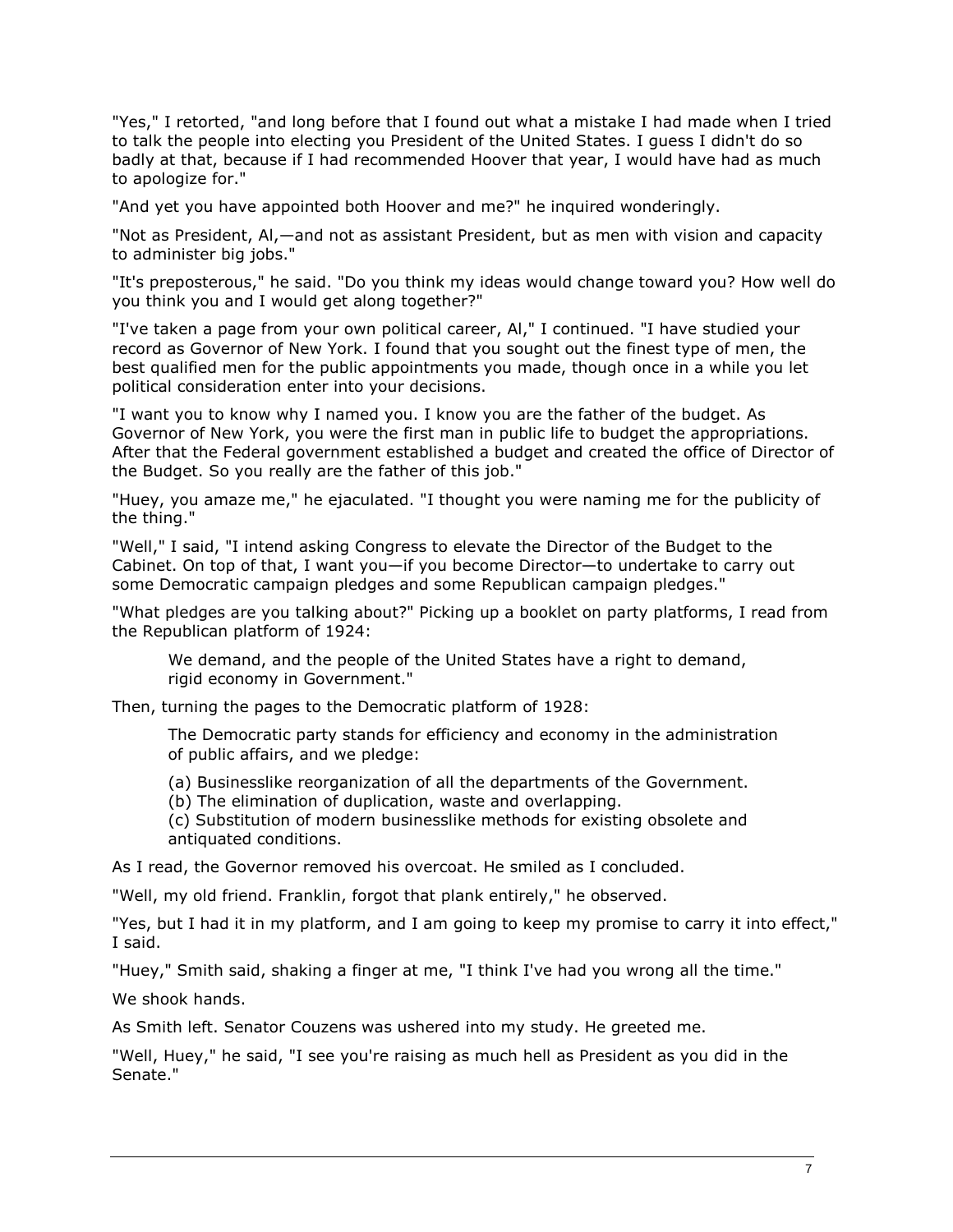"Yes," I retorted, "and long before that I found out what a mistake I had made when I tried to talk the people into electing you President of the United States. I guess I didn't do so badly at that, because if I had recommended Hoover that year, I would have had as much to apologize for."

"And yet you have appointed both Hoover and me?" he inquired wonderingly.

"Not as President, Al,—and not as assistant President, but as men with vision and capacity to administer big jobs."

"It's preposterous," he said. "Do you think my ideas would change toward you? How well do you think you and I would get along together?"

"I've taken a page from your own political career, Al," I continued. "I have studied your record as Governor of New York. I found that you sought out the finest type of men, the best qualified men for the public appointments you made, though once in a while you let political consideration enter into your decisions.

"I want you to know why I named you. I know you are the father of the budget. As Governor of New York, you were the first man in public life to budget the appropriations. After that the Federal government established a budget and created the office of Director of the Budget. So you really are the father of this job."

"Huey, you amaze me," he ejaculated. "I thought you were naming me for the publicity of the thing."

"Well," I said, "I intend asking Congress to elevate the Director of the Budget to the Cabinet. On top of that, I want you—if you become Director—to undertake to carry out some Democratic campaign pledges and some Republican campaign pledges."

"What pledges are you talking about?" Picking up a booklet on party platforms, I read from the Republican platform of 1924:

> We demand, and the people of the United States have a right to demand, rigid economy in Government."

Then, turning the pages to the Democratic platform of 1928:

> The Democratic party stands for efficiency and economy in the administration of public affairs, and we pledge:
>
> (a) Businesslike reorganization of all the departments of the Government.
> (b) The elimination of duplication, waste and overlapping.
> (c) Substitution of modern businesslike methods for existing obsolete and antiquated conditions.

As I read, the Governor removed his overcoat. He smiled as I concluded.

"Well, my old friend. Franklin, forgot that plank entirely," he observed.

"Yes, but I had it in my platform, and I am going to keep my promise to carry it into effect," I said.

"Huey," Smith said, shaking a finger at me, "I think I've had you wrong all the time."

We shook hands.

As Smith left. Senator Couzens was ushered into my study. He greeted me.

"Well, Huey," he said, "I see you're raising as much hell as President as you did in the Senate."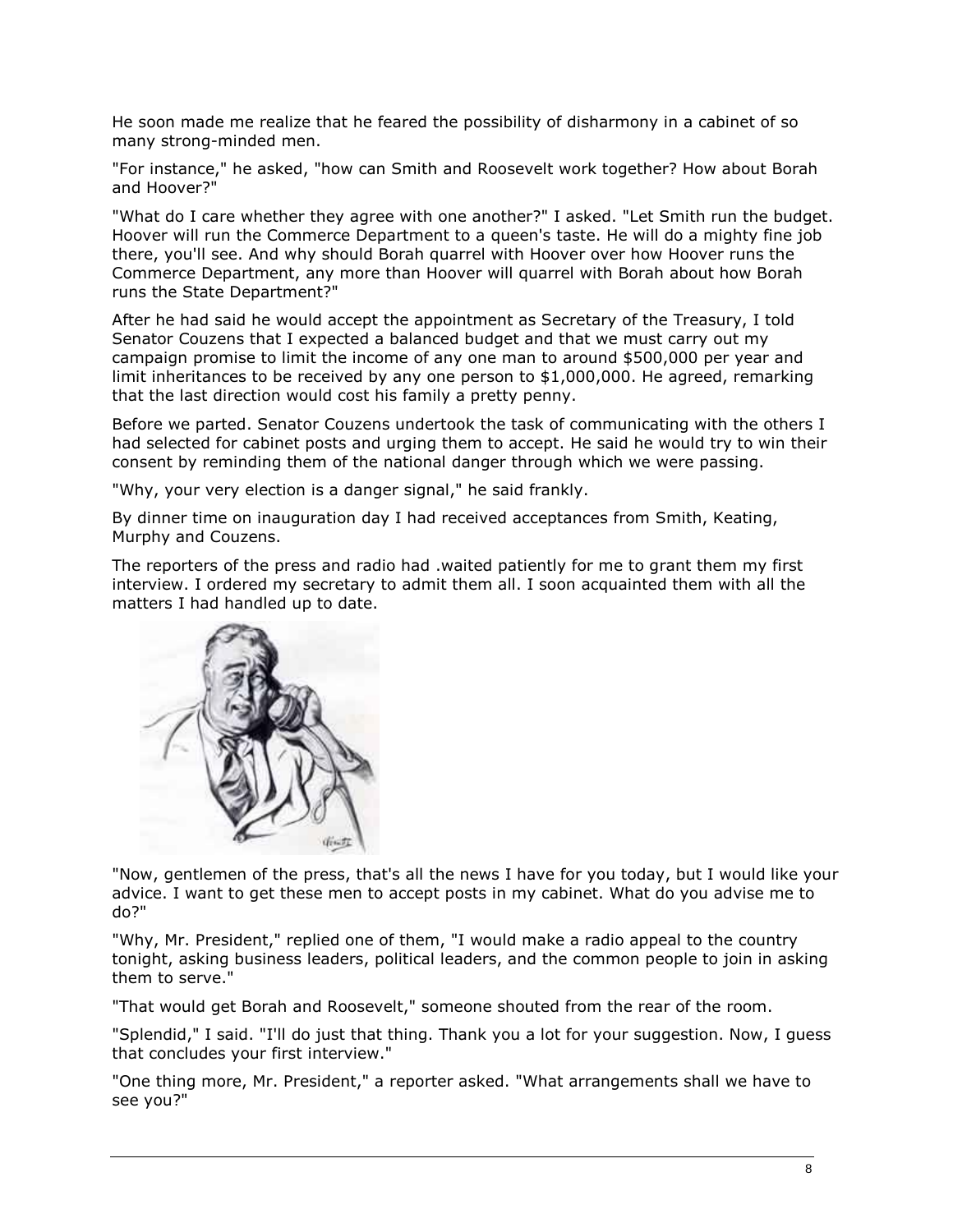He soon made me realize that he feared the possibility of disharmony in a cabinet of so many strong-minded men.

"For instance," he asked, "how can Smith and Roosevelt work together? How about Borah and Hoover?"

"What do I care whether they agree with one another?" I asked. "Let Smith run the budget. Hoover will run the Commerce Department to a queen's taste. He will do a mighty fine job there, you'll see. And why should Borah quarrel with Hoover over how Hoover runs the Commerce Department, any more than Hoover will quarrel with Borah about how Borah runs the State Department?"

After he had said he would accept the appointment as Secretary of the Treasury, I told Senator Couzens that I expected a balanced budget and that we must carry out my campaign promise to limit the income of any one man to around $500,000 per year and limit inheritances to be received by any one person to $1,000,000. He agreed, remarking that the last direction would cost his family a pretty penny.

Before we parted. Senator Couzens undertook the task of communicating with the others I had selected for cabinet posts and urging them to accept. He said he would try to win their consent by reminding them of the national danger through which we were passing.

"Why, your very election is a danger signal," he said frankly.

By dinner time on inauguration day I had received acceptances from Smith, Keating, Murphy and Couzens.

The reporters of the press and radio had .waited patiently for me to grant them my first interview. I ordered my secretary to admit them all. I soon acquainted them with all the matters I had handled up to date.

"Now, gentlemen of the press, that's all the news I have for you today, but I would like your advice. I want to get these men to accept posts in my cabinet. What do you advise me to do?"

"Why, Mr. President," replied one of them, "I would make a radio appeal to the country tonight, asking business leaders, political leaders, and the common people to join in asking them to serve."

"That would get Borah and Roosevelt," someone shouted from the rear of the room.

"Splendid," I said. "I'll do just that thing. Thank you a lot for your suggestion. Now, I guess that concludes your first interview."

"One thing more, Mr. President," a reporter asked. "What arrangements shall we have to see you?"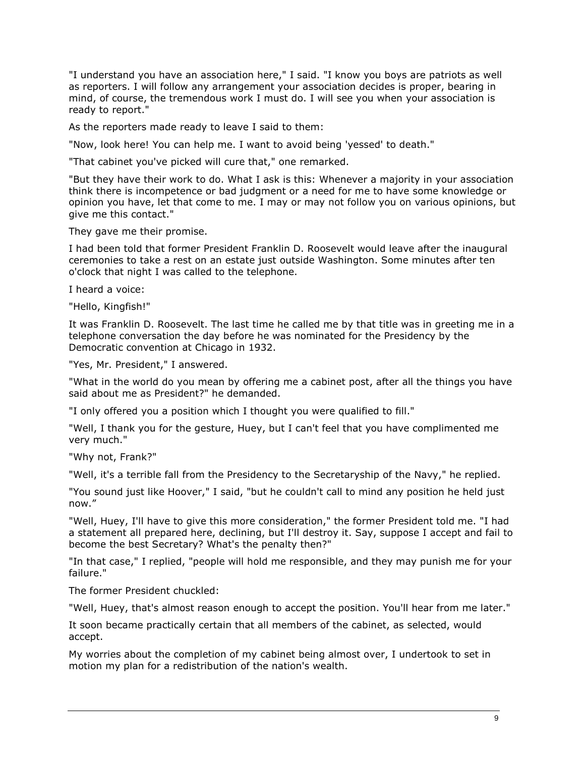"I understand you have an association here," I said. "I know you boys are patriots as well as reporters. I will follow any arrangement your association decides is proper, bearing in mind, of course, the tremendous work I must do. I will see you when your association is ready to report."

As the reporters made ready to leave I said to them:

"Now, look here! You can help me. I want to avoid being 'yessed' to death."

"That cabinet you've picked will cure that," one remarked.

"But they have their work to do. What I ask is this: Whenever a majority in your association think there is incompetence or bad judgment or a need for me to have some knowledge or opinion you have, let that come to me. I may or may not follow you on various opinions, but give me this contact."

They gave me their promise.

I had been told that former President Franklin D. Roosevelt would leave after the inaugural ceremonies to take a rest on an estate just outside Washington. Some minutes after ten o'clock that night I was called to the telephone.

I heard a voice:

"Hello, Kingfish!"

It was Franklin D. Roosevelt. The last time he called me by that title was in greeting me in a telephone conversation the day before he was nominated for the Presidency by the Democratic convention at Chicago in 1932.

"Yes, Mr. President," I answered.

"What in the world do you mean by offering me a cabinet post, after all the things you have said about me as President?" he demanded.

"I only offered you a position which I thought you were qualified to fill."

"Well, I thank you for the gesture, Huey, but I can't feel that you have complimented me very much."

"Why not, Frank?"

"Well, it's a terrible fall from the Presidency to the Secretaryship of the Navy," he replied.

"You sound just like Hoover," I said, "but he couldn't call to mind any position he held just now."

"Well, Huey, I'll have to give this more consideration," the former President told me. "I had a statement all prepared here, declining, but I'll destroy it. Say, suppose I accept and fail to become the best Secretary? What's the penalty then?"

"In that case," I replied, "people will hold me responsible, and they may punish me for your failure."

The former President chuckled:

"Well, Huey, that's almost reason enough to accept the position. You'll hear from me later."

It soon became practically certain that all members of the cabinet, as selected, would accept.

My worries about the completion of my cabinet being almost over, I undertook to set in motion my plan for a redistribution of the nation's wealth.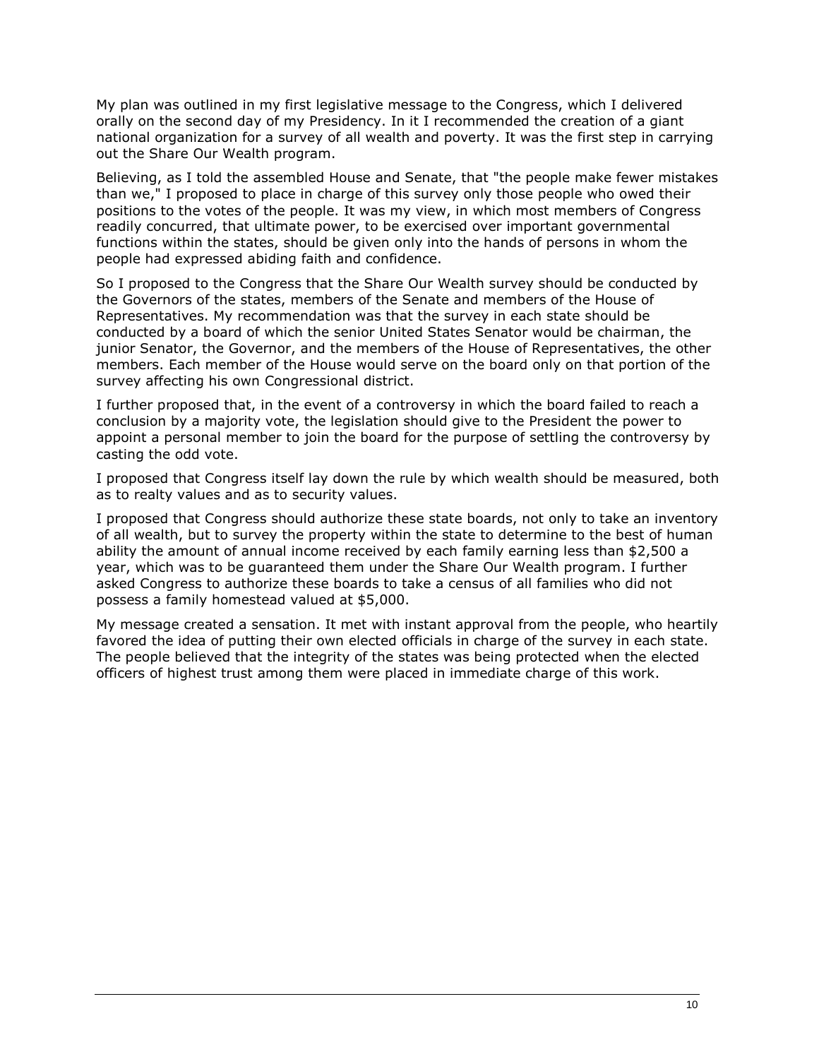My plan was outlined in my first legislative message to the Congress, which I delivered orally on the second day of my Presidency. In it I recommended the creation of a giant national organization for a survey of all wealth and poverty. It was the first step in carrying out the Share Our Wealth program.

Believing, as I told the assembled House and Senate, that "the people make fewer mistakes than we," I proposed to place in charge of this survey only those people who owed their positions to the votes of the people. It was my view, in which most members of Congress readily concurred, that ultimate power, to be exercised over important governmental functions within the states, should be given only into the hands of persons in whom the people had expressed abiding faith and confidence.

So I proposed to the Congress that the Share Our Wealth survey should be conducted by the Governors of the states, members of the Senate and members of the House of Representatives. My recommendation was that the survey in each state should be conducted by a board of which the senior United States Senator would be chairman, the junior Senator, the Governor, and the members of the House of Representatives, the other members. Each member of the House would serve on the board only on that portion of the survey affecting his own Congressional district.

I further proposed that, in the event of a controversy in which the board failed to reach a conclusion by a majority vote, the legislation should give to the President the power to appoint a personal member to join the board for the purpose of settling the controversy by casting the odd vote.

I proposed that Congress itself lay down the rule by which wealth should be measured, both as to realty values and as to security values.

I proposed that Congress should authorize these state boards, not only to take an inventory of all wealth, but to survey the property within the state to determine to the best of human ability the amount of annual income received by each family earning less than $2,500 a year, which was to be guaranteed them under the Share Our Wealth program. I further asked Congress to authorize these boards to take a census of all families who did not possess a family homestead valued at $5,000.

My message created a sensation. It met with instant approval from the people, who heartily favored the idea of putting their own elected officials in charge of the survey in each state. The people believed that the integrity of the states was being protected when the elected officers of highest trust among them were placed in immediate charge of this work.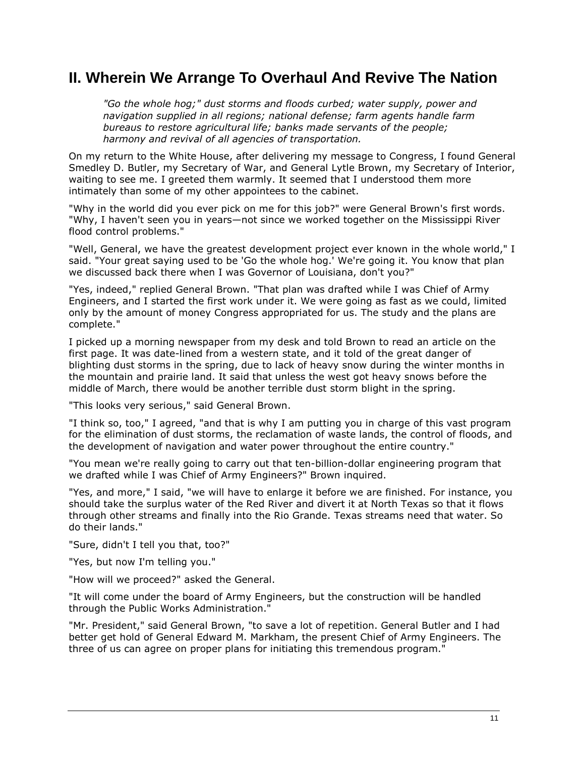## II. Wherein We Arrange To Overhaul And Revive The Nation

*"Go the whole hog;" dust storms and floods curbed; water supply, power and navigation supplied in all regions; national defense; farm agents handle farm bureaus to restore agricultural life; banks made servants of the people; harmony and revival of all agencies of transportation.*

On my return to the White House, after delivering my message to Congress, I found General Smedley D. Butler, my Secretary of War, and General Lytle Brown, my Secretary of Interior, waiting to see me. I greeted them warmly. It seemed that I understood them more intimately than some of my other appointees to the cabinet.

"Why in the world did you ever pick on me for this job?" were General Brown's first words. "Why, I haven't seen you in years—not since we worked together on the Mississippi River flood control problems."

"Well, General, we have the greatest development project ever known in the whole world," I said. "Your great saying used to be 'Go the whole hog.' We're going it. You know that plan we discussed back there when I was Governor of Louisiana, don't you?"

"Yes, indeed," replied General Brown. "That plan was drafted while I was Chief of Army Engineers, and I started the first work under it. We were going as fast as we could, limited only by the amount of money Congress appropriated for us. The study and the plans are complete."

I picked up a morning newspaper from my desk and told Brown to read an article on the first page. It was date-lined from a western state, and it told of the great danger of blighting dust storms in the spring, due to lack of heavy snow during the winter months in the mountain and prairie land. It said that unless the west got heavy snows before the middle of March, there would be another terrible dust storm blight in the spring.

"This looks very serious," said General Brown.

"I think so, too," I agreed, "and that is why I am putting you in charge of this vast program for the elimination of dust storms, the reclamation of waste lands, the control of floods, and the development of navigation and water power throughout the entire country."

"You mean we're really going to carry out that ten-billion-dollar engineering program that we drafted while I was Chief of Army Engineers?" Brown inquired.

"Yes, and more," I said, "we will have to enlarge it before we are finished. For instance, you should take the surplus water of the Red River and divert it at North Texas so that it flows through other streams and finally into the Rio Grande. Texas streams need that water. So do their lands."

"Sure, didn't I tell you that, too?"

"Yes, but now I'm telling you."

"How will we proceed?" asked the General.

"It will come under the board of Army Engineers, but the construction will be handled through the Public Works Administration."

"Mr. President," said General Brown, "to save a lot of repetition. General Butler and I had better get hold of General Edward M. Markham, the present Chief of Army Engineers. The three of us can agree on proper plans for initiating this tremendous program."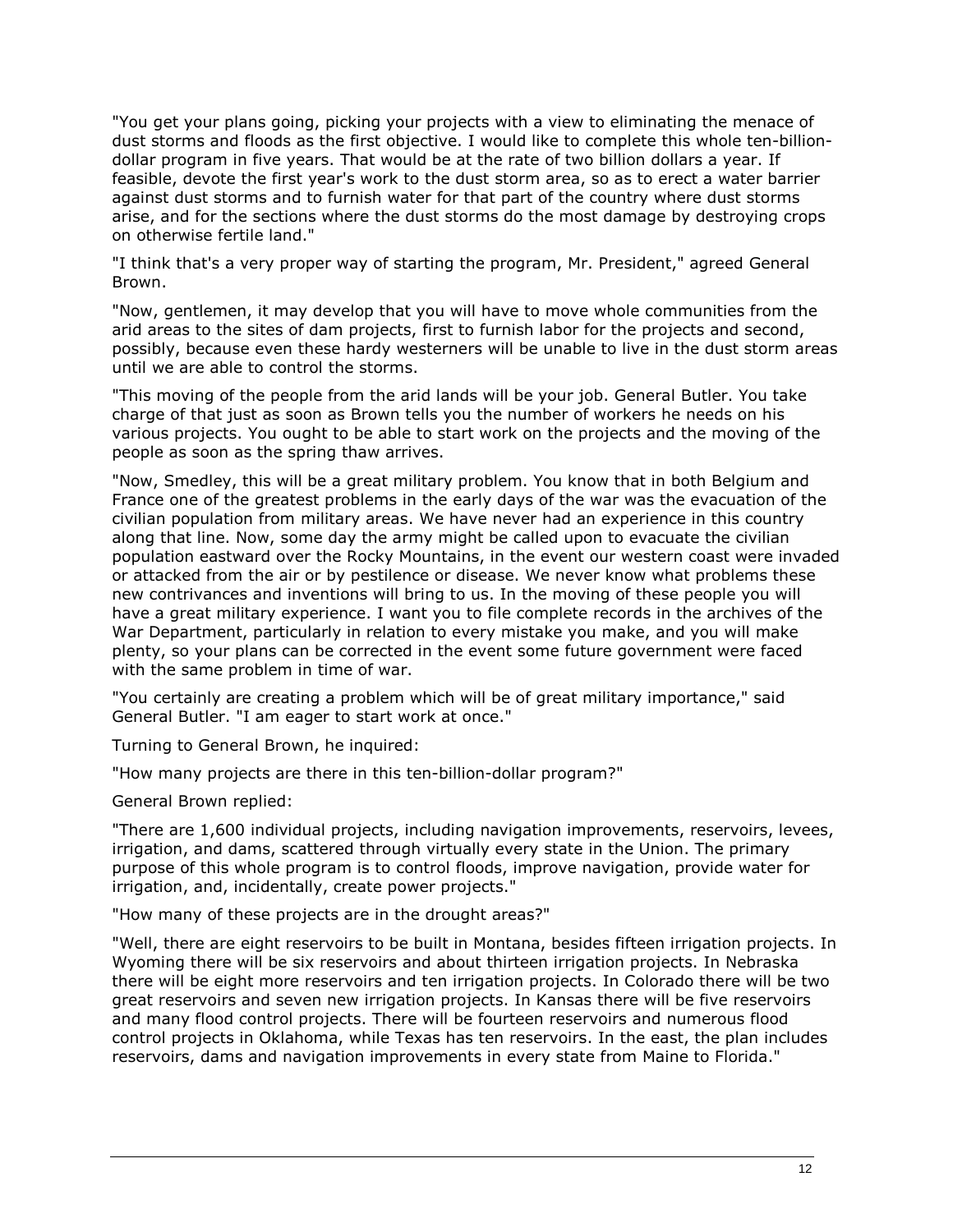"You get your plans going, picking your projects with a view to eliminating the menace of dust storms and floods as the first objective. I would like to complete this whole ten-billion-dollar program in five years. That would be at the rate of two billion dollars a year. If feasible, devote the first year's work to the dust storm area, so as to erect a water barrier against dust storms and to furnish water for that part of the country where dust storms arise, and for the sections where the dust storms do the most damage by destroying crops on otherwise fertile land."

"I think that's a very proper way of starting the program, Mr. President," agreed General Brown.

"Now, gentlemen, it may develop that you will have to move whole communities from the arid areas to the sites of dam projects, first to furnish labor for the projects and second, possibly, because even these hardy westerners will be unable to live in the dust storm areas until we are able to control the storms.

"This moving of the people from the arid lands will be your job. General Butler. You take charge of that just as soon as Brown tells you the number of workers he needs on his various projects. You ought to be able to start work on the projects and the moving of the people as soon as the spring thaw arrives.

"Now, Smedley, this will be a great military problem. You know that in both Belgium and France one of the greatest problems in the early days of the war was the evacuation of the civilian population from military areas. We have never had an experience in this country along that line. Now, some day the army might be called upon to evacuate the civilian population eastward over the Rocky Mountains, in the event our western coast were invaded or attacked from the air or by pestilence or disease. We never know what problems these new contrivances and inventions will bring to us. In the moving of these people you will have a great military experience. I want you to file complete records in the archives of the War Department, particularly in relation to every mistake you make, and you will make plenty, so your plans can be corrected in the event some future government were faced with the same problem in time of war.

"You certainly are creating a problem which will be of great military importance," said General Butler. "I am eager to start work at once."

Turning to General Brown, he inquired:

"How many projects are there in this ten-billion-dollar program?"

General Brown replied:

"There are 1,600 individual projects, including navigation improvements, reservoirs, levees, irrigation, and dams, scattered through virtually every state in the Union. The primary purpose of this whole program is to control floods, improve navigation, provide water for irrigation, and, incidentally, create power projects."

"How many of these projects are in the drought areas?"

"Well, there are eight reservoirs to be built in Montana, besides fifteen irrigation projects. In Wyoming there will be six reservoirs and about thirteen irrigation projects. In Nebraska there will be eight more reservoirs and ten irrigation projects. In Colorado there will be two great reservoirs and seven new irrigation projects. In Kansas there will be five reservoirs and many flood control projects. There will be fourteen reservoirs and numerous flood control projects in Oklahoma, while Texas has ten reservoirs. In the east, the plan includes reservoirs, dams and navigation improvements in every state from Maine to Florida."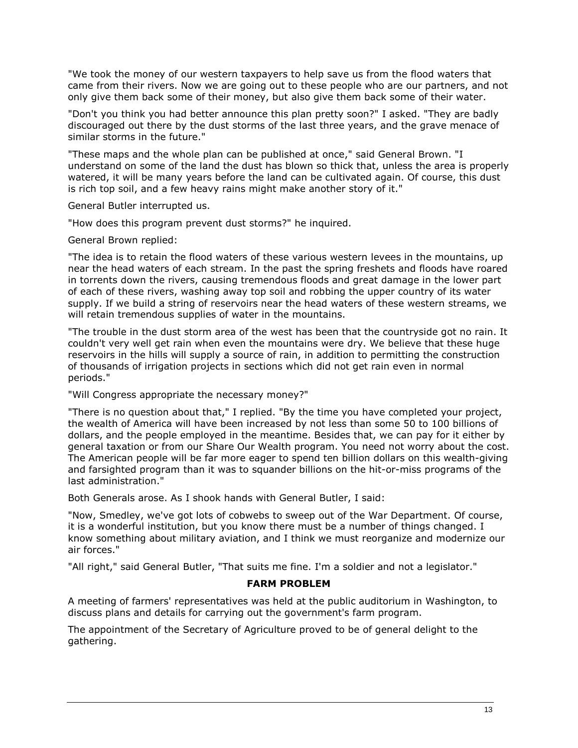"We took the money of our western taxpayers to help save us from the flood waters that came from their rivers. Now we are going out to these people who are our partners, and not only give them back some of their money, but also give them back some of their water.

"Don't you think you had better announce this plan pretty soon?" I asked. "They are badly discouraged out there by the dust storms of the last three years, and the grave menace of similar storms in the future."

"These maps and the whole plan can be published at once," said General Brown. "I understand on some of the land the dust has blown so thick that, unless the area is properly watered, it will be many years before the land can be cultivated again. Of course, this dust is rich top soil, and a few heavy rains might make another story of it."

General Butler interrupted us.

"How does this program prevent dust storms?" he inquired.

General Brown replied:

"The idea is to retain the flood waters of these various western levees in the mountains, up near the head waters of each stream. In the past the spring freshets and floods have roared in torrents down the rivers, causing tremendous floods and great damage in the lower part of each of these rivers, washing away top soil and robbing the upper country of its water supply. If we build a string of reservoirs near the head waters of these western streams, we will retain tremendous supplies of water in the mountains.

"The trouble in the dust storm area of the west has been that the countryside got no rain. It couldn't very well get rain when even the mountains were dry. We believe that these huge reservoirs in the hills will supply a source of rain, in addition to permitting the construction of thousands of irrigation projects in sections which did not get rain even in normal periods."

"Will Congress appropriate the necessary money?"

"There is no question about that," I replied. "By the time you have completed your project, the wealth of America will have been increased by not less than some 50 to 100 billions of dollars, and the people employed in the meantime. Besides that, we can pay for it either by general taxation or from our Share Our Wealth program. You need not worry about the cost. The American people will be far more eager to spend ten billion dollars on this wealth-giving and farsighted program than it was to squander billions on the hit-or-miss programs of the last administration."

Both Generals arose. As I shook hands with General Butler, I said:

"Now, Smedley, we've got lots of cobwebs to sweep out of the War Department. Of course, it is a wonderful institution, but you know there must be a number of things changed. I know something about military aviation, and I think we must reorganize and modernize our air forces."

"All right," said General Butler, "That suits me fine. I'm a soldier and not a legislator."

**FARM PROBLEM**

A meeting of farmers' representatives was held at the public auditorium in Washington, to discuss plans and details for carrying out the government's farm program.

The appointment of the Secretary of Agriculture proved to be of general delight to the gathering.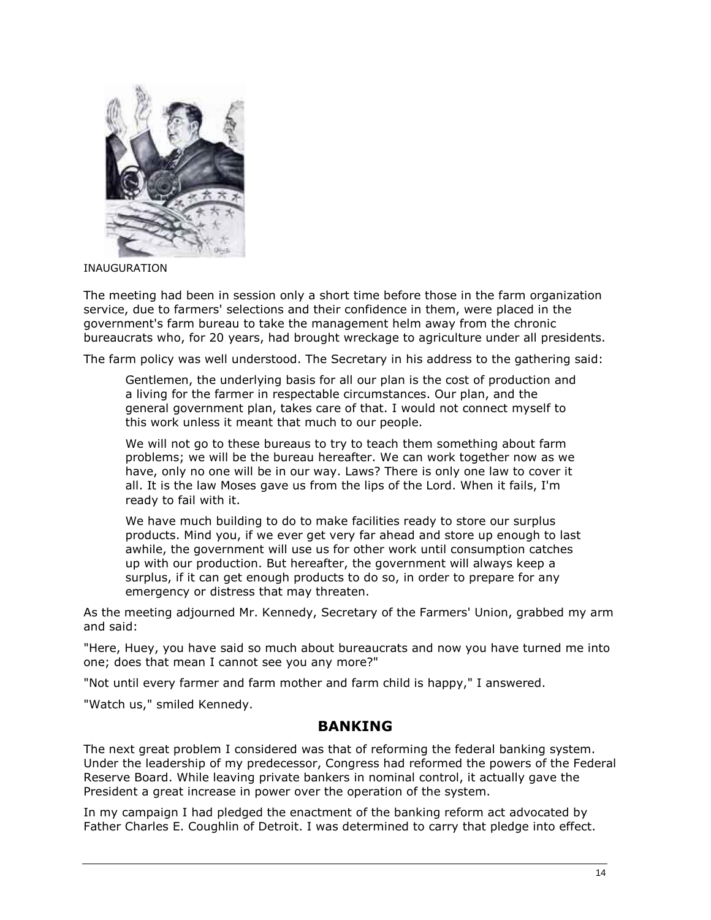INAUGURATION

The meeting had been in session only a short time before those in the farm organization service, due to farmers' selections and their confidence in them, were placed in the government's farm bureau to take the management helm away from the chronic bureaucrats who, for 20 years, had brought wreckage to agriculture under all presidents.

The farm policy was well understood. The Secretary in his address to the gathering said:

> Gentlemen, the underlying basis for all our plan is the cost of production and a living for the farmer in respectable circumstances. Our plan, and the general government plan, takes care of that. I would not connect myself to this work unless it meant that much to our people.
>
> We will not go to these bureaus to try to teach them something about farm problems; we will be the bureau hereafter. We can work together now as we have, only no one will be in our way. Laws? There is only one law to cover it all. It is the law Moses gave us from the lips of the Lord. When it fails, I'm ready to fail with it.
>
> We have much building to do to make facilities ready to store our surplus products. Mind you, if we ever get very far ahead and store up enough to last awhile, the government will use us for other work until consumption catches up with our production. But hereafter, the government will always keep a surplus, if it can get enough products to do so, in order to prepare for any emergency or distress that may threaten.

As the meeting adjourned Mr. Kennedy, Secretary of the Farmers' Union, grabbed my arm and said:

"Here, Huey, you have said so much about bureaucrats and now you have turned me into one; does that mean I cannot see you any more?"

"Not until every farmer and farm mother and farm child is happy," I answered.

"Watch us," smiled Kennedy.

## BANKING

The next great problem I considered was that of reforming the federal banking system. Under the leadership of my predecessor, Congress had reformed the powers of the Federal Reserve Board. While leaving private bankers in nominal control, it actually gave the President a great increase in power over the operation of the system.

In my campaign I had pledged the enactment of the banking reform act advocated by Father Charles E. Coughlin of Detroit. I was determined to carry that pledge into effect.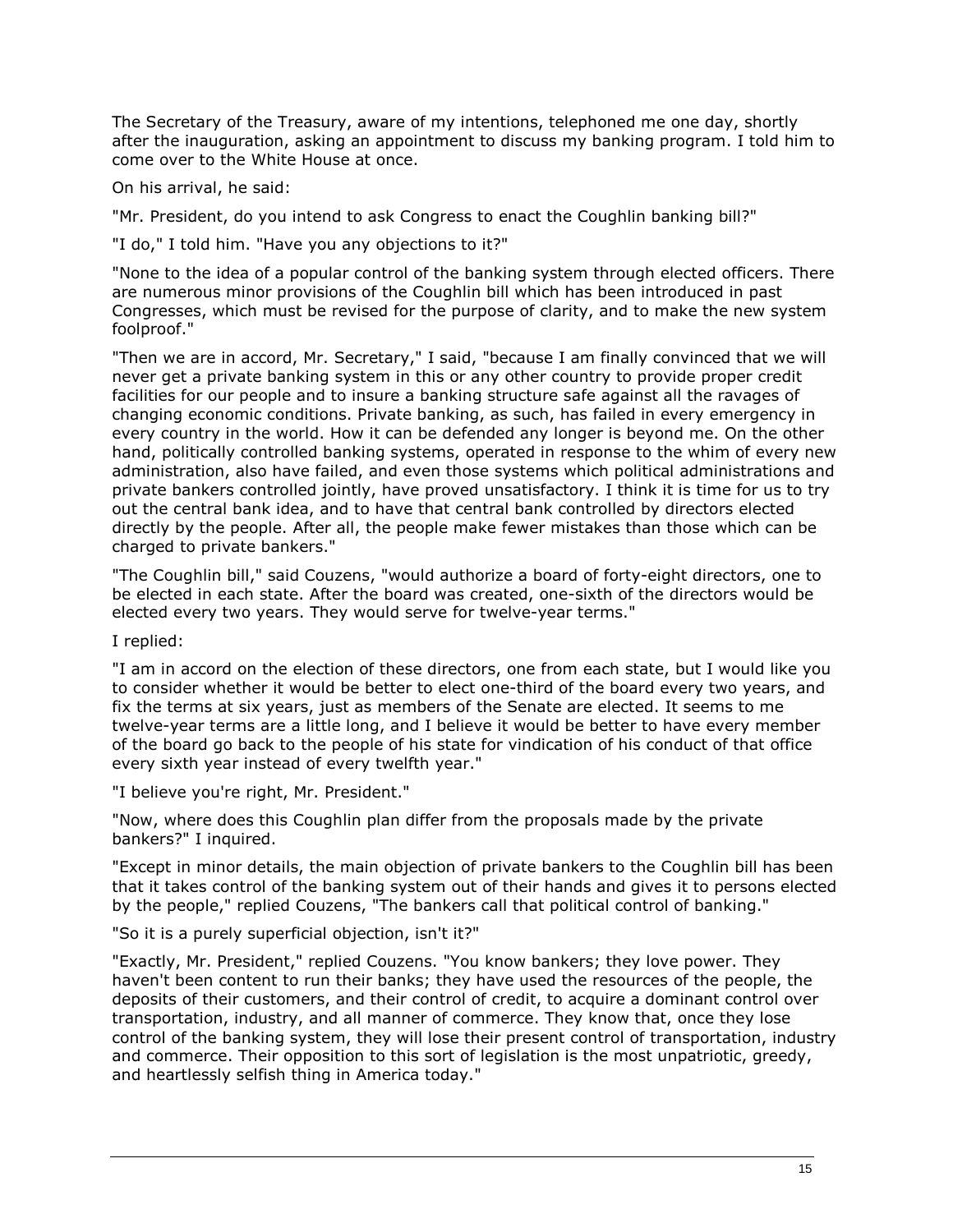The Secretary of the Treasury, aware of my intentions, telephoned me one day, shortly after the inauguration, asking an appointment to discuss my banking program. I told him to come over to the White House at once.

On his arrival, he said:

"Mr. President, do you intend to ask Congress to enact the Coughlin banking bill?"

"I do," I told him. "Have you any objections to it?"

"None to the idea of a popular control of the banking system through elected officers. There are numerous minor provisions of the Coughlin bill which has been introduced in past Congresses, which must be revised for the purpose of clarity, and to make the new system foolproof."

"Then we are in accord, Mr. Secretary," I said, "because I am finally convinced that we will never get a private banking system in this or any other country to provide proper credit facilities for our people and to insure a banking structure safe against all the ravages of changing economic conditions. Private banking, as such, has failed in every emergency in every country in the world. How it can be defended any longer is beyond me. On the other hand, politically controlled banking systems, operated in response to the whim of every new administration, also have failed, and even those systems which political administrations and private bankers controlled jointly, have proved unsatisfactory. I think it is time for us to try out the central bank idea, and to have that central bank controlled by directors elected directly by the people. After all, the people make fewer mistakes than those which can be charged to private bankers."

"The Coughlin bill," said Couzens, "would authorize a board of forty-eight directors, one to be elected in each state. After the board was created, one-sixth of the directors would be elected every two years. They would serve for twelve-year terms."

I replied:

"I am in accord on the election of these directors, one from each state, but I would like you to consider whether it would be better to elect one-third of the board every two years, and fix the terms at six years, just as members of the Senate are elected. It seems to me twelve-year terms are a little long, and I believe it would be better to have every member of the board go back to the people of his state for vindication of his conduct of that office every sixth year instead of every twelfth year."

"I believe you're right, Mr. President."

"Now, where does this Coughlin plan differ from the proposals made by the private bankers?" I inquired.

"Except in minor details, the main objection of private bankers to the Coughlin bill has been that it takes control of the banking system out of their hands and gives it to persons elected by the people," replied Couzens, "The bankers call that political control of banking."

"So it is a purely superficial objection, isn't it?"

"Exactly, Mr. President," replied Couzens. "You know bankers; they love power. They haven't been content to run their banks; they have used the resources of the people, the deposits of their customers, and their control of credit, to acquire a dominant control over transportation, industry, and all manner of commerce. They know that, once they lose control of the banking system, they will lose their present control of transportation, industry and commerce. Their opposition to this sort of legislation is the most unpatriotic, greedy, and heartlessly selfish thing in America today."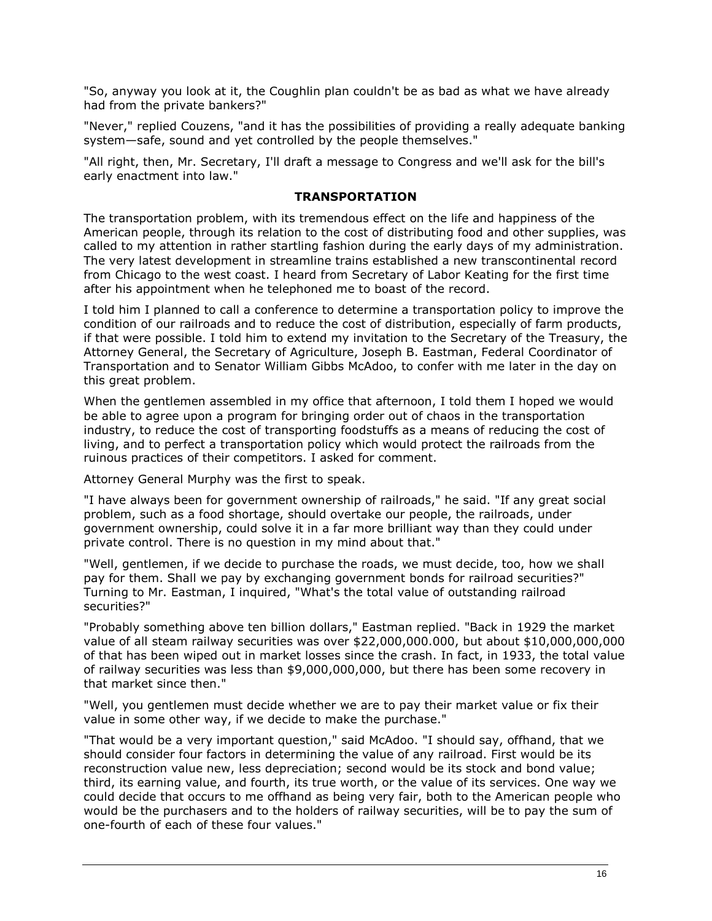"So, anyway you look at it, the Coughlin plan couldn't be as bad as what we have already had from the private bankers?"

"Never," replied Couzens, "and it has the possibilities of providing a really adequate banking system—safe, sound and yet controlled by the people themselves."

"All right, then, Mr. Secretary, I'll draft a message to Congress and we'll ask for the bill's early enactment into law."

## TRANSPORTATION

The transportation problem, with its tremendous effect on the life and happiness of the American people, through its relation to the cost of distributing food and other supplies, was called to my attention in rather startling fashion during the early days of my administration. The very latest development in streamline trains established a new transcontinental record from Chicago to the west coast. I heard from Secretary of Labor Keating for the first time after his appointment when he telephoned me to boast of the record.

I told him I planned to call a conference to determine a transportation policy to improve the condition of our railroads and to reduce the cost of distribution, especially of farm products, if that were possible. I told him to extend my invitation to the Secretary of the Treasury, the Attorney General, the Secretary of Agriculture, Joseph B. Eastman, Federal Coordinator of Transportation and to Senator William Gibbs McAdoo, to confer with me later in the day on this great problem.

When the gentlemen assembled in my office that afternoon, I told them I hoped we would be able to agree upon a program for bringing order out of chaos in the transportation industry, to reduce the cost of transporting foodstuffs as a means of reducing the cost of living, and to perfect a transportation policy which would protect the railroads from the ruinous practices of their competitors. I asked for comment.

Attorney General Murphy was the first to speak.

"I have always been for government ownership of railroads," he said. "If any great social problem, such as a food shortage, should overtake our people, the railroads, under government ownership, could solve it in a far more brilliant way than they could under private control. There is no question in my mind about that."

"Well, gentlemen, if we decide to purchase the roads, we must decide, too, how we shall pay for them. Shall we pay by exchanging government bonds for railroad securities?" Turning to Mr. Eastman, I inquired, "What's the total value of outstanding railroad securities?"

"Probably something above ten billion dollars," Eastman replied. "Back in 1929 the market value of all steam railway securities was over $22,000,000.000, but about $10,000,000,000 of that has been wiped out in market losses since the crash. In fact, in 1933, the total value of railway securities was less than $9,000,000,000, but there has been some recovery in that market since then."

"Well, you gentlemen must decide whether we are to pay their market value or fix their value in some other way, if we decide to make the purchase."

"That would be a very important question," said McAdoo. "I should say, offhand, that we should consider four factors in determining the value of any railroad. First would be its reconstruction value new, less depreciation; second would be its stock and bond value; third, its earning value, and fourth, its true worth, or the value of its services. One way we could decide that occurs to me offhand as being very fair, both to the American people who would be the purchasers and to the holders of railway securities, will be to pay the sum of one-fourth of each of these four values."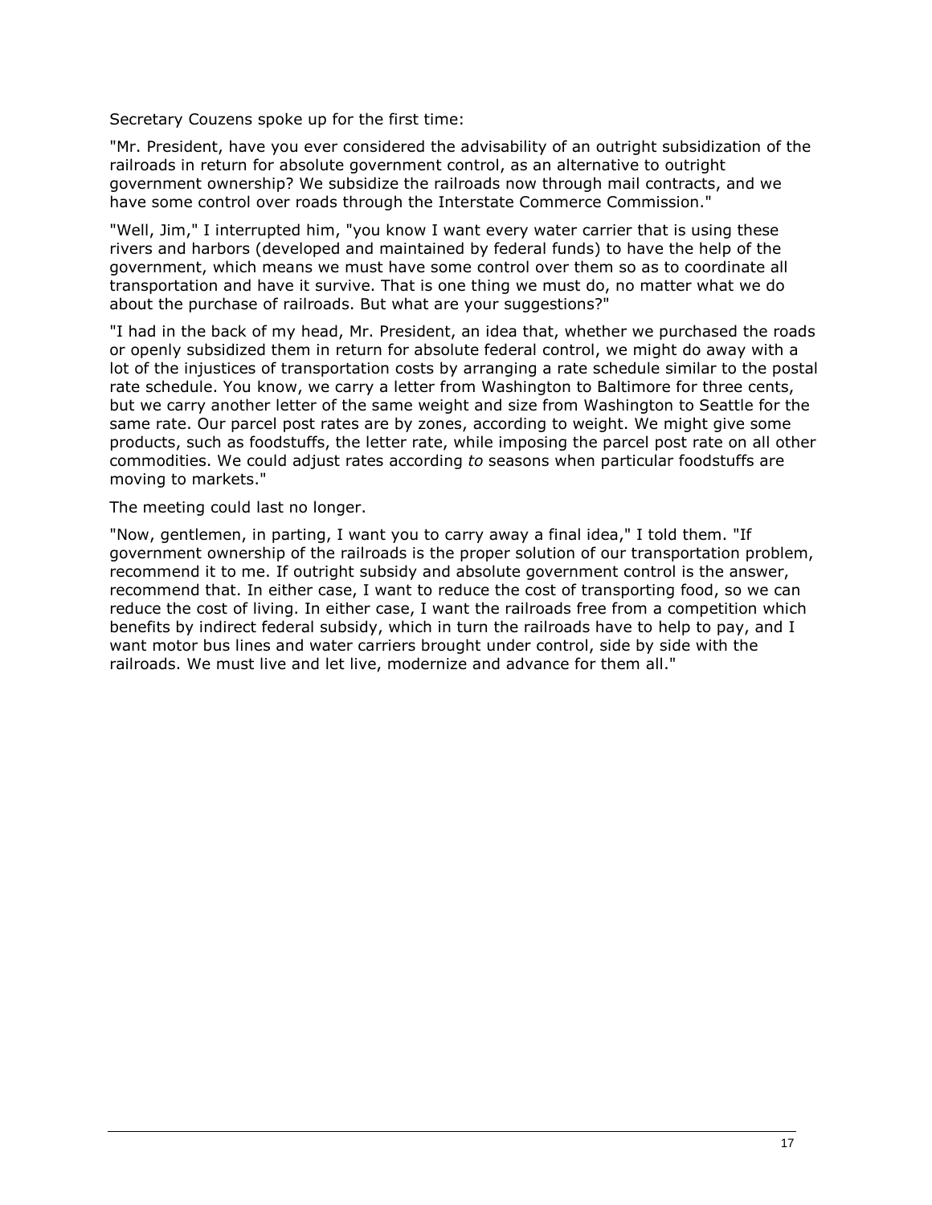Secretary Couzens spoke up for the first time:

"Mr. President, have you ever considered the advisability of an outright subsidization of the railroads in return for absolute government control, as an alternative to outright government ownership? We subsidize the railroads now through mail contracts, and we have some control over roads through the Interstate Commerce Commission."

"Well, Jim," I interrupted him, "you know I want every water carrier that is using these rivers and harbors (developed and maintained by federal funds) to have the help of the government, which means we must have some control over them so as to coordinate all transportation and have it survive. That is one thing we must do, no matter what we do about the purchase of railroads. But what are your suggestions?"

"I had in the back of my head, Mr. President, an idea that, whether we purchased the roads or openly subsidized them in return for absolute federal control, we might do away with a lot of the injustices of transportation costs by arranging a rate schedule similar to the postal rate schedule. You know, we carry a letter from Washington to Baltimore for three cents, but we carry another letter of the same weight and size from Washington to Seattle for the same rate. Our parcel post rates are by zones, according to weight. We might give some products, such as foodstuffs, the letter rate, while imposing the parcel post rate on all other commodities. We could adjust rates according *to* seasons when particular foodstuffs are moving to markets."

The meeting could last no longer.

"Now, gentlemen, in parting, I want you to carry away a final idea," I told them. "If government ownership of the railroads is the proper solution of our transportation problem, recommend it to me. If outright subsidy and absolute government control is the answer, recommend that. In either case, I want to reduce the cost of transporting food, so we can reduce the cost of living. In either case, I want the railroads free from a competition which benefits by indirect federal subsidy, which in turn the railroads have to help to pay, and I want motor bus lines and water carriers brought under control, side by side with the railroads. We must live and let live, modernize and advance for them all."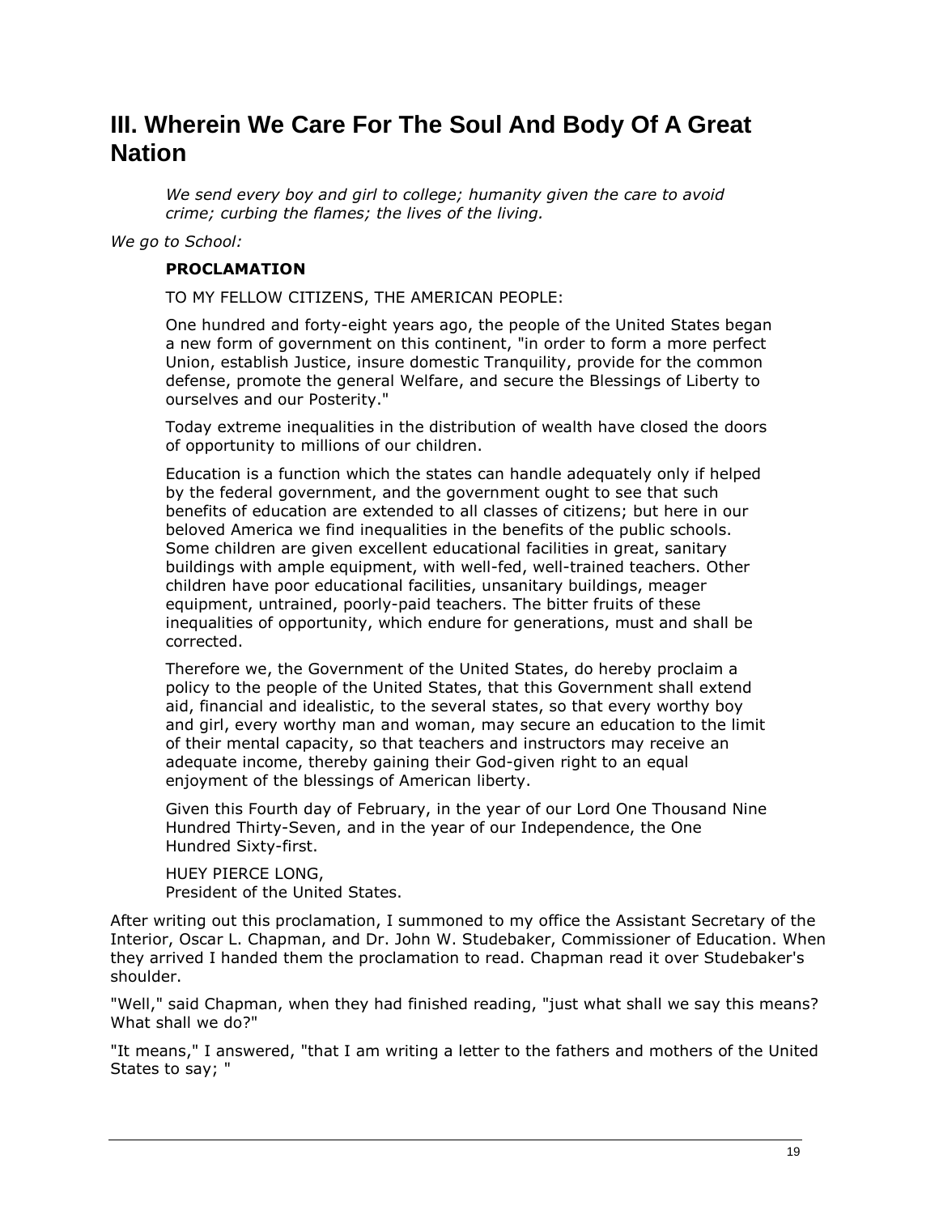## III. Wherein We Care For The Soul And Body Of A Great Nation

> *We send every boy and girl to college; humanity given the care to avoid crime; curbing the flames; the lives of the living.*

*We go to School:*

> **PROCLAMATION**
>
> TO MY FELLOW CITIZENS, THE AMERICAN PEOPLE:
>
> One hundred and forty-eight years ago, the people of the United States began a new form of government on this continent, "in order to form a more perfect Union, establish Justice, insure domestic Tranquility, provide for the common defense, promote the general Welfare, and secure the Blessings of Liberty to ourselves and our Posterity."
>
> Today extreme inequalities in the distribution of wealth have closed the doors of opportunity to millions of our children.
>
> Education is a function which the states can handle adequately only if helped by the federal government, and the government ought to see that such benefits of education are extended to all classes of citizens; but here in our beloved America we find inequalities in the benefits of the public schools. Some children are given excellent educational facilities in great, sanitary buildings with ample equipment, with well-fed, well-trained teachers. Other children have poor educational facilities, unsanitary buildings, meager equipment, untrained, poorly-paid teachers. The bitter fruits of these inequalities of opportunity, which endure for generations, must and shall be corrected.
>
> Therefore we, the Government of the United States, do hereby proclaim a policy to the people of the United States, that this Government shall extend aid, financial and idealistic, to the several states, so that every worthy boy and girl, every worthy man and woman, may secure an education to the limit of their mental capacity, so that teachers and instructors may receive an adequate income, thereby gaining their God-given right to an equal enjoyment of the blessings of American liberty.
>
> Given this Fourth day of February, in the year of our Lord One Thousand Nine Hundred Thirty-Seven, and in the year of our Independence, the One Hundred Sixty-first.
>
> HUEY PIERCE LONG,
> President of the United States.

After writing out this proclamation, I summoned to my office the Assistant Secretary of the Interior, Oscar L. Chapman, and Dr. John W. Studebaker, Commissioner of Education. When they arrived I handed them the proclamation to read. Chapman read it over Studebaker's shoulder.

"Well," said Chapman, when they had finished reading, "just what shall we say this means? What shall we do?"

"It means," I answered, "that I am writing a letter to the fathers and mothers of the United States to say; "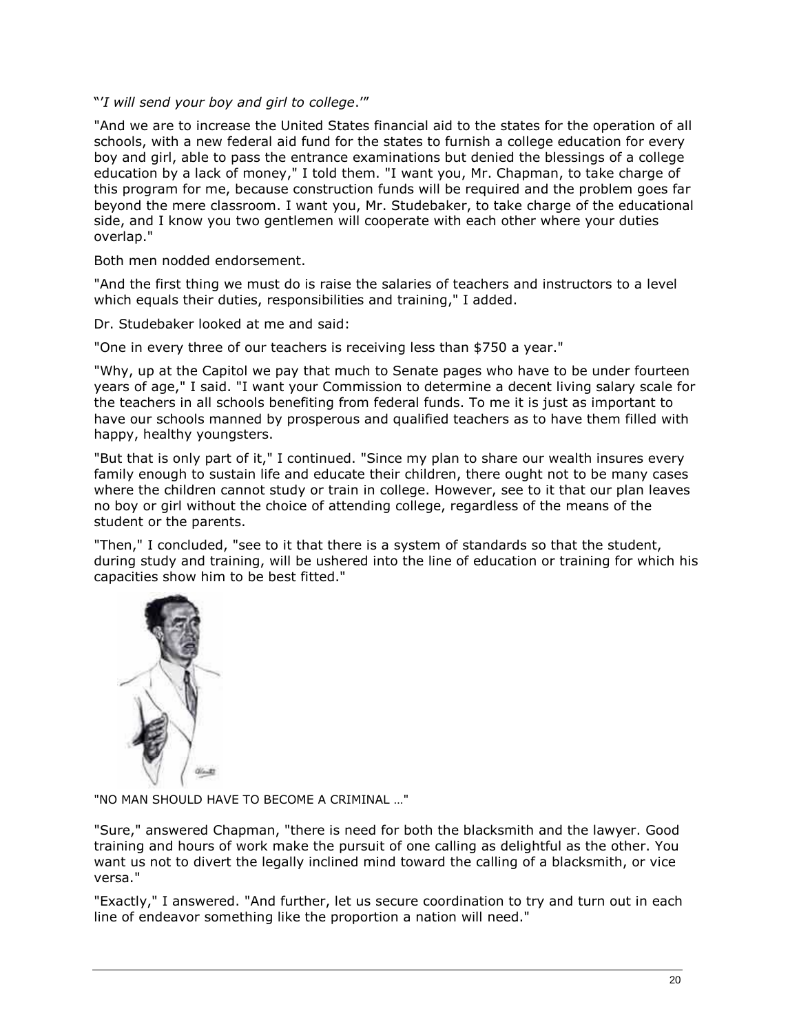"'*I will send your boy and girl to college*.'"

"And we are to increase the United States financial aid to the states for the operation of all schools, with a new federal aid fund for the states to furnish a college education for every boy and girl, able to pass the entrance examinations but denied the blessings of a college education by a lack of money," I told them. "I want you, Mr. Chapman, to take charge of this program for me, because construction funds will be required and the problem goes far beyond the mere classroom. I want you, Mr. Studebaker, to take charge of the educational side, and I know you two gentlemen will cooperate with each other where your duties overlap."

Both men nodded endorsement.

"And the first thing we must do is raise the salaries of teachers and instructors to a level which equals their duties, responsibilities and training," I added.

Dr. Studebaker looked at me and said:

"One in every three of our teachers is receiving less than $750 a year."

"Why, up at the Capitol we pay that much to Senate pages who have to be under fourteen years of age," I said. "I want your Commission to determine a decent living salary scale for the teachers in all schools benefiting from federal funds. To me it is just as important to have our schools manned by prosperous and qualified teachers as to have them filled with happy, healthy youngsters.

"But that is only part of it," I continued. "Since my plan to share our wealth insures every family enough to sustain life and educate their children, there ought not to be many cases where the children cannot study or train in college. However, see to it that our plan leaves no boy or girl without the choice of attending college, regardless of the means of the student or the parents.

"Then," I concluded, "see to it that there is a system of standards so that the student, during study and training, will be ushered into the line of education or training for which his capacities show him to be best fitted."

"NO MAN SHOULD HAVE TO BECOME A CRIMINAL …"

"Sure," answered Chapman, "there is need for both the blacksmith and the lawyer. Good training and hours of work make the pursuit of one calling as delightful as the other. You want us not to divert the legally inclined mind toward the calling of a blacksmith, or vice versa."

"Exactly," I answered. "And further, let us secure coordination to try and turn out in each line of endeavor something like the proportion a nation will need."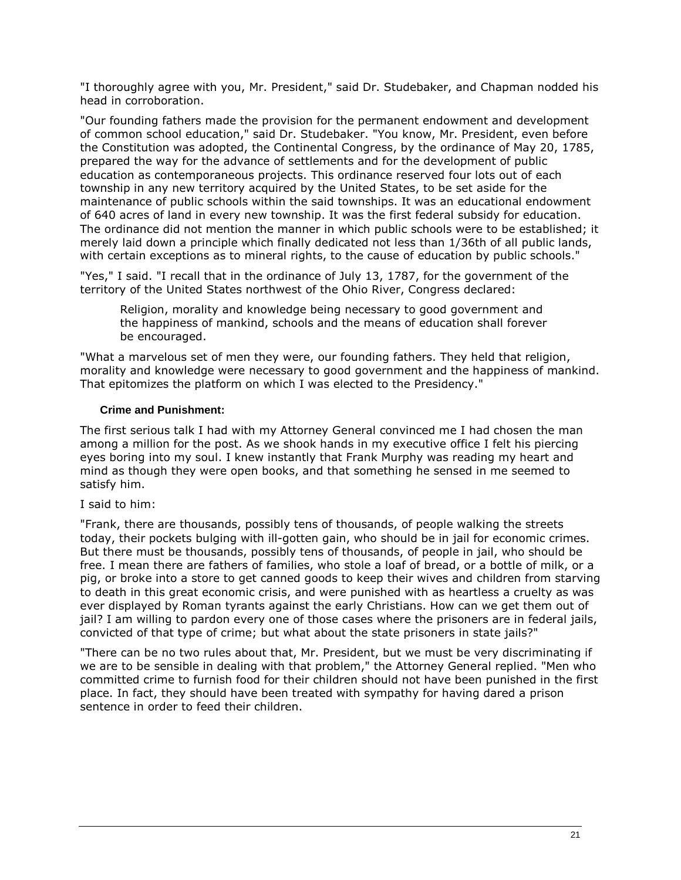"I thoroughly agree with you, Mr. President," said Dr. Studebaker, and Chapman nodded his head in corroboration.

"Our founding fathers made the provision for the permanent endowment and development of common school education," said Dr. Studebaker. "You know, Mr. President, even before the Constitution was adopted, the Continental Congress, by the ordinance of May 20, 1785, prepared the way for the advance of settlements and for the development of public education as contemporaneous projects. This ordinance reserved four lots out of each township in any new territory acquired by the United States, to be set aside for the maintenance of public schools within the said townships. It was an educational endowment of 640 acres of land in every new township. It was the first federal subsidy for education. The ordinance did not mention the manner in which public schools were to be established; it merely laid down a principle which finally dedicated not less than 1/36th of all public lands, with certain exceptions as to mineral rights, to the cause of education by public schools."

"Yes," I said. "I recall that in the ordinance of July 13, 1787, for the government of the territory of the United States northwest of the Ohio River, Congress declared:

> Religion, morality and knowledge being necessary to good government and the happiness of mankind, schools and the means of education shall forever be encouraged.

"What a marvelous set of men they were, our founding fathers. They held that religion, morality and knowledge were necessary to good government and the happiness of mankind. That epitomizes the platform on which I was elected to the Presidency."

### Crime and Punishment:

The first serious talk I had with my Attorney General convinced me I had chosen the man among a million for the post. As we shook hands in my executive office I felt his piercing eyes boring into my soul. I knew instantly that Frank Murphy was reading my heart and mind as though they were open books, and that something he sensed in me seemed to satisfy him.

I said to him:

"Frank, there are thousands, possibly tens of thousands, of people walking the streets today, their pockets bulging with ill-gotten gain, who should be in jail for economic crimes. But there must be thousands, possibly tens of thousands, of people in jail, who should be free. I mean there are fathers of families, who stole a loaf of bread, or a bottle of milk, or a pig, or broke into a store to get canned goods to keep their wives and children from starving to death in this great economic crisis, and were punished with as heartless a cruelty as was ever displayed by Roman tyrants against the early Christians. How can we get them out of jail? I am willing to pardon every one of those cases where the prisoners are in federal jails, convicted of that type of crime; but what about the state prisoners in state jails?"

"There can be no two rules about that, Mr. President, but we must be very discriminating if we are to be sensible in dealing with that problem," the Attorney General replied. "Men who committed crime to furnish food for their children should not have been punished in the first place. In fact, they should have been treated with sympathy for having dared a prison sentence in order to feed their children.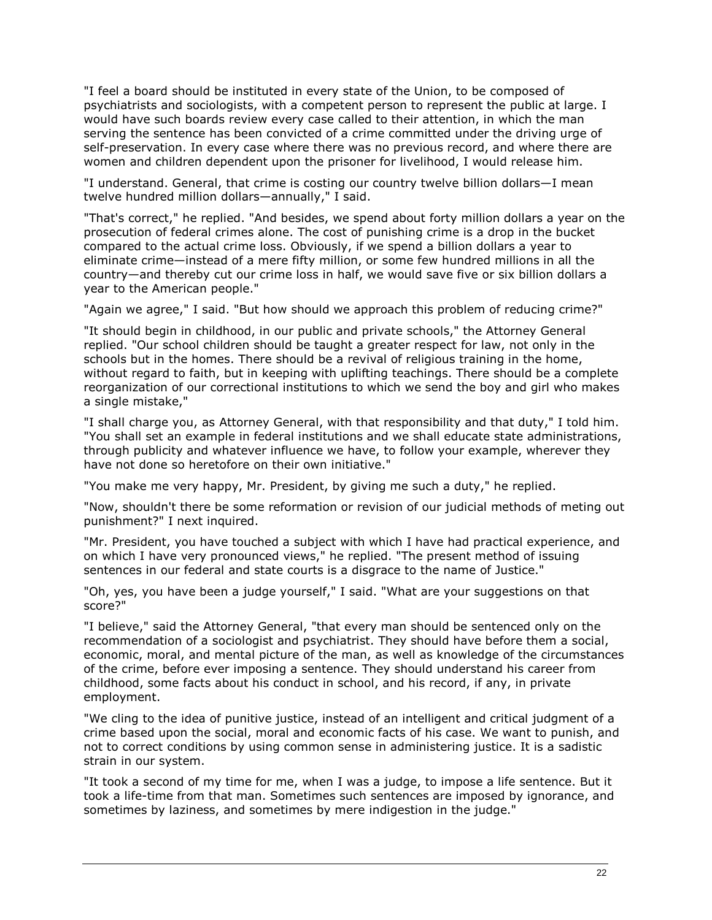"I feel a board should be instituted in every state of the Union, to be composed of psychiatrists and sociologists, with a competent person to represent the public at large. I would have such boards review every case called to their attention, in which the man serving the sentence has been convicted of a crime committed under the driving urge of self-preservation. In every case where there was no previous record, and where there are women and children dependent upon the prisoner for livelihood, I would release him.

"I understand. General, that crime is costing our country twelve billion dollars—I mean twelve hundred million dollars—annually," I said.

"That's correct," he replied. "And besides, we spend about forty million dollars a year on the prosecution of federal crimes alone. The cost of punishing crime is a drop in the bucket compared to the actual crime loss. Obviously, if we spend a billion dollars a year to eliminate crime—instead of a mere fifty million, or some few hundred millions in all the country—and thereby cut our crime loss in half, we would save five or six billion dollars a year to the American people."

"Again we agree," I said. "But how should we approach this problem of reducing crime?"

"It should begin in childhood, in our public and private schools," the Attorney General replied. "Our school children should be taught a greater respect for law, not only in the schools but in the homes. There should be a revival of religious training in the home, without regard to faith, but in keeping with uplifting teachings. There should be a complete reorganization of our correctional institutions to which we send the boy and girl who makes a single mistake,"

"I shall charge you, as Attorney General, with that responsibility and that duty," I told him. "You shall set an example in federal institutions and we shall educate state administrations, through publicity and whatever influence we have, to follow your example, wherever they have not done so heretofore on their own initiative."

"You make me very happy, Mr. President, by giving me such a duty," he replied.

"Now, shouldn't there be some reformation or revision of our judicial methods of meting out punishment?" I next inquired.

"Mr. President, you have touched a subject with which I have had practical experience, and on which I have very pronounced views," he replied. "The present method of issuing sentences in our federal and state courts is a disgrace to the name of Justice."

"Oh, yes, you have been a judge yourself," I said. "What are your suggestions on that score?"

"I believe," said the Attorney General, "that every man should be sentenced only on the recommendation of a sociologist and psychiatrist. They should have before them a social, economic, moral, and mental picture of the man, as well as knowledge of the circumstances of the crime, before ever imposing a sentence. They should understand his career from childhood, some facts about his conduct in school, and his record, if any, in private employment.

"We cling to the idea of punitive justice, instead of an intelligent and critical judgment of a crime based upon the social, moral and economic facts of his case. We want to punish, and not to correct conditions by using common sense in administering justice. It is a sadistic strain in our system.

"It took a second of my time for me, when I was a judge, to impose a life sentence. But it took a life-time from that man. Sometimes such sentences are imposed by ignorance, and sometimes by laziness, and sometimes by mere indigestion in the judge."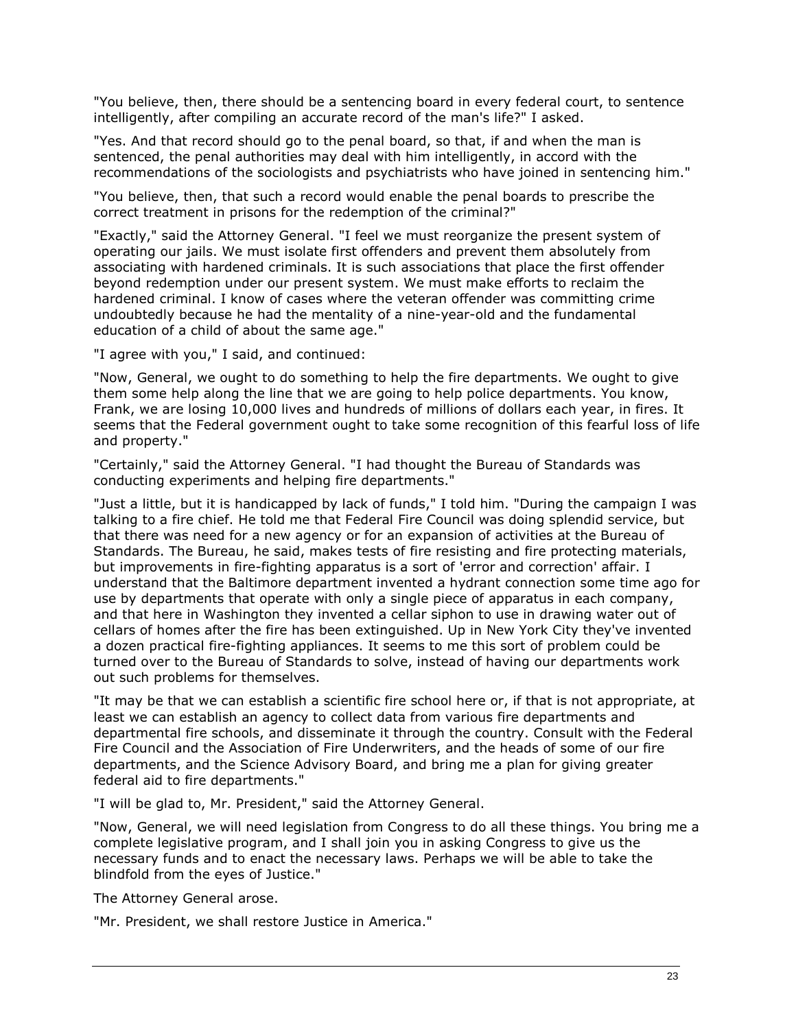"You believe, then, there should be a sentencing board in every federal court, to sentence intelligently, after compiling an accurate record of the man's life?" I asked.

"Yes. And that record should go to the penal board, so that, if and when the man is sentenced, the penal authorities may deal with him intelligently, in accord with the recommendations of the sociologists and psychiatrists who have joined in sentencing him."

"You believe, then, that such a record would enable the penal boards to prescribe the correct treatment in prisons for the redemption of the criminal?"

"Exactly," said the Attorney General. "I feel we must reorganize the present system of operating our jails. We must isolate first offenders and prevent them absolutely from associating with hardened criminals. It is such associations that place the first offender beyond redemption under our present system. We must make efforts to reclaim the hardened criminal. I know of cases where the veteran offender was committing crime undoubtedly because he had the mentality of a nine-year-old and the fundamental education of a child of about the same age."

"I agree with you," I said, and continued:

"Now, General, we ought to do something to help the fire departments. We ought to give them some help along the line that we are going to help police departments. You know, Frank, we are losing 10,000 lives and hundreds of millions of dollars each year, in fires. It seems that the Federal government ought to take some recognition of this fearful loss of life and property."

"Certainly," said the Attorney General. "I had thought the Bureau of Standards was conducting experiments and helping fire departments."

"Just a little, but it is handicapped by lack of funds," I told him. "During the campaign I was talking to a fire chief. He told me that Federal Fire Council was doing splendid service, but that there was need for a new agency or for an expansion of activities at the Bureau of Standards. The Bureau, he said, makes tests of fire resisting and fire protecting materials, but improvements in fire-fighting apparatus is a sort of 'error and correction' affair. I understand that the Baltimore department invented a hydrant connection some time ago for use by departments that operate with only a single piece of apparatus in each company, and that here in Washington they invented a cellar siphon to use in drawing water out of cellars of homes after the fire has been extinguished. Up in New York City they've invented a dozen practical fire-fighting appliances. It seems to me this sort of problem could be turned over to the Bureau of Standards to solve, instead of having our departments work out such problems for themselves.

"It may be that we can establish a scientific fire school here or, if that is not appropriate, at least we can establish an agency to collect data from various fire departments and departmental fire schools, and disseminate it through the country. Consult with the Federal Fire Council and the Association of Fire Underwriters, and the heads of some of our fire departments, and the Science Advisory Board, and bring me a plan for giving greater federal aid to fire departments."

"I will be glad to, Mr. President," said the Attorney General.

"Now, General, we will need legislation from Congress to do all these things. You bring me a complete legislative program, and I shall join you in asking Congress to give us the necessary funds and to enact the necessary laws. Perhaps we will be able to take the blindfold from the eyes of Justice."

The Attorney General arose.

"Mr. President, we shall restore Justice in America."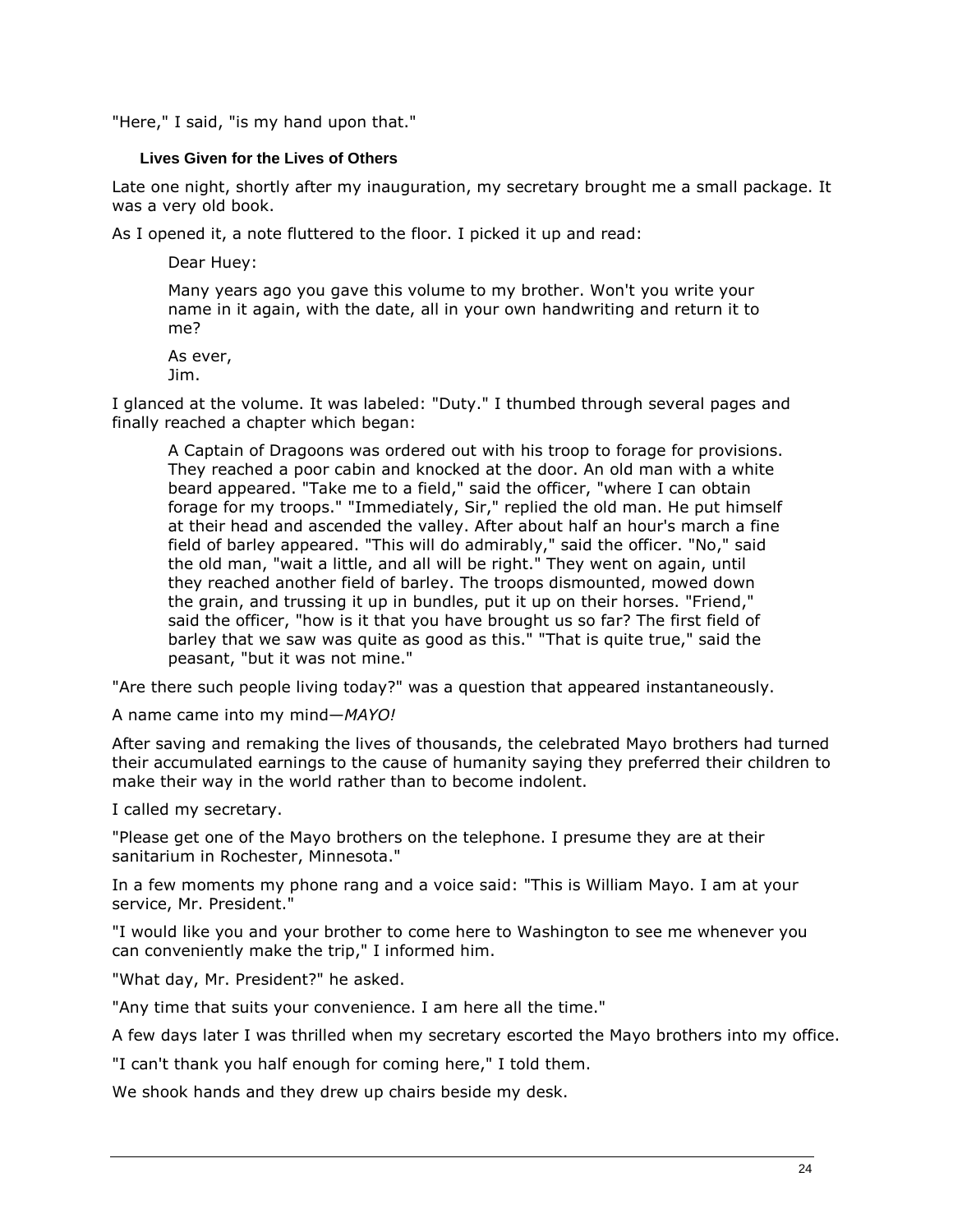"Here," I said, "is my hand upon that."

### Lives Given for the Lives of Others

Late one night, shortly after my inauguration, my secretary brought me a small package. It was a very old book.

As I opened it, a note fluttered to the floor. I picked it up and read:

> Dear Huey:
>
> Many years ago you gave this volume to my brother. Won't you write your name in it again, with the date, all in your own handwriting and return it to me?
>
> As ever,
> Jim.

I glanced at the volume. It was labeled: "Duty." I thumbed through several pages and finally reached a chapter which began:

> A Captain of Dragoons was ordered out with his troop to forage for provisions. They reached a poor cabin and knocked at the door. An old man with a white beard appeared. "Take me to a field," said the officer, "where I can obtain forage for my troops." "Immediately, Sir," replied the old man. He put himself at their head and ascended the valley. After about half an hour's march a fine field of barley appeared. "This will do admirably," said the officer. "No," said the old man, "wait a little, and all will be right." They went on again, until they reached another field of barley. The troops dismounted, mowed down the grain, and trussing it up in bundles, put it up on their horses. "Friend," said the officer, "how is it that you have brought us so far? The first field of barley that we saw was quite as good as this." "That is quite true," said the peasant, "but it was not mine."

"Are there such people living today?" was a question that appeared instantaneously.

A name came into my mind—*MAYO!*

After saving and remaking the lives of thousands, the celebrated Mayo brothers had turned their accumulated earnings to the cause of humanity saying they preferred their children to make their way in the world rather than to become indolent.

I called my secretary.

"Please get one of the Mayo brothers on the telephone. I presume they are at their sanitarium in Rochester, Minnesota."

In a few moments my phone rang and a voice said: "This is William Mayo. I am at your service, Mr. President."

"I would like you and your brother to come here to Washington to see me whenever you can conveniently make the trip," I informed him.

"What day, Mr. President?" he asked.

"Any time that suits your convenience. I am here all the time."

A few days later I was thrilled when my secretary escorted the Mayo brothers into my office.

"I can't thank you half enough for coming here," I told them.

We shook hands and they drew up chairs beside my desk.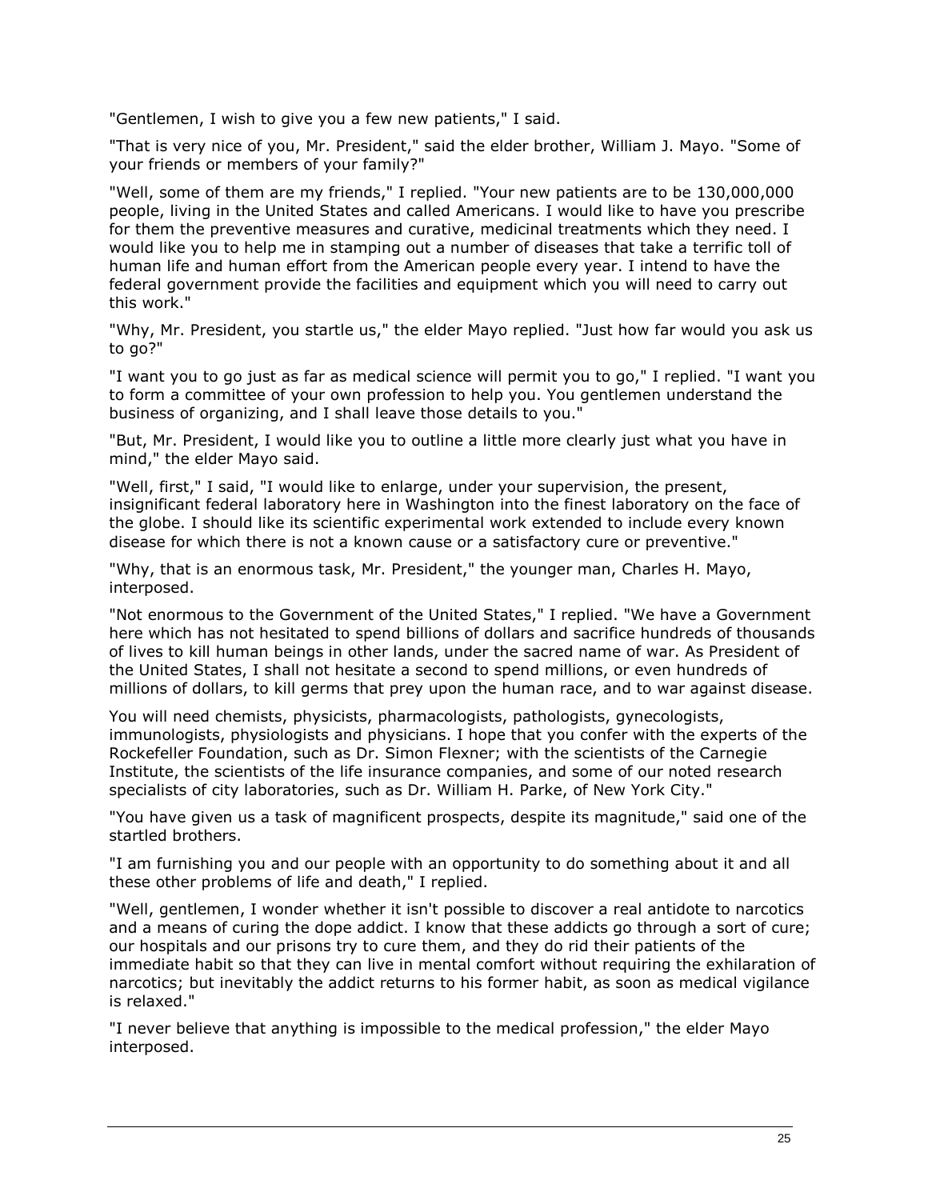"Gentlemen, I wish to give you a few new patients," I said.

"That is very nice of you, Mr. President," said the elder brother, William J. Mayo. "Some of your friends or members of your family?"

"Well, some of them are my friends," I replied. "Your new patients are to be 130,000,000 people, living in the United States and called Americans. I would like to have you prescribe for them the preventive measures and curative, medicinal treatments which they need. I would like you to help me in stamping out a number of diseases that take a terrific toll of human life and human effort from the American people every year. I intend to have the federal government provide the facilities and equipment which you will need to carry out this work."

"Why, Mr. President, you startle us," the elder Mayo replied. "Just how far would you ask us to go?"

"I want you to go just as far as medical science will permit you to go," I replied. "I want you to form a committee of your own profession to help you. You gentlemen understand the business of organizing, and I shall leave those details to you."

"But, Mr. President, I would like you to outline a little more clearly just what you have in mind," the elder Mayo said.

"Well, first," I said, "I would like to enlarge, under your supervision, the present, insignificant federal laboratory here in Washington into the finest laboratory on the face of the globe. I should like its scientific experimental work extended to include every known disease for which there is not a known cause or a satisfactory cure or preventive."

"Why, that is an enormous task, Mr. President," the younger man, Charles H. Mayo, interposed.

"Not enormous to the Government of the United States," I replied. "We have a Government here which has not hesitated to spend billions of dollars and sacrifice hundreds of thousands of lives to kill human beings in other lands, under the sacred name of war. As President of the United States, I shall not hesitate a second to spend millions, or even hundreds of millions of dollars, to kill germs that prey upon the human race, and to war against disease.

You will need chemists, physicists, pharmacologists, pathologists, gynecologists, immunologists, physiologists and physicians. I hope that you confer with the experts of the Rockefeller Foundation, such as Dr. Simon Flexner; with the scientists of the Carnegie Institute, the scientists of the life insurance companies, and some of our noted research specialists of city laboratories, such as Dr. William H. Parke, of New York City."

"You have given us a task of magnificent prospects, despite its magnitude," said one of the startled brothers.

"I am furnishing you and our people with an opportunity to do something about it and all these other problems of life and death," I replied.

"Well, gentlemen, I wonder whether it isn't possible to discover a real antidote to narcotics and a means of curing the dope addict. I know that these addicts go through a sort of cure; our hospitals and our prisons try to cure them, and they do rid their patients of the immediate habit so that they can live in mental comfort without requiring the exhilaration of narcotics; but inevitably the addict returns to his former habit, as soon as medical vigilance is relaxed."

"I never believe that anything is impossible to the medical profession," the elder Mayo interposed.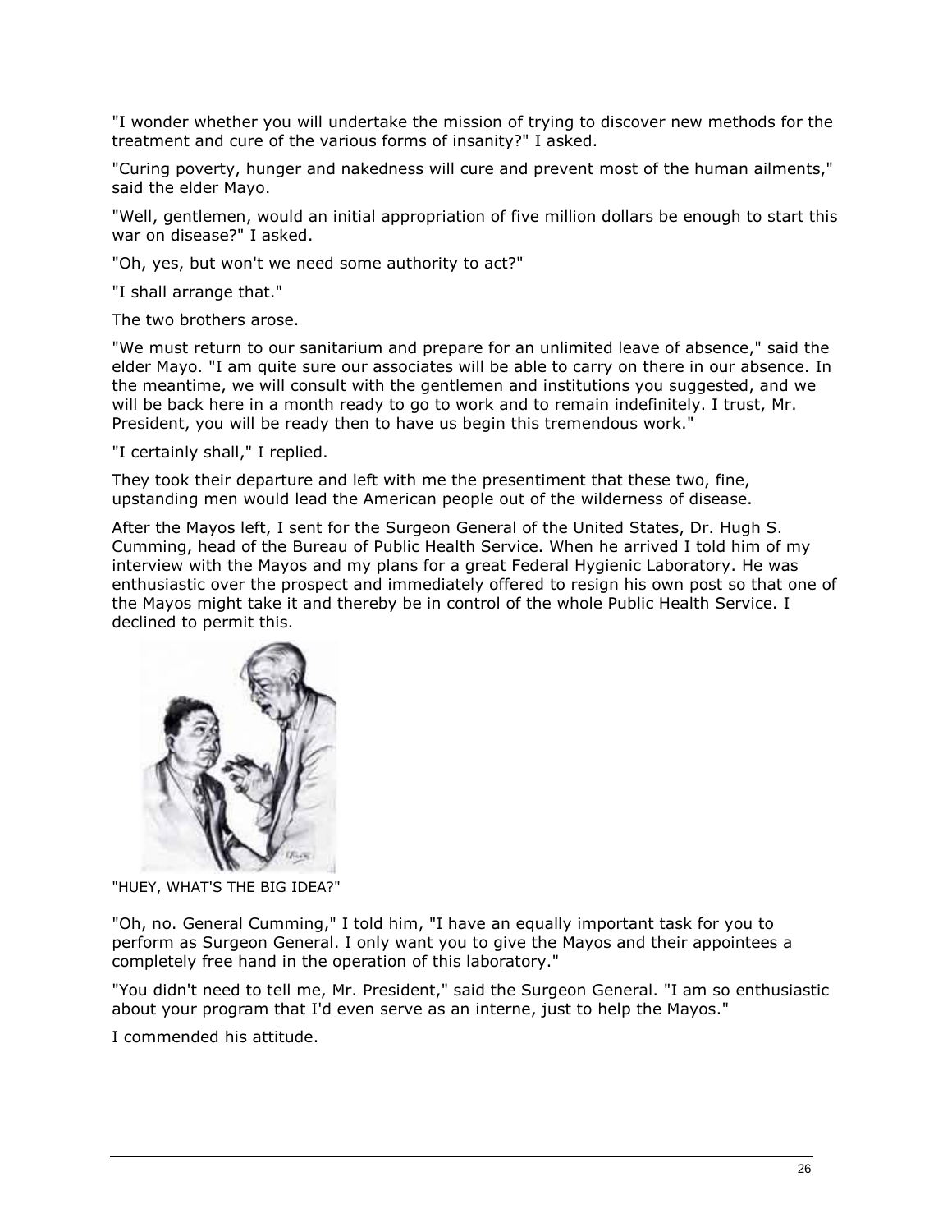"I wonder whether you will undertake the mission of trying to discover new methods for the treatment and cure of the various forms of insanity?" I asked.

"Curing poverty, hunger and nakedness will cure and prevent most of the human ailments," said the elder Mayo.

"Well, gentlemen, would an initial appropriation of five million dollars be enough to start this war on disease?" I asked.

"Oh, yes, but won't we need some authority to act?"

"I shall arrange that."

The two brothers arose.

"We must return to our sanitarium and prepare for an unlimited leave of absence," said the elder Mayo. "I am quite sure our associates will be able to carry on there in our absence. In the meantime, we will consult with the gentlemen and institutions you suggested, and we will be back here in a month ready to go to work and to remain indefinitely. I trust, Mr. President, you will be ready then to have us begin this tremendous work."

"I certainly shall," I replied.

They took their departure and left with me the presentiment that these two, fine, upstanding men would lead the American people out of the wilderness of disease.

After the Mayos left, I sent for the Surgeon General of the United States, Dr. Hugh S. Cumming, head of the Bureau of Public Health Service. When he arrived I told him of my interview with the Mayos and my plans for a great Federal Hygienic Laboratory. He was enthusiastic over the prospect and immediately offered to resign his own post so that one of the Mayos might take it and thereby be in control of the whole Public Health Service. I declined to permit this.

"HUEY, WHAT'S THE BIG IDEA?"

"Oh, no. General Cumming," I told him, "I have an equally important task for you to perform as Surgeon General. I only want you to give the Mayos and their appointees a completely free hand in the operation of this laboratory."

"You didn't need to tell me, Mr. President," said the Surgeon General. "I am so enthusiastic about your program that I'd even serve as an interne, just to help the Mayos."

I commended his attitude.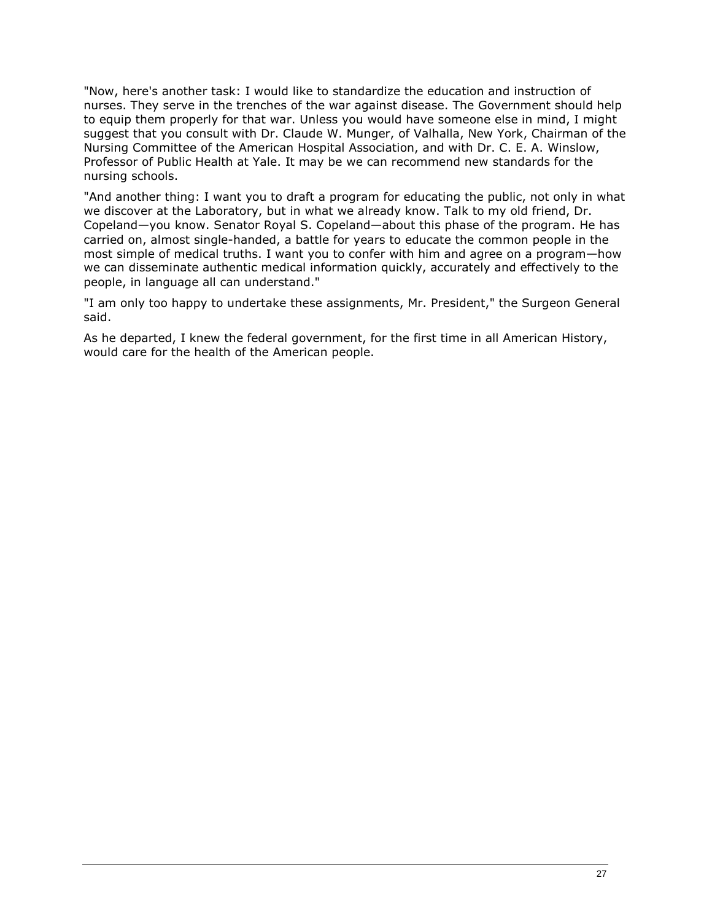"Now, here's another task: I would like to standardize the education and instruction of nurses. They serve in the trenches of the war against disease. The Government should help to equip them properly for that war. Unless you would have someone else in mind, I might suggest that you consult with Dr. Claude W. Munger, of Valhalla, New York, Chairman of the Nursing Committee of the American Hospital Association, and with Dr. C. E. A. Winslow, Professor of Public Health at Yale. It may be we can recommend new standards for the nursing schools.

"And another thing: I want you to draft a program for educating the public, not only in what we discover at the Laboratory, but in what we already know. Talk to my old friend, Dr. Copeland—you know. Senator Royal S. Copeland—about this phase of the program. He has carried on, almost single-handed, a battle for years to educate the common people in the most simple of medical truths. I want you to confer with him and agree on a program—how we can disseminate authentic medical information quickly, accurately and effectively to the people, in language all can understand."

"I am only too happy to undertake these assignments, Mr. President," the Surgeon General said.

As he departed, I knew the federal government, for the first time in all American History, would care for the health of the American people.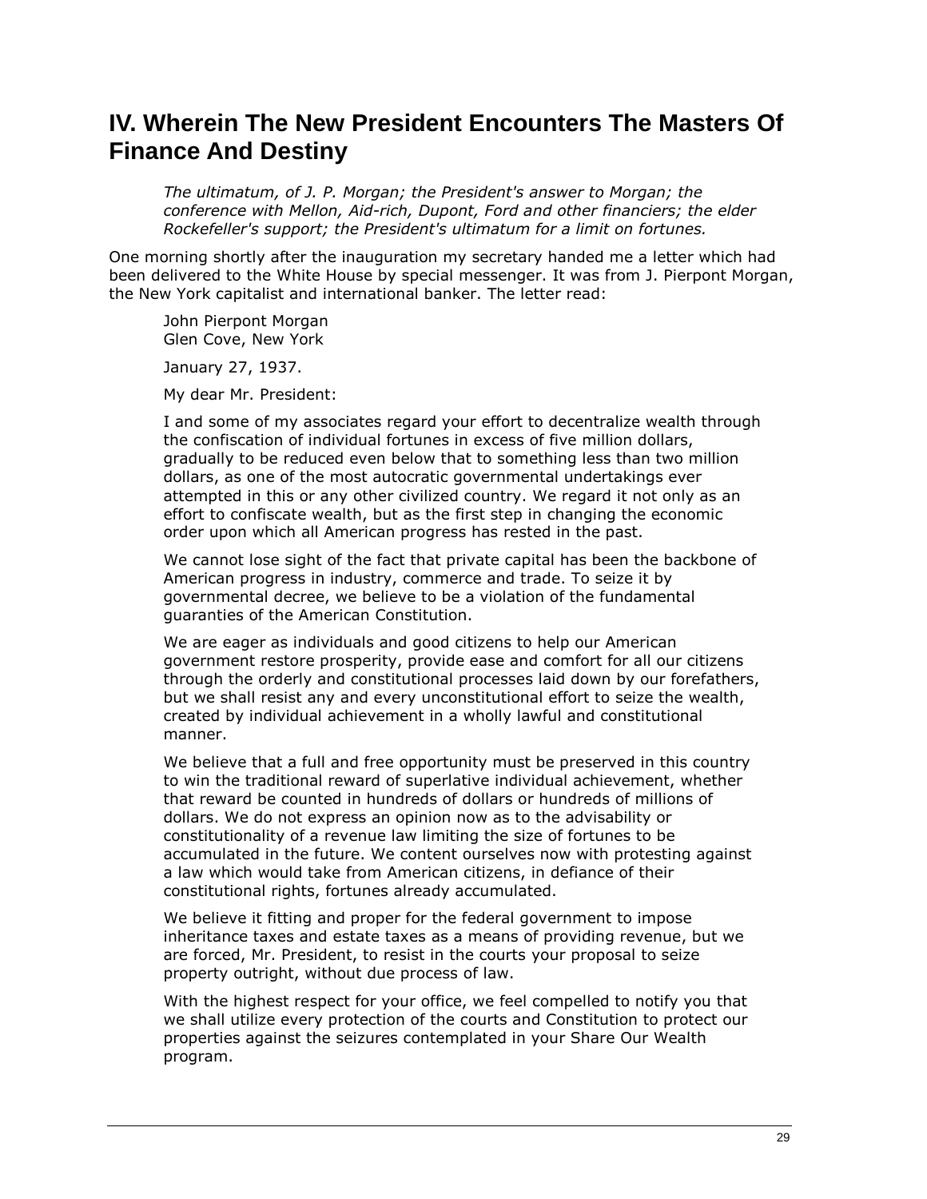# IV. Wherein The New President Encounters The Masters Of Finance And Destiny

> *The ultimatum, of J. P. Morgan; the President's answer to Morgan; the conference with Mellon, Aid-rich, Dupont, Ford and other financiers; the elder Rockefeller's support; the President's ultimatum for a limit on fortunes.*

One morning shortly after the inauguration my secretary handed me a letter which had been delivered to the White House by special messenger. It was from J. Pierpont Morgan, the New York capitalist and international banker. The letter read:

> John Pierpont Morgan
> Glen Cove, New York
>
> January 27, 1937.
>
> My dear Mr. President:
>
> I and some of my associates regard your effort to decentralize wealth through the confiscation of individual fortunes in excess of five million dollars, gradually to be reduced even below that to something less than two million dollars, as one of the most autocratic governmental undertakings ever attempted in this or any other civilized country. We regard it not only as an effort to confiscate wealth, but as the first step in changing the economic order upon which all American progress has rested in the past.
>
> We cannot lose sight of the fact that private capital has been the backbone of American progress in industry, commerce and trade. To seize it by governmental decree, we believe to be a violation of the fundamental guaranties of the American Constitution.
>
> We are eager as individuals and good citizens to help our American government restore prosperity, provide ease and comfort for all our citizens through the orderly and constitutional processes laid down by our forefathers, but we shall resist any and every unconstitutional effort to seize the wealth, created by individual achievement in a wholly lawful and constitutional manner.
>
> We believe that a full and free opportunity must be preserved in this country to win the traditional reward of superlative individual achievement, whether that reward be counted in hundreds of dollars or hundreds of millions of dollars. We do not express an opinion now as to the advisability or constitutionality of a revenue law limiting the size of fortunes to be accumulated in the future. We content ourselves now with protesting against a law which would take from American citizens, in defiance of their constitutional rights, fortunes already accumulated.
>
> We believe it fitting and proper for the federal government to impose inheritance taxes and estate taxes as a means of providing revenue, but we are forced, Mr. President, to resist in the courts your proposal to seize property outright, without due process of law.
>
> With the highest respect for your office, we feel compelled to notify you that we shall utilize every protection of the courts and Constitution to protect our properties against the seizures contemplated in your Share Our Wealth program.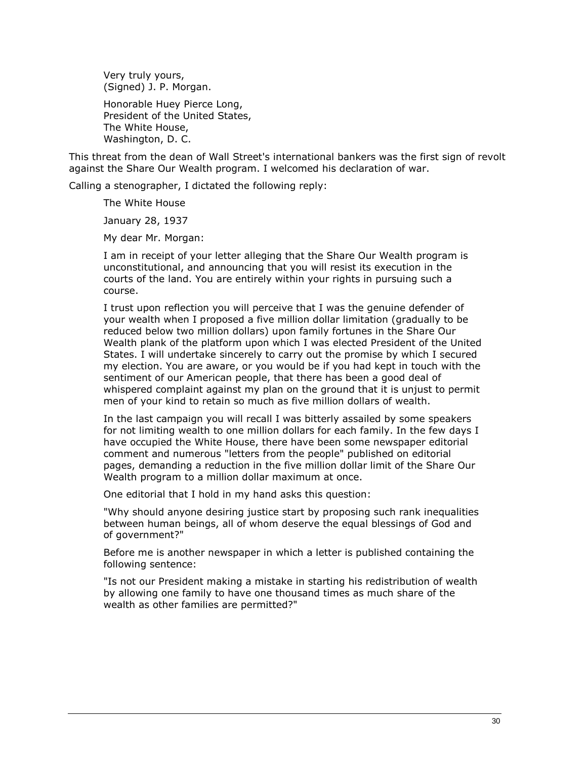Very truly yours,
(Signed) J. P. Morgan.

Honorable Huey Pierce Long,
President of the United States,
The White House,
Washington, D. C.

This threat from the dean of Wall Street's international bankers was the first sign of revolt against the Share Our Wealth program. I welcomed his declaration of war.

Calling a stenographer, I dictated the following reply:

> The White House
>
> January 28, 1937
>
> My dear Mr. Morgan:
>
> I am in receipt of your letter alleging that the Share Our Wealth program is unconstitutional, and announcing that you will resist its execution in the courts of the land. You are entirely within your rights in pursuing such a course.
>
> I trust upon reflection you will perceive that I was the genuine defender of your wealth when I proposed a five million dollar limitation (gradually to be reduced below two million dollars) upon family fortunes in the Share Our Wealth plank of the platform upon which I was elected President of the United States. I will undertake sincerely to carry out the promise by which I secured my election. You are aware, or you would be if you had kept in touch with the sentiment of our American people, that there has been a good deal of whispered complaint against my plan on the ground that it is unjust to permit men of your kind to retain so much as five million dollars of wealth.
>
> In the last campaign you will recall I was bitterly assailed by some speakers for not limiting wealth to one million dollars for each family. In the few days I have occupied the White House, there have been some newspaper editorial comment and numerous "letters from the people" published on editorial pages, demanding a reduction in the five million dollar limit of the Share Our Wealth program to a million dollar maximum at once.
>
> One editorial that I hold in my hand asks this question:
>
> "Why should anyone desiring justice start by proposing such rank inequalities between human beings, all of whom deserve the equal blessings of God and of government?"
>
> Before me is another newspaper in which a letter is published containing the following sentence:
>
> "Is not our President making a mistake in starting his redistribution of wealth by allowing one family to have one thousand times as much share of the wealth as other families are permitted?"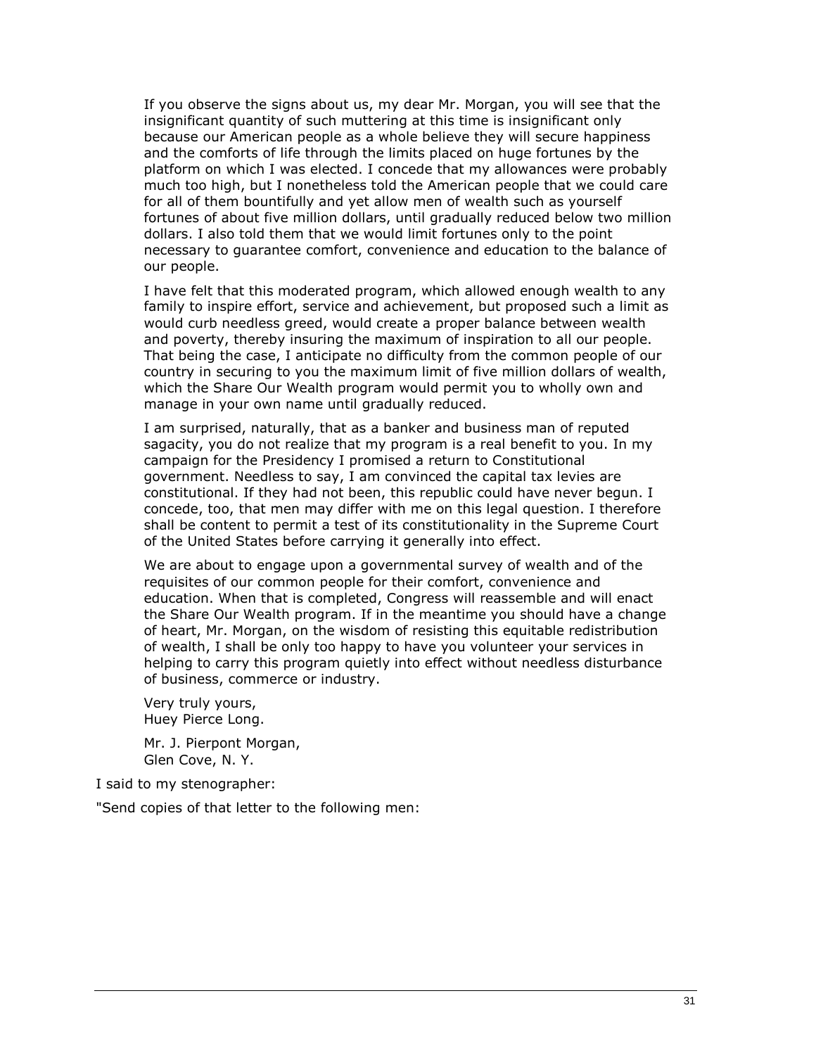If you observe the signs about us, my dear Mr. Morgan, you will see that the insignificant quantity of such muttering at this time is insignificant only because our American people as a whole believe they will secure happiness and the comforts of life through the limits placed on huge fortunes by the platform on which I was elected. I concede that my allowances were probably much too high, but I nonetheless told the American people that we could care for all of them bountifully and yet allow men of wealth such as yourself fortunes of about five million dollars, until gradually reduced below two million dollars. I also told them that we would limit fortunes only to the point necessary to guarantee comfort, convenience and education to the balance of our people.

I have felt that this moderated program, which allowed enough wealth to any family to inspire effort, service and achievement, but proposed such a limit as would curb needless greed, would create a proper balance between wealth and poverty, thereby insuring the maximum of inspiration to all our people. That being the case, I anticipate no difficulty from the common people of our country in securing to you the maximum limit of five million dollars of wealth, which the Share Our Wealth program would permit you to wholly own and manage in your own name until gradually reduced.

I am surprised, naturally, that as a banker and business man of reputed sagacity, you do not realize that my program is a real benefit to you. In my campaign for the Presidency I promised a return to Constitutional government. Needless to say, I am convinced the capital tax levies are constitutional. If they had not been, this republic could have never begun. I concede, too, that men may differ with me on this legal question. I therefore shall be content to permit a test of its constitutionality in the Supreme Court of the United States before carrying it generally into effect.

We are about to engage upon a governmental survey of wealth and of the requisites of our common people for their comfort, convenience and education. When that is completed, Congress will reassemble and will enact the Share Our Wealth program. If in the meantime you should have a change of heart, Mr. Morgan, on the wisdom of resisting this equitable redistribution of wealth, I shall be only too happy to have you volunteer your services in helping to carry this program quietly into effect without needless disturbance of business, commerce or industry.

Very truly yours,
Huey Pierce Long.

Mr. J. Pierpont Morgan,
Glen Cove, N. Y.

I said to my stenographer:

"Send copies of that letter to the following men: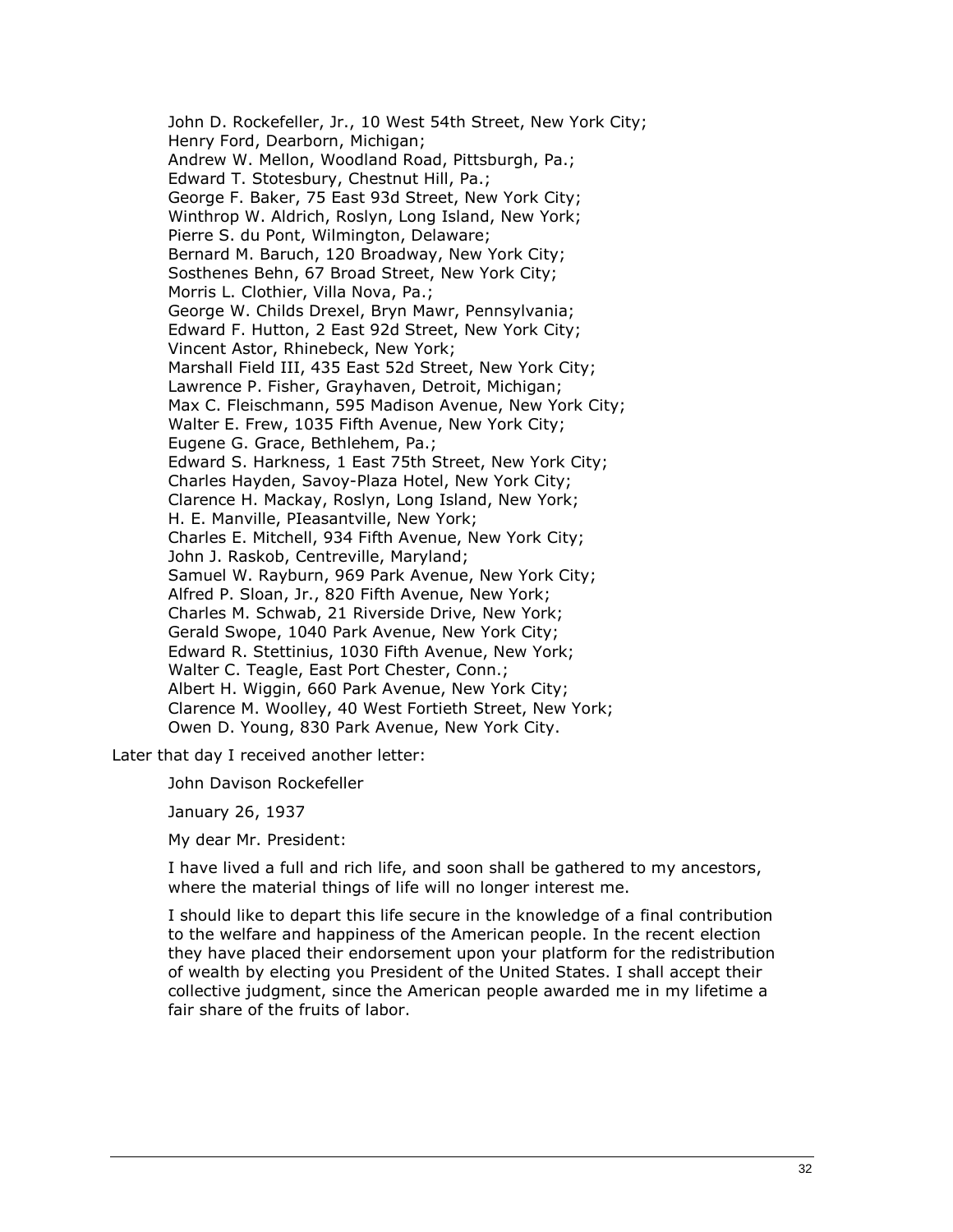John D. Rockefeller, Jr., 10 West 54th Street, New York City;
Henry Ford, Dearborn, Michigan;
Andrew W. Mellon, Woodland Road, Pittsburgh, Pa.;
Edward T. Stotesbury, Chestnut Hill, Pa.;
George F. Baker, 75 East 93d Street, New York City;
Winthrop W. Aldrich, Roslyn, Long Island, New York;
Pierre S. du Pont, Wilmington, Delaware;
Bernard M. Baruch, 120 Broadway, New York City;
Sosthenes Behn, 67 Broad Street, New York City;
Morris L. Clothier, Villa Nova, Pa.;
George W. Childs Drexel, Bryn Mawr, Pennsylvania;
Edward F. Hutton, 2 East 92d Street, New York City;
Vincent Astor, Rhinebeck, New York;
Marshall Field III, 435 East 52d Street, New York City;
Lawrence P. Fisher, Grayhaven, Detroit, Michigan;
Max C. Fleischmann, 595 Madison Avenue, New York City;
Walter E. Frew, 1035 Fifth Avenue, New York City;
Eugene G. Grace, Bethlehem, Pa.;
Edward S. Harkness, 1 East 75th Street, New York City;
Charles Hayden, Savoy-Plaza Hotel, New York City;
Clarence H. Mackay, Roslyn, Long Island, New York;
H. E. Manville, PIeasantville, New York;
Charles E. Mitchell, 934 Fifth Avenue, New York City;
John J. Raskob, Centreville, Maryland;
Samuel W. Rayburn, 969 Park Avenue, New York City;
Alfred P. Sloan, Jr., 820 Fifth Avenue, New York;
Charles M. Schwab, 21 Riverside Drive, New York;
Gerald Swope, 1040 Park Avenue, New York City;
Edward R. Stettinius, 1030 Fifth Avenue, New York;
Walter C. Teagle, East Port Chester, Conn.;
Albert H. Wiggin, 660 Park Avenue, New York City;
Clarence M. Woolley, 40 West Fortieth Street, New York;
Owen D. Young, 830 Park Avenue, New York City.

Later that day I received another letter:

> John Davison Rockefeller
>
> January 26, 1937
>
> My dear Mr. President:
>
> I have lived a full and rich life, and soon shall be gathered to my ancestors, where the material things of life will no longer interest me.
>
> I should like to depart this life secure in the knowledge of a final contribution to the welfare and happiness of the American people. In the recent election they have placed their endorsement upon your platform for the redistribution of wealth by electing you President of the United States. I shall accept their collective judgment, since the American people awarded me in my lifetime a fair share of the fruits of labor.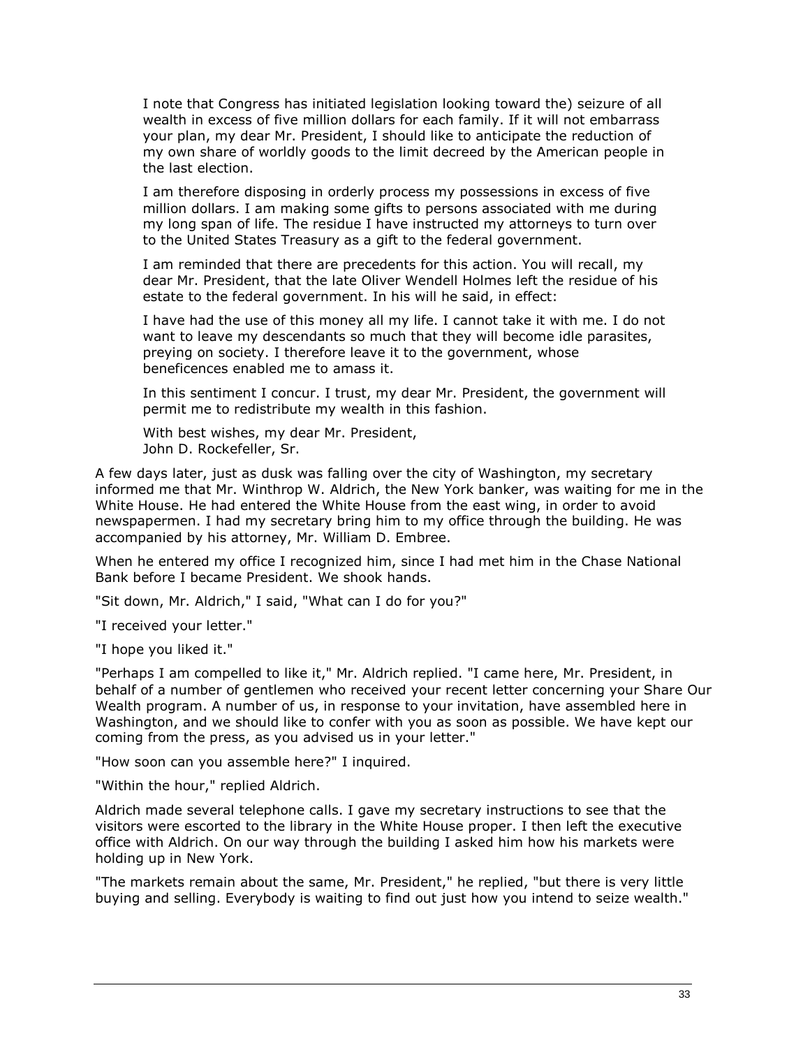I note that Congress has initiated legislation looking toward the) seizure of all wealth in excess of five million dollars for each family. If it will not embarrass your plan, my dear Mr. President, I should like to anticipate the reduction of my own share of worldly goods to the limit decreed by the American people in the last election.

I am therefore disposing in orderly process my possessions in excess of five million dollars. I am making some gifts to persons associated with me during my long span of life. The residue I have instructed my attorneys to turn over to the United States Treasury as a gift to the federal government.

I am reminded that there are precedents for this action. You will recall, my dear Mr. President, that the late Oliver Wendell Holmes left the residue of his estate to the federal government. In his will he said, in effect:

I have had the use of this money all my life. I cannot take it with me. I do not want to leave my descendants so much that they will become idle parasites, preying on society. I therefore leave it to the government, whose beneficences enabled me to amass it.

In this sentiment I concur. I trust, my dear Mr. President, the government will permit me to redistribute my wealth in this fashion.

With best wishes, my dear Mr. President,
John D. Rockefeller, Sr.

A few days later, just as dusk was falling over the city of Washington, my secretary informed me that Mr. Winthrop W. Aldrich, the New York banker, was waiting for me in the White House. He had entered the White House from the east wing, in order to avoid newspapermen. I had my secretary bring him to my office through the building. He was accompanied by his attorney, Mr. William D. Embree.

When he entered my office I recognized him, since I had met him in the Chase National Bank before I became President. We shook hands.

"Sit down, Mr. Aldrich," I said, "What can I do for you?"

"I received your letter."

"I hope you liked it."

"Perhaps I am compelled to like it," Mr. Aldrich replied. "I came here, Mr. President, in behalf of a number of gentlemen who received your recent letter concerning your Share Our Wealth program. A number of us, in response to your invitation, have assembled here in Washington, and we should like to confer with you as soon as possible. We have kept our coming from the press, as you advised us in your letter."

"How soon can you assemble here?" I inquired.

"Within the hour," replied Aldrich.

Aldrich made several telephone calls. I gave my secretary instructions to see that the visitors were escorted to the library in the White House proper. I then left the executive office with Aldrich. On our way through the building I asked him how his markets were holding up in New York.

"The markets remain about the same, Mr. President," he replied, "but there is very little buying and selling. Everybody is waiting to find out just how you intend to seize wealth."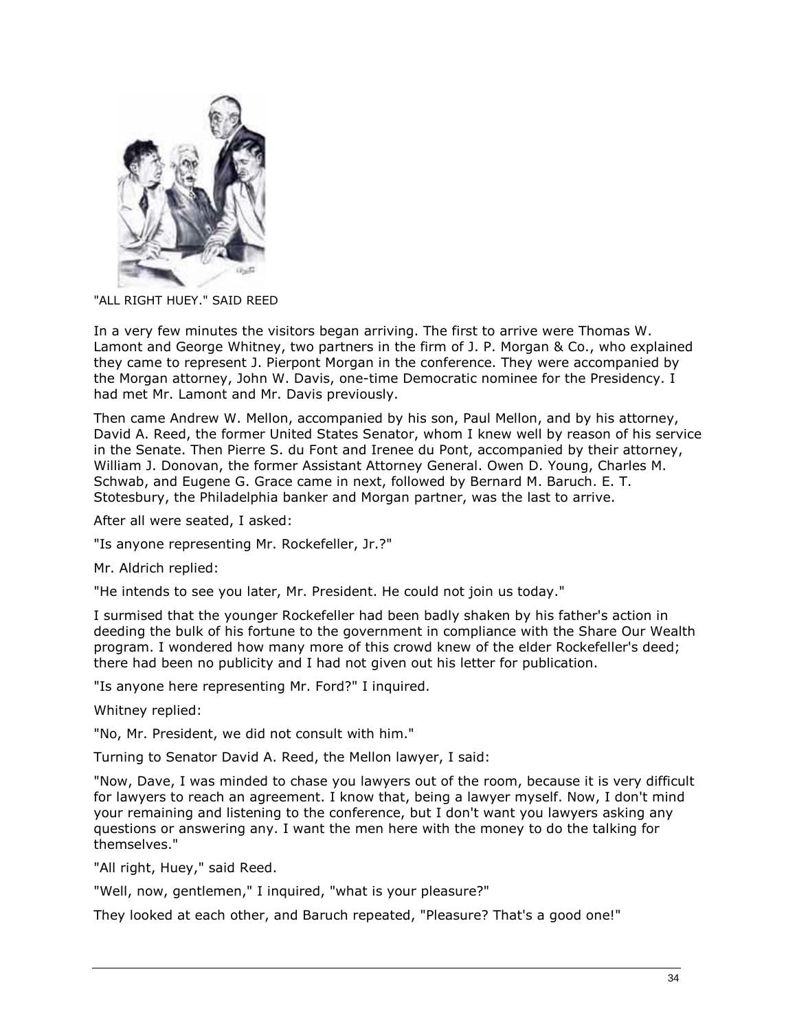"ALL RIGHT HUEY." SAID REED

In a very few minutes the visitors began arriving. The first to arrive were Thomas W. Lamont and George Whitney, two partners in the firm of J. P. Morgan & Co., who explained they came to represent J. Pierpont Morgan in the conference. They were accompanied by the Morgan attorney, John W. Davis, one-time Democratic nominee for the Presidency. I had met Mr. Lamont and Mr. Davis previously.

Then came Andrew W. Mellon, accompanied by his son, Paul Mellon, and by his attorney, David A. Reed, the former United States Senator, whom I knew well by reason of his service in the Senate. Then Pierre S. du Font and Irenee du Pont, accompanied by their attorney, William J. Donovan, the former Assistant Attorney General. Owen D. Young, Charles M. Schwab, and Eugene G. Grace came in next, followed by Bernard M. Baruch. E. T. Stotesbury, the Philadelphia banker and Morgan partner, was the last to arrive.

After all were seated, I asked:

"Is anyone representing Mr. Rockefeller, Jr.?"

Mr. Aldrich replied:

"He intends to see you later, Mr. President. He could not join us today."

I surmised that the younger Rockefeller had been badly shaken by his father's action in deeding the bulk of his fortune to the government in compliance with the Share Our Wealth program. I wondered how many more of this crowd knew of the elder Rockefeller's deed; there had been no publicity and I had not given out his letter for publication.

"Is anyone here representing Mr. Ford?" I inquired.

Whitney replied:

"No, Mr. President, we did not consult with him."

Turning to Senator David A. Reed, the Mellon lawyer, I said:

"Now, Dave, I was minded to chase you lawyers out of the room, because it is very difficult for lawyers to reach an agreement. I know that, being a lawyer myself. Now, I don't mind your remaining and listening to the conference, but I don't want you lawyers asking any questions or answering any. I want the men here with the money to do the talking for themselves."

"All right, Huey," said Reed.

"Well, now, gentlemen," I inquired, "what is your pleasure?"

They looked at each other, and Baruch repeated, "Pleasure? That's a good one!"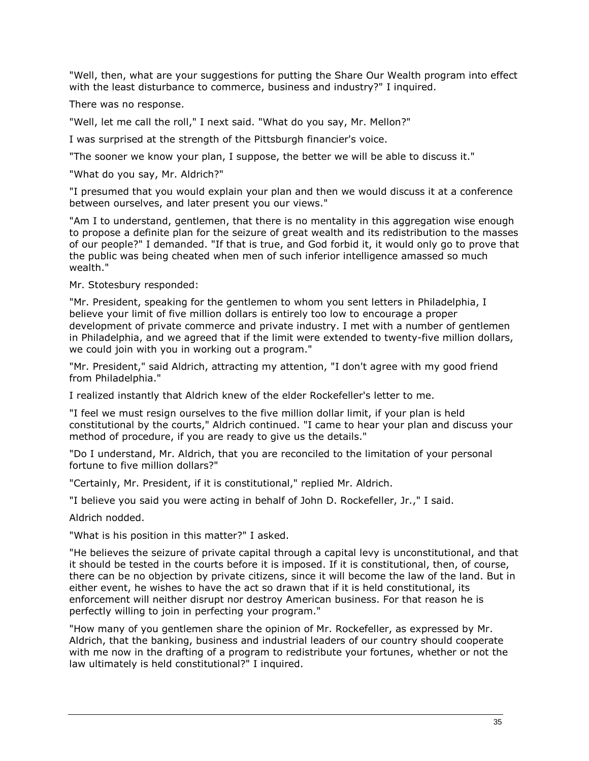"Well, then, what are your suggestions for putting the Share Our Wealth program into effect with the least disturbance to commerce, business and industry?" I inquired.

There was no response.

"Well, let me call the roll," I next said. "What do you say, Mr. Mellon?"

I was surprised at the strength of the Pittsburgh financier's voice.

"The sooner we know your plan, I suppose, the better we will be able to discuss it."

"What do you say, Mr. Aldrich?"

"I presumed that you would explain your plan and then we would discuss it at a conference between ourselves, and later present you our views."

"Am I to understand, gentlemen, that there is no mentality in this aggregation wise enough to propose a definite plan for the seizure of great wealth and its redistribution to the masses of our people?" I demanded. "If that is true, and God forbid it, it would only go to prove that the public was being cheated when men of such inferior intelligence amassed so much wealth."

Mr. Stotesbury responded:

"Mr. President, speaking for the gentlemen to whom you sent letters in Philadelphia, I believe your limit of five million dollars is entirely too low to encourage a proper development of private commerce and private industry. I met with a number of gentlemen in Philadelphia, and we agreed that if the limit were extended to twenty-five million dollars, we could join with you in working out a program."

"Mr. President," said Aldrich, attracting my attention, "I don't agree with my good friend from Philadelphia."

I realized instantly that Aldrich knew of the elder Rockefeller's letter to me.

"I feel we must resign ourselves to the five million dollar limit, if your plan is held constitutional by the courts," Aldrich continued. "I came to hear your plan and discuss your method of procedure, if you are ready to give us the details."

"Do I understand, Mr. Aldrich, that you are reconciled to the limitation of your personal fortune to five million dollars?"

"Certainly, Mr. President, if it is constitutional," replied Mr. Aldrich.

"I believe you said you were acting in behalf of John D. Rockefeller, Jr.," I said.

Aldrich nodded.

"What is his position in this matter?" I asked.

"He believes the seizure of private capital through a capital levy is unconstitutional, and that it should be tested in the courts before it is imposed. If it is constitutional, then, of course, there can be no objection by private citizens, since it will become the law of the land. But in either event, he wishes to have the act so drawn that if it is held constitutional, its enforcement will neither disrupt nor destroy American business. For that reason he is perfectly willing to join in perfecting your program."

"How many of you gentlemen share the opinion of Mr. Rockefeller, as expressed by Mr. Aldrich, that the banking, business and industrial leaders of our country should cooperate with me now in the drafting of a program to redistribute your fortunes, whether or not the law ultimately is held constitutional?" I inquired.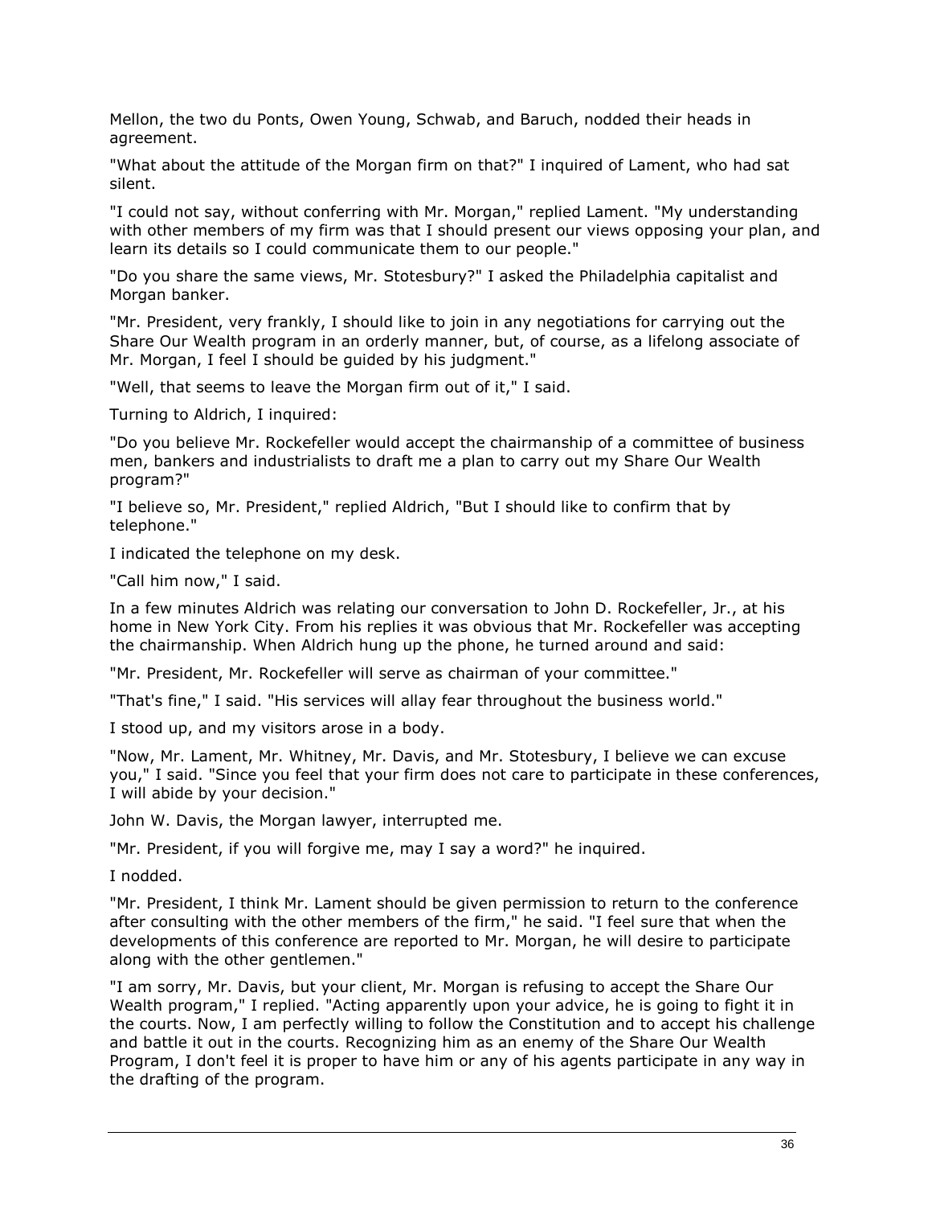Mellon, the two du Ponts, Owen Young, Schwab, and Baruch, nodded their heads in agreement.

"What about the attitude of the Morgan firm on that?" I inquired of Lament, who had sat silent.

"I could not say, without conferring with Mr. Morgan," replied Lament. "My understanding with other members of my firm was that I should present our views opposing your plan, and learn its details so I could communicate them to our people."

"Do you share the same views, Mr. Stotesbury?" I asked the Philadelphia capitalist and Morgan banker.

"Mr. President, very frankly, I should like to join in any negotiations for carrying out the Share Our Wealth program in an orderly manner, but, of course, as a lifelong associate of Mr. Morgan, I feel I should be guided by his judgment."

"Well, that seems to leave the Morgan firm out of it," I said.

Turning to Aldrich, I inquired:

"Do you believe Mr. Rockefeller would accept the chairmanship of a committee of business men, bankers and industrialists to draft me a plan to carry out my Share Our Wealth program?"

"I believe so, Mr. President," replied Aldrich, "But I should like to confirm that by telephone."

I indicated the telephone on my desk.

"Call him now," I said.

In a few minutes Aldrich was relating our conversation to John D. Rockefeller, Jr., at his home in New York City. From his replies it was obvious that Mr. Rockefeller was accepting the chairmanship. When Aldrich hung up the phone, he turned around and said:

"Mr. President, Mr. Rockefeller will serve as chairman of your committee."

"That's fine," I said. "His services will allay fear throughout the business world."

I stood up, and my visitors arose in a body.

"Now, Mr. Lament, Mr. Whitney, Mr. Davis, and Mr. Stotesbury, I believe we can excuse you," I said. "Since you feel that your firm does not care to participate in these conferences, I will abide by your decision."

John W. Davis, the Morgan lawyer, interrupted me.

"Mr. President, if you will forgive me, may I say a word?" he inquired.

I nodded.

"Mr. President, I think Mr. Lament should be given permission to return to the conference after consulting with the other members of the firm," he said. "I feel sure that when the developments of this conference are reported to Mr. Morgan, he will desire to participate along with the other gentlemen."

"I am sorry, Mr. Davis, but your client, Mr. Morgan is refusing to accept the Share Our Wealth program," I replied. "Acting apparently upon your advice, he is going to fight it in the courts. Now, I am perfectly willing to follow the Constitution and to accept his challenge and battle it out in the courts. Recognizing him as an enemy of the Share Our Wealth Program, I don't feel it is proper to have him or any of his agents participate in any way in the drafting of the program.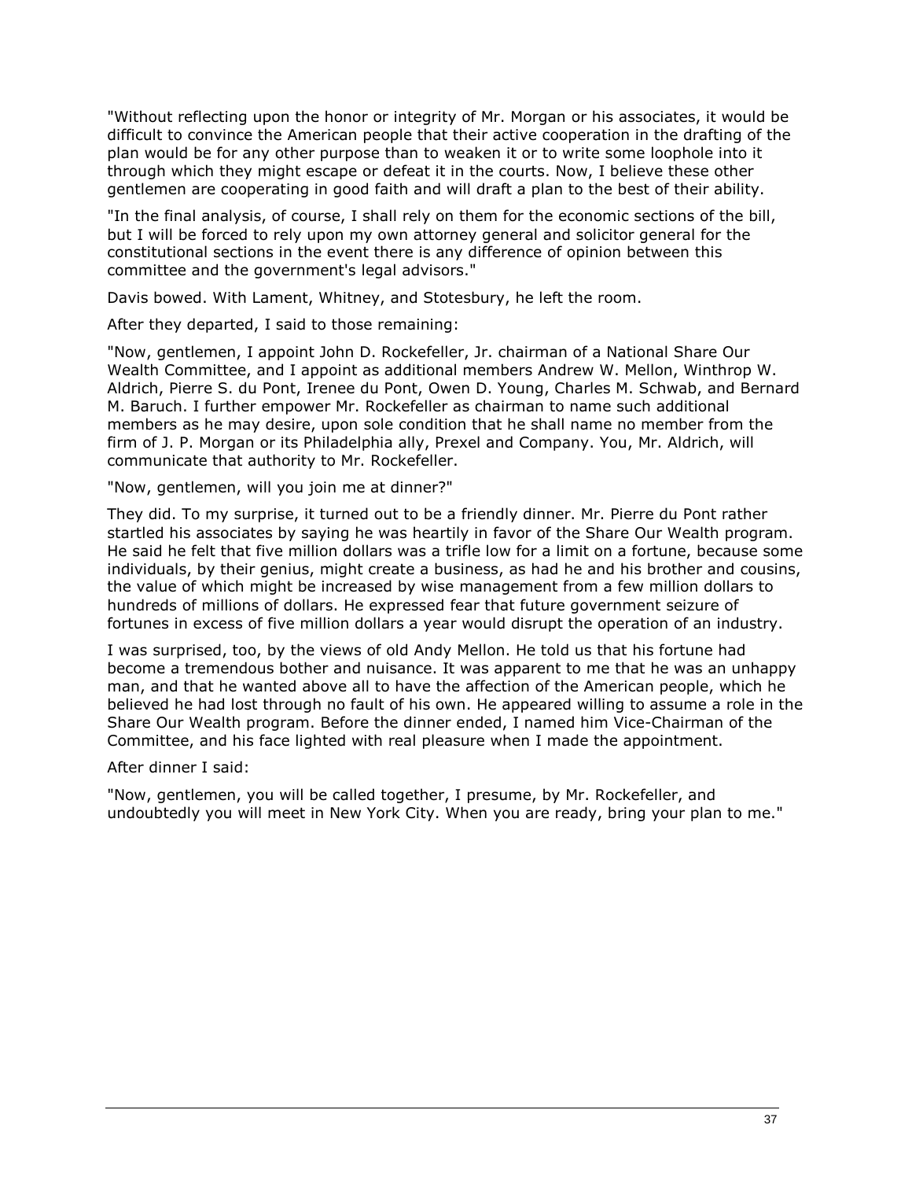"Without reflecting upon the honor or integrity of Mr. Morgan or his associates, it would be difficult to convince the American people that their active cooperation in the drafting of the plan would be for any other purpose than to weaken it or to write some loophole into it through which they might escape or defeat it in the courts. Now, I believe these other gentlemen are cooperating in good faith and will draft a plan to the best of their ability.

"In the final analysis, of course, I shall rely on them for the economic sections of the bill, but I will be forced to rely upon my own attorney general and solicitor general for the constitutional sections in the event there is any difference of opinion between this committee and the government's legal advisors."

Davis bowed. With Lament, Whitney, and Stotesbury, he left the room.

After they departed, I said to those remaining:

"Now, gentlemen, I appoint John D. Rockefeller, Jr. chairman of a National Share Our Wealth Committee, and I appoint as additional members Andrew W. Mellon, Winthrop W. Aldrich, Pierre S. du Pont, Irenee du Pont, Owen D. Young, Charles M. Schwab, and Bernard M. Baruch. I further empower Mr. Rockefeller as chairman to name such additional members as he may desire, upon sole condition that he shall name no member from the firm of J. P. Morgan or its Philadelphia ally, Prexel and Company. You, Mr. Aldrich, will communicate that authority to Mr. Rockefeller.

"Now, gentlemen, will you join me at dinner?"

They did. To my surprise, it turned out to be a friendly dinner. Mr. Pierre du Pont rather startled his associates by saying he was heartily in favor of the Share Our Wealth program. He said he felt that five million dollars was a trifle low for a limit on a fortune, because some individuals, by their genius, might create a business, as had he and his brother and cousins, the value of which might be increased by wise management from a few million dollars to hundreds of millions of dollars. He expressed fear that future government seizure of fortunes in excess of five million dollars a year would disrupt the operation of an industry.

I was surprised, too, by the views of old Andy Mellon. He told us that his fortune had become a tremendous bother and nuisance. It was apparent to me that he was an unhappy man, and that he wanted above all to have the affection of the American people, which he believed he had lost through no fault of his own. He appeared willing to assume a role in the Share Our Wealth program. Before the dinner ended, I named him Vice-Chairman of the Committee, and his face lighted with real pleasure when I made the appointment.

After dinner I said:

"Now, gentlemen, you will be called together, I presume, by Mr. Rockefeller, and undoubtedly you will meet in New York City. When you are ready, bring your plan to me."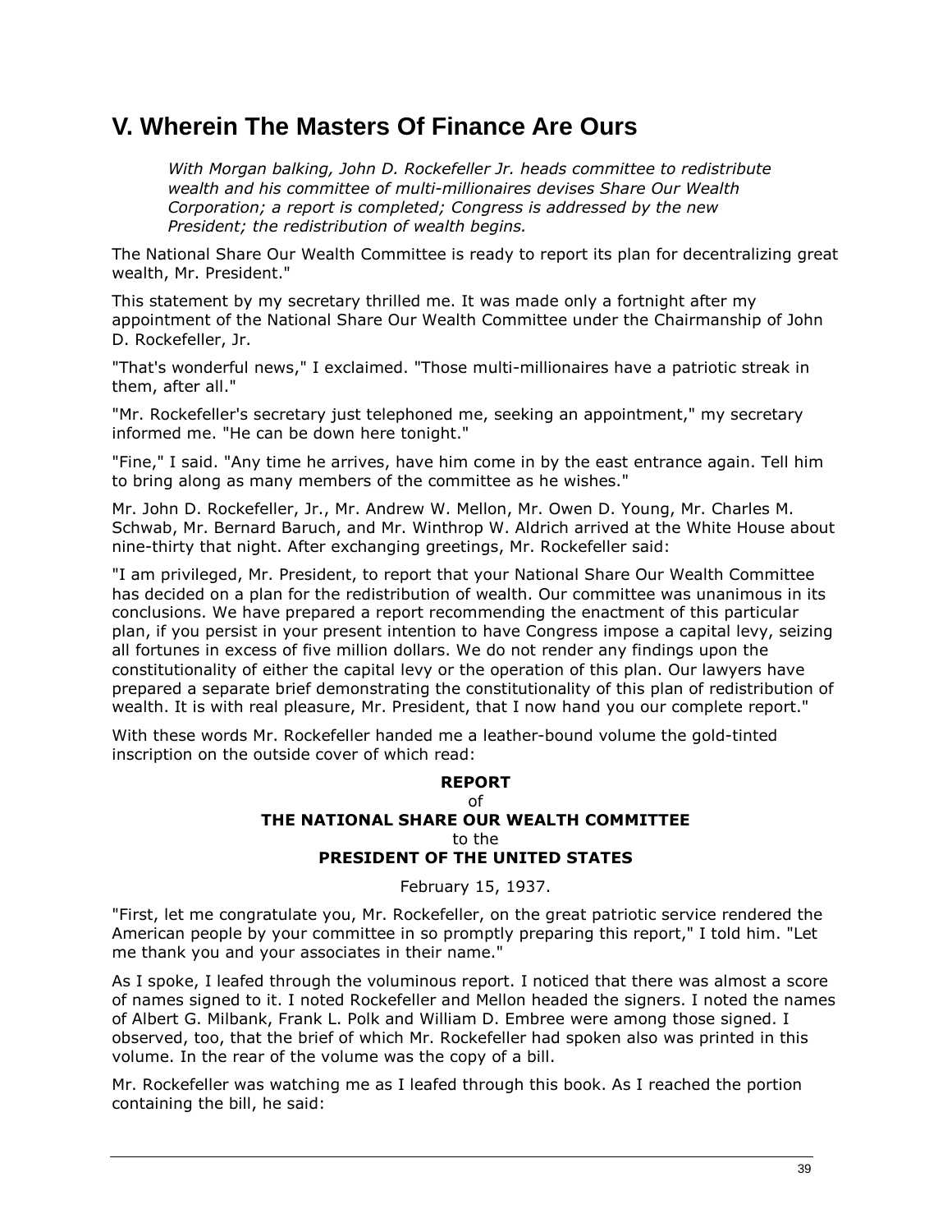## V. Wherein The Masters Of Finance Are Ours

*With Morgan balking, John D. Rockefeller Jr. heads committee to redistribute wealth and his committee of multi-millionaires devises Share Our Wealth Corporation; a report is completed; Congress is addressed by the new President; the redistribution of wealth begins.*

The National Share Our Wealth Committee is ready to report its plan for decentralizing great wealth, Mr. President."

This statement by my secretary thrilled me. It was made only a fortnight after my appointment of the National Share Our Wealth Committee under the Chairmanship of John D. Rockefeller, Jr.

"That's wonderful news," I exclaimed. "Those multi-millionaires have a patriotic streak in them, after all."

"Mr. Rockefeller's secretary just telephoned me, seeking an appointment," my secretary informed me. "He can be down here tonight."

"Fine," I said. "Any time he arrives, have him come in by the east entrance again. Tell him to bring along as many members of the committee as he wishes."

Mr. John D. Rockefeller, Jr., Mr. Andrew W. Mellon, Mr. Owen D. Young, Mr. Charles M. Schwab, Mr. Bernard Baruch, and Mr. Winthrop W. Aldrich arrived at the White House about nine-thirty that night. After exchanging greetings, Mr. Rockefeller said:

"I am privileged, Mr. President, to report that your National Share Our Wealth Committee has decided on a plan for the redistribution of wealth. Our committee was unanimous in its conclusions. We have prepared a report recommending the enactment of this particular plan, if you persist in your present intention to have Congress impose a capital levy, seizing all fortunes in excess of five million dollars. We do not render any findings upon the constitutionality of either the capital levy or the operation of this plan. Our lawyers have prepared a separate brief demonstrating the constitutionality of this plan of redistribution of wealth. It is with real pleasure, Mr. President, that I now hand you our complete report."

With these words Mr. Rockefeller handed me a leather-bound volume the gold-tinted inscription on the outside cover of which read:

**REPORT**
of
**THE NATIONAL SHARE OUR WEALTH COMMITTEE**
to the
**PRESIDENT OF THE UNITED STATES**

February 15, 1937.

"First, let me congratulate you, Mr. Rockefeller, on the great patriotic service rendered the American people by your committee in so promptly preparing this report," I told him. "Let me thank you and your associates in their name."

As I spoke, I leafed through the voluminous report. I noticed that there was almost a score of names signed to it. I noted Rockefeller and Mellon headed the signers. I noted the names of Albert G. Milbank, Frank L. Polk and William D. Embree were among those signed. I observed, too, that the brief of which Mr. Rockefeller had spoken also was printed in this volume. In the rear of the volume was the copy of a bill.

Mr. Rockefeller was watching me as I leafed through this book. As I reached the portion containing the bill, he said: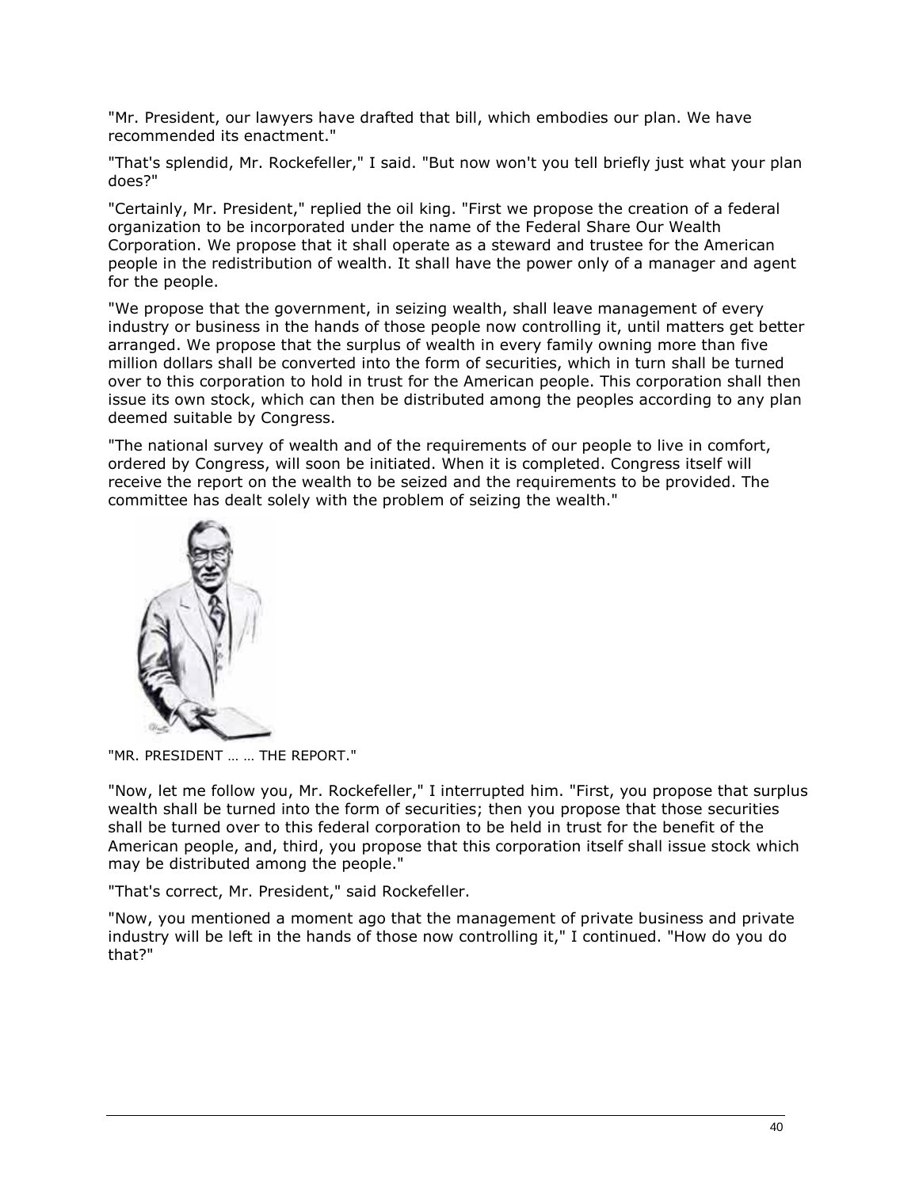"Mr. President, our lawyers have drafted that bill, which embodies our plan. We have recommended its enactment."

"That's splendid, Mr. Rockefeller," I said. "But now won't you tell briefly just what your plan does?"

"Certainly, Mr. President," replied the oil king. "First we propose the creation of a federal organization to be incorporated under the name of the Federal Share Our Wealth Corporation. We propose that it shall operate as a steward and trustee for the American people in the redistribution of wealth. It shall have the power only of a manager and agent for the people.

"We propose that the government, in seizing wealth, shall leave management of every industry or business in the hands of those people now controlling it, until matters get better arranged. We propose that the surplus of wealth in every family owning more than five million dollars shall be converted into the form of securities, which in turn shall be turned over to this corporation to hold in trust for the American people. This corporation shall then issue its own stock, which can then be distributed among the peoples according to any plan deemed suitable by Congress.

"The national survey of wealth and of the requirements of our people to live in comfort, ordered by Congress, will soon be initiated. When it is completed. Congress itself will receive the report on the wealth to be seized and the requirements to be provided. The committee has dealt solely with the problem of seizing the wealth."

"MR. PRESIDENT … … THE REPORT."

"Now, let me follow you, Mr. Rockefeller," I interrupted him. "First, you propose that surplus wealth shall be turned into the form of securities; then you propose that those securities shall be turned over to this federal corporation to be held in trust for the benefit of the American people, and, third, you propose that this corporation itself shall issue stock which may be distributed among the people."

"That's correct, Mr. President," said Rockefeller.

"Now, you mentioned a moment ago that the management of private business and private industry will be left in the hands of those now controlling it," I continued. "How do you do that?"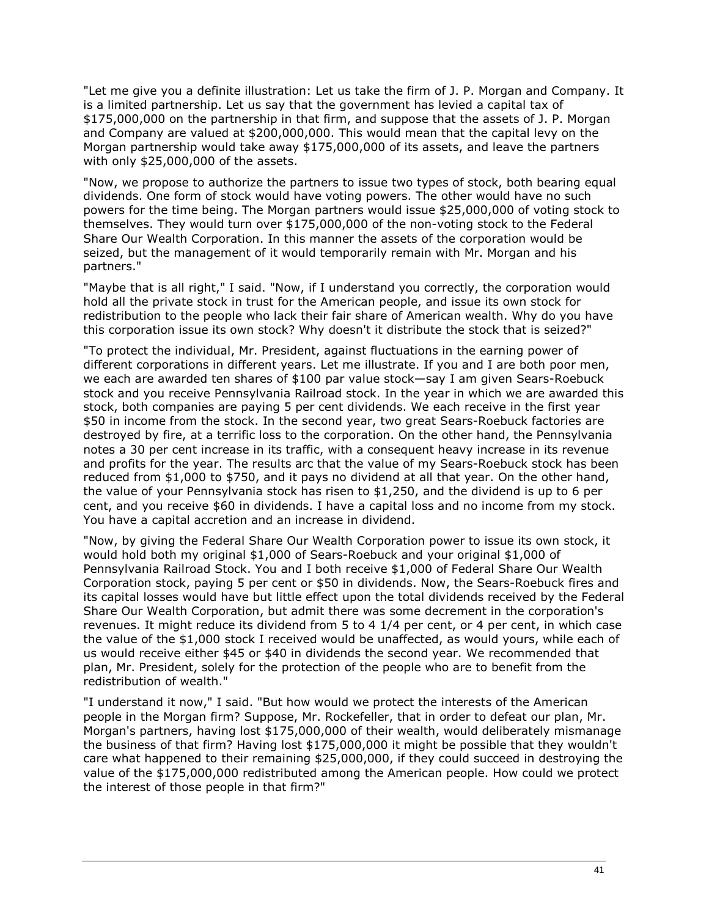"Let me give you a definite illustration: Let us take the firm of J. P. Morgan and Company. It is a limited partnership. Let us say that the government has levied a capital tax of $175,000,000 on the partnership in that firm, and suppose that the assets of J. P. Morgan and Company are valued at $200,000,000. This would mean that the capital levy on the Morgan partnership would take away $175,000,000 of its assets, and leave the partners with only $25,000,000 of the assets.

"Now, we propose to authorize the partners to issue two types of stock, both bearing equal dividends. One form of stock would have voting powers. The other would have no such powers for the time being. The Morgan partners would issue $25,000,000 of voting stock to themselves. They would turn over $175,000,000 of the non-voting stock to the Federal Share Our Wealth Corporation. In this manner the assets of the corporation would be seized, but the management of it would temporarily remain with Mr. Morgan and his partners."

"Maybe that is all right," I said. "Now, if I understand you correctly, the corporation would hold all the private stock in trust for the American people, and issue its own stock for redistribution to the people who lack their fair share of American wealth. Why do you have this corporation issue its own stock? Why doesn't it distribute the stock that is seized?"

"To protect the individual, Mr. President, against fluctuations in the earning power of different corporations in different years. Let me illustrate. If you and I are both poor men, we each are awarded ten shares of $100 par value stock—say I am given Sears-Roebuck stock and you receive Pennsylvania Railroad stock. In the year in which we are awarded this stock, both companies are paying 5 per cent dividends. We each receive in the first year $50 in income from the stock. In the second year, two great Sears-Roebuck factories are destroyed by fire, at a terrific loss to the corporation. On the other hand, the Pennsylvania notes a 30 per cent increase in its traffic, with a consequent heavy increase in its revenue and profits for the year. The results arc that the value of my Sears-Roebuck stock has been reduced from $1,000 to $750, and it pays no dividend at all that year. On the other hand, the value of your Pennsylvania stock has risen to $1,250, and the dividend is up to 6 per cent, and you receive $60 in dividends. I have a capital loss and no income from my stock. You have a capital accretion and an increase in dividend.

"Now, by giving the Federal Share Our Wealth Corporation power to issue its own stock, it would hold both my original $1,000 of Sears-Roebuck and your original $1,000 of Pennsylvania Railroad Stock. You and I both receive $1,000 of Federal Share Our Wealth Corporation stock, paying 5 per cent or $50 in dividends. Now, the Sears-Roebuck fires and its capital losses would have but little effect upon the total dividends received by the Federal Share Our Wealth Corporation, but admit there was some decrement in the corporation's revenues. It might reduce its dividend from 5 to 4 1/4 per cent, or 4 per cent, in which case the value of the $1,000 stock I received would be unaffected, as would yours, while each of us would receive either $45 or $40 in dividends the second year. We recommended that plan, Mr. President, solely for the protection of the people who are to benefit from the redistribution of wealth."

"I understand it now," I said. "But how would we protect the interests of the American people in the Morgan firm? Suppose, Mr. Rockefeller, that in order to defeat our plan, Mr. Morgan's partners, having lost $175,000,000 of their wealth, would deliberately mismanage the business of that firm? Having lost $175,000,000 it might be possible that they wouldn't care what happened to their remaining $25,000,000, if they could succeed in destroying the value of the $175,000,000 redistributed among the American people. How could we protect the interest of those people in that firm?"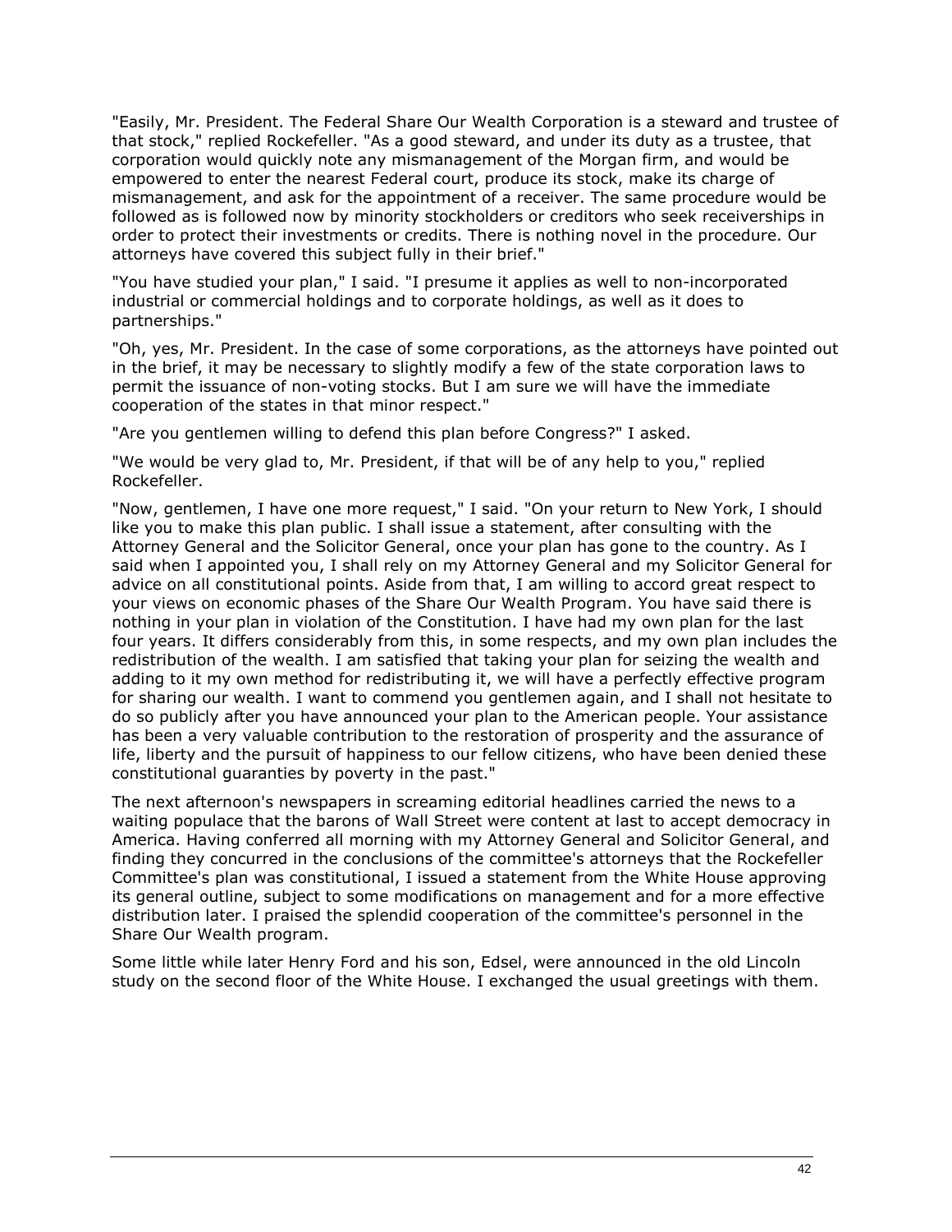"Easily, Mr. President. The Federal Share Our Wealth Corporation is a steward and trustee of that stock," replied Rockefeller. "As a good steward, and under its duty as a trustee, that corporation would quickly note any mismanagement of the Morgan firm, and would be empowered to enter the nearest Federal court, produce its stock, make its charge of mismanagement, and ask for the appointment of a receiver. The same procedure would be followed as is followed now by minority stockholders or creditors who seek receiverships in order to protect their investments or credits. There is nothing novel in the procedure. Our attorneys have covered this subject fully in their brief."

"You have studied your plan," I said. "I presume it applies as well to non-incorporated industrial or commercial holdings and to corporate holdings, as well as it does to partnerships."

"Oh, yes, Mr. President. In the case of some corporations, as the attorneys have pointed out in the brief, it may be necessary to slightly modify a few of the state corporation laws to permit the issuance of non-voting stocks. But I am sure we will have the immediate cooperation of the states in that minor respect."

"Are you gentlemen willing to defend this plan before Congress?" I asked.

"We would be very glad to, Mr. President, if that will be of any help to you," replied Rockefeller.

"Now, gentlemen, I have one more request," I said. "On your return to New York, I should like you to make this plan public. I shall issue a statement, after consulting with the Attorney General and the Solicitor General, once your plan has gone to the country. As I said when I appointed you, I shall rely on my Attorney General and my Solicitor General for advice on all constitutional points. Aside from that, I am willing to accord great respect to your views on economic phases of the Share Our Wealth Program. You have said there is nothing in your plan in violation of the Constitution. I have had my own plan for the last four years. It differs considerably from this, in some respects, and my own plan includes the redistribution of the wealth. I am satisfied that taking your plan for seizing the wealth and adding to it my own method for redistributing it, we will have a perfectly effective program for sharing our wealth. I want to commend you gentlemen again, and I shall not hesitate to do so publicly after you have announced your plan to the American people. Your assistance has been a very valuable contribution to the restoration of prosperity and the assurance of life, liberty and the pursuit of happiness to our fellow citizens, who have been denied these constitutional guaranties by poverty in the past."

The next afternoon's newspapers in screaming editorial headlines carried the news to a waiting populace that the barons of Wall Street were content at last to accept democracy in America. Having conferred all morning with my Attorney General and Solicitor General, and finding they concurred in the conclusions of the committee's attorneys that the Rockefeller Committee's plan was constitutional, I issued a statement from the White House approving its general outline, subject to some modifications on management and for a more effective distribution later. I praised the splendid cooperation of the committee's personnel in the Share Our Wealth program.

Some little while later Henry Ford and his son, Edsel, were announced in the old Lincoln study on the second floor of the White House. I exchanged the usual greetings with them.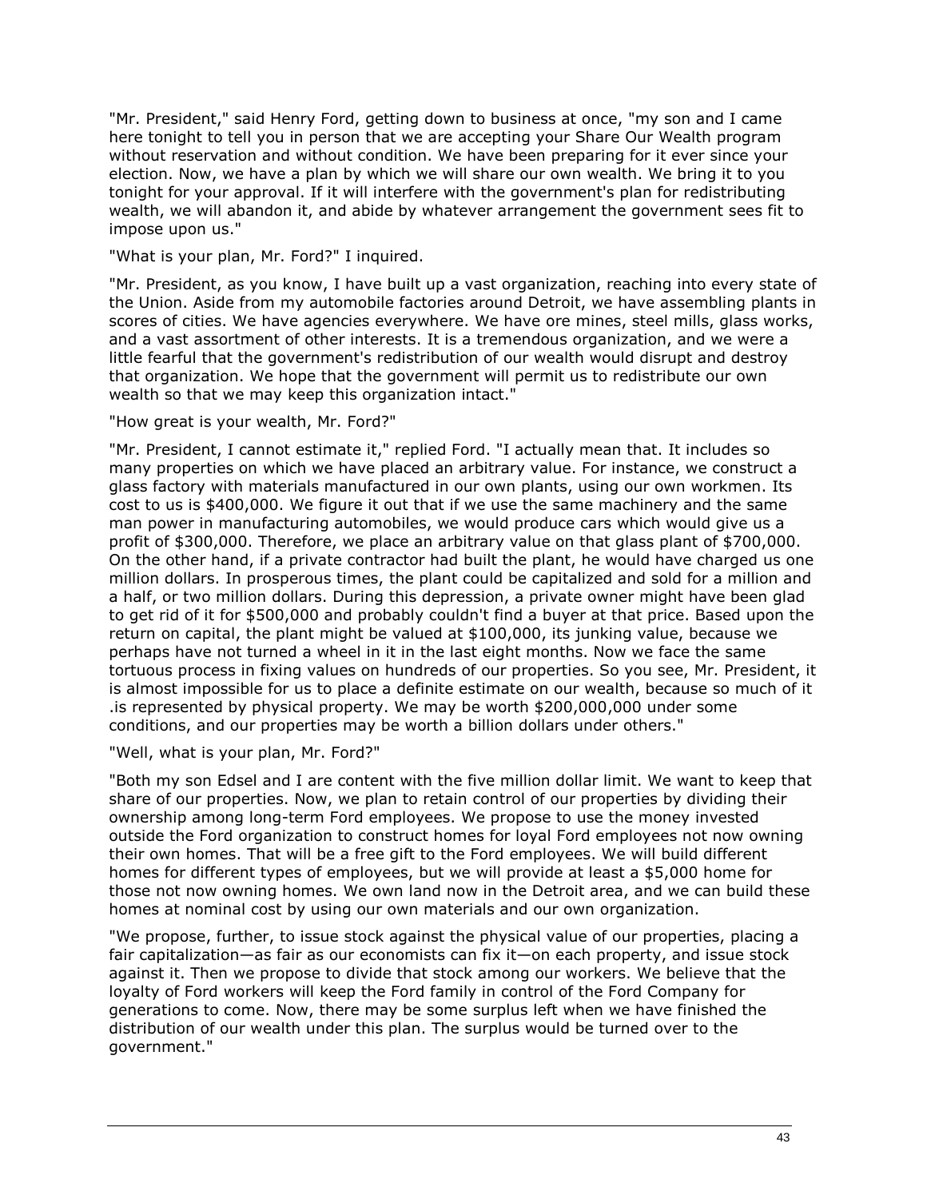"Mr. President," said Henry Ford, getting down to business at once, "my son and I came here tonight to tell you in person that we are accepting your Share Our Wealth program without reservation and without condition. We have been preparing for it ever since your election. Now, we have a plan by which we will share our own wealth. We bring it to you tonight for your approval. If it will interfere with the government's plan for redistributing wealth, we will abandon it, and abide by whatever arrangement the government sees fit to impose upon us."

"What is your plan, Mr. Ford?" I inquired.

"Mr. President, as you know, I have built up a vast organization, reaching into every state of the Union. Aside from my automobile factories around Detroit, we have assembling plants in scores of cities. We have agencies everywhere. We have ore mines, steel mills, glass works, and a vast assortment of other interests. It is a tremendous organization, and we were a little fearful that the government's redistribution of our wealth would disrupt and destroy that organization. We hope that the government will permit us to redistribute our own wealth so that we may keep this organization intact."

"How great is your wealth, Mr. Ford?"

"Mr. President, I cannot estimate it," replied Ford. "I actually mean that. It includes so many properties on which we have placed an arbitrary value. For instance, we construct a glass factory with materials manufactured in our own plants, using our own workmen. Its cost to us is $400,000. We figure it out that if we use the same machinery and the same man power in manufacturing automobiles, we would produce cars which would give us a profit of $300,000. Therefore, we place an arbitrary value on that glass plant of $700,000. On the other hand, if a private contractor had built the plant, he would have charged us one million dollars. In prosperous times, the plant could be capitalized and sold for a million and a half, or two million dollars. During this depression, a private owner might have been glad to get rid of it for $500,000 and probably couldn't find a buyer at that price. Based upon the return on capital, the plant might be valued at $100,000, its junking value, because we perhaps have not turned a wheel in it in the last eight months. Now we face the same tortuous process in fixing values on hundreds of our properties. So you see, Mr. President, it is almost impossible for us to place a definite estimate on our wealth, because so much of it .is represented by physical property. We may be worth $200,000,000 under some conditions, and our properties may be worth a billion dollars under others."

"Well, what is your plan, Mr. Ford?"

"Both my son Edsel and I are content with the five million dollar limit. We want to keep that share of our properties. Now, we plan to retain control of our properties by dividing their ownership among long-term Ford employees. We propose to use the money invested outside the Ford organization to construct homes for loyal Ford employees not now owning their own homes. That will be a free gift to the Ford employees. We will build different homes for different types of employees, but we will provide at least a $5,000 home for those not now owning homes. We own land now in the Detroit area, and we can build these homes at nominal cost by using our own materials and our own organization.

"We propose, further, to issue stock against the physical value of our properties, placing a fair capitalization—as fair as our economists can fix it—on each property, and issue stock against it. Then we propose to divide that stock among our workers. We believe that the loyalty of Ford workers will keep the Ford family in control of the Ford Company for generations to come. Now, there may be some surplus left when we have finished the distribution of our wealth under this plan. The surplus would be turned over to the government."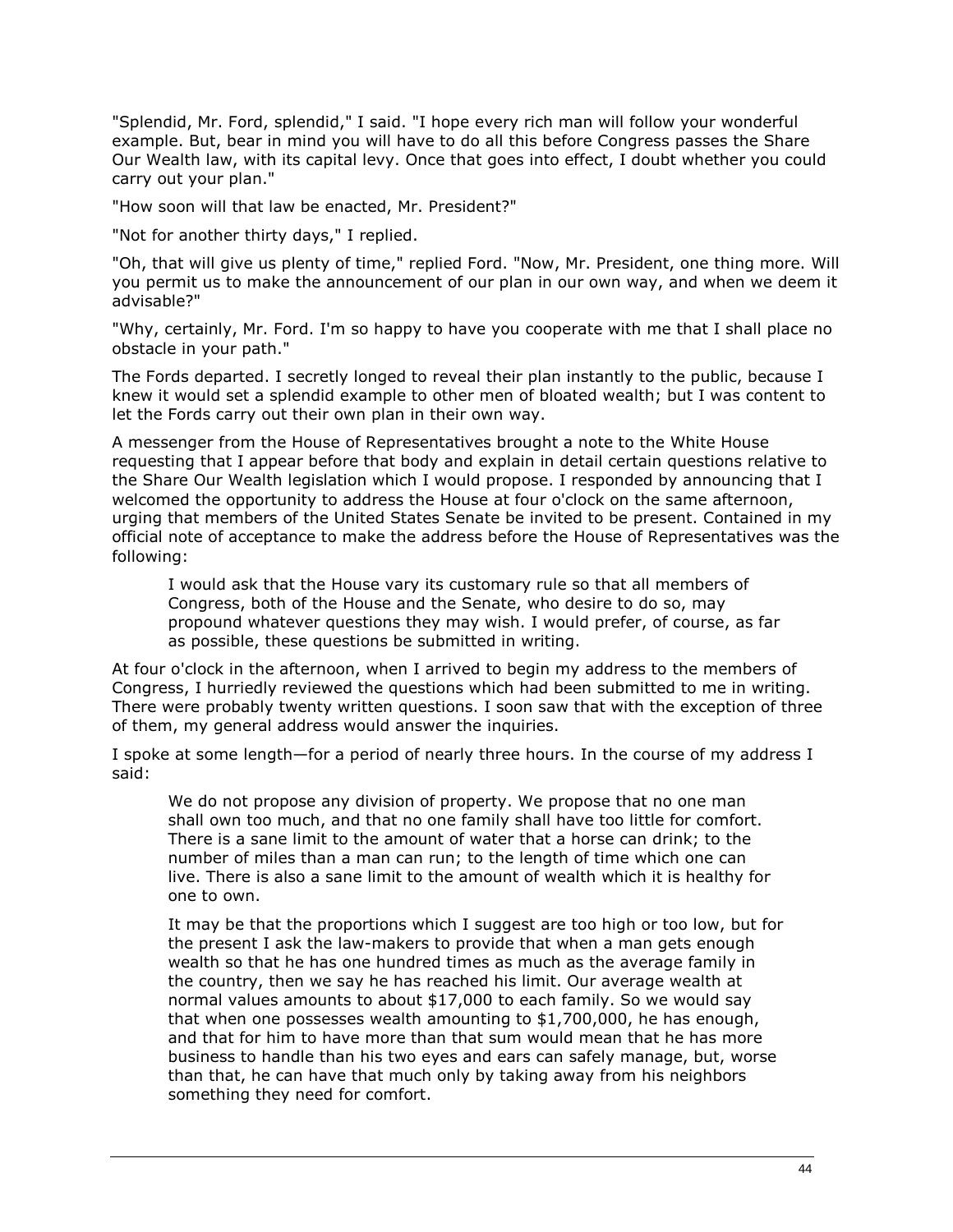"Splendid, Mr. Ford, splendid," I said. "I hope every rich man will follow your wonderful example. But, bear in mind you will have to do all this before Congress passes the Share Our Wealth law, with its capital levy. Once that goes into effect, I doubt whether you could carry out your plan."

"How soon will that law be enacted, Mr. President?"

"Not for another thirty days," I replied.

"Oh, that will give us plenty of time," replied Ford. "Now, Mr. President, one thing more. Will you permit us to make the announcement of our plan in our own way, and when we deem it advisable?"

"Why, certainly, Mr. Ford. I'm so happy to have you cooperate with me that I shall place no obstacle in your path."

The Fords departed. I secretly longed to reveal their plan instantly to the public, because I knew it would set a splendid example to other men of bloated wealth; but I was content to let the Fords carry out their own plan in their own way.

A messenger from the House of Representatives brought a note to the White House requesting that I appear before that body and explain in detail certain questions relative to the Share Our Wealth legislation which I would propose. I responded by announcing that I welcomed the opportunity to address the House at four o'clock on the same afternoon, urging that members of the United States Senate be invited to be present. Contained in my official note of acceptance to make the address before the House of Representatives was the following:

> I would ask that the House vary its customary rule so that all members of Congress, both of the House and the Senate, who desire to do so, may propound whatever questions they may wish. I would prefer, of course, as far as possible, these questions be submitted in writing.

At four o'clock in the afternoon, when I arrived to begin my address to the members of Congress, I hurriedly reviewed the questions which had been submitted to me in writing. There were probably twenty written questions. I soon saw that with the exception of three of them, my general address would answer the inquiries.

I spoke at some length—for a period of nearly three hours. In the course of my address I said:

> We do not propose any division of property. We propose that no one man shall own too much, and that no one family shall have too little for comfort. There is a sane limit to the amount of water that a horse can drink; to the number of miles than a man can run; to the length of time which one can live. There is also a sane limit to the amount of wealth which it is healthy for one to own.
>
> It may be that the proportions which I suggest are too high or too low, but for the present I ask the law-makers to provide that when a man gets enough wealth so that he has one hundred times as much as the average family in the country, then we say he has reached his limit. Our average wealth at normal values amounts to about $17,000 to each family. So we would say that when one possesses wealth amounting to $1,700,000, he has enough, and that for him to have more than that sum would mean that he has more business to handle than his two eyes and ears can safely manage, but, worse than that, he can have that much only by taking away from his neighbors something they need for comfort.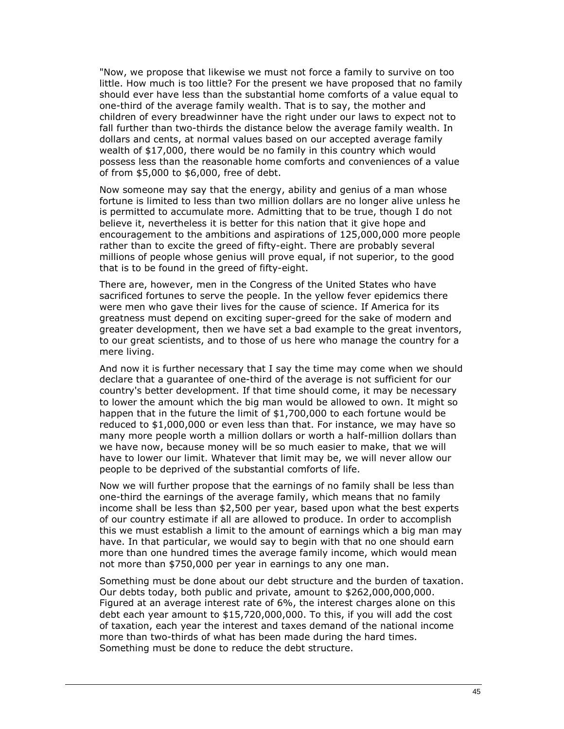"Now, we propose that likewise we must not force a family to survive on too little. How much is too little? For the present we have proposed that no family should ever have less than the substantial home comforts of a value equal to one-third of the average family wealth. That is to say, the mother and children of every breadwinner have the right under our laws to expect not to fall further than two-thirds the distance below the average family wealth. In dollars and cents, at normal values based on our accepted average family wealth of $17,000, there would be no family in this country which would possess less than the reasonable home comforts and conveniences of a value of from $5,000 to $6,000, free of debt.

Now someone may say that the energy, ability and genius of a man whose fortune is limited to less than two million dollars are no longer alive unless he is permitted to accumulate more. Admitting that to be true, though I do not believe it, nevertheless it is better for this nation that it give hope and encouragement to the ambitions and aspirations of 125,000,000 more people rather than to excite the greed of fifty-eight. There are probably several millions of people whose genius will prove equal, if not superior, to the good that is to be found in the greed of fifty-eight.

There are, however, men in the Congress of the United States who have sacrificed fortunes to serve the people. In the yellow fever epidemics there were men who gave their lives for the cause of science. If America for its greatness must depend on exciting super-greed for the sake of modern and greater development, then we have set a bad example to the great inventors, to our great scientists, and to those of us here who manage the country for a mere living.

And now it is further necessary that I say the time may come when we should declare that a guarantee of one-third of the average is not sufficient for our country's better development. If that time should come, it may be necessary to lower the amount which the big man would be allowed to own. It might so happen that in the future the limit of $1,700,000 to each fortune would be reduced to $1,000,000 or even less than that. For instance, we may have so many more people worth a million dollars or worth a half-million dollars than we have now, because money will be so much easier to make, that we will have to lower our limit. Whatever that limit may be, we will never allow our people to be deprived of the substantial comforts of life.

Now we will further propose that the earnings of no family shall be less than one-third the earnings of the average family, which means that no family income shall be less than $2,500 per year, based upon what the best experts of our country estimate if all are allowed to produce. In order to accomplish this we must establish a limit to the amount of earnings which a big man may have. In that particular, we would say to begin with that no one should earn more than one hundred times the average family income, which would mean not more than $750,000 per year in earnings to any one man.

Something must be done about our debt structure and the burden of taxation. Our debts today, both public and private, amount to $262,000,000,000. Figured at an average interest rate of 6%, the interest charges alone on this debt each year amount to $15,720,000,000. To this, if you will add the cost of taxation, each year the interest and taxes demand of the national income more than two-thirds of what has been made during the hard times. Something must be done to reduce the debt structure.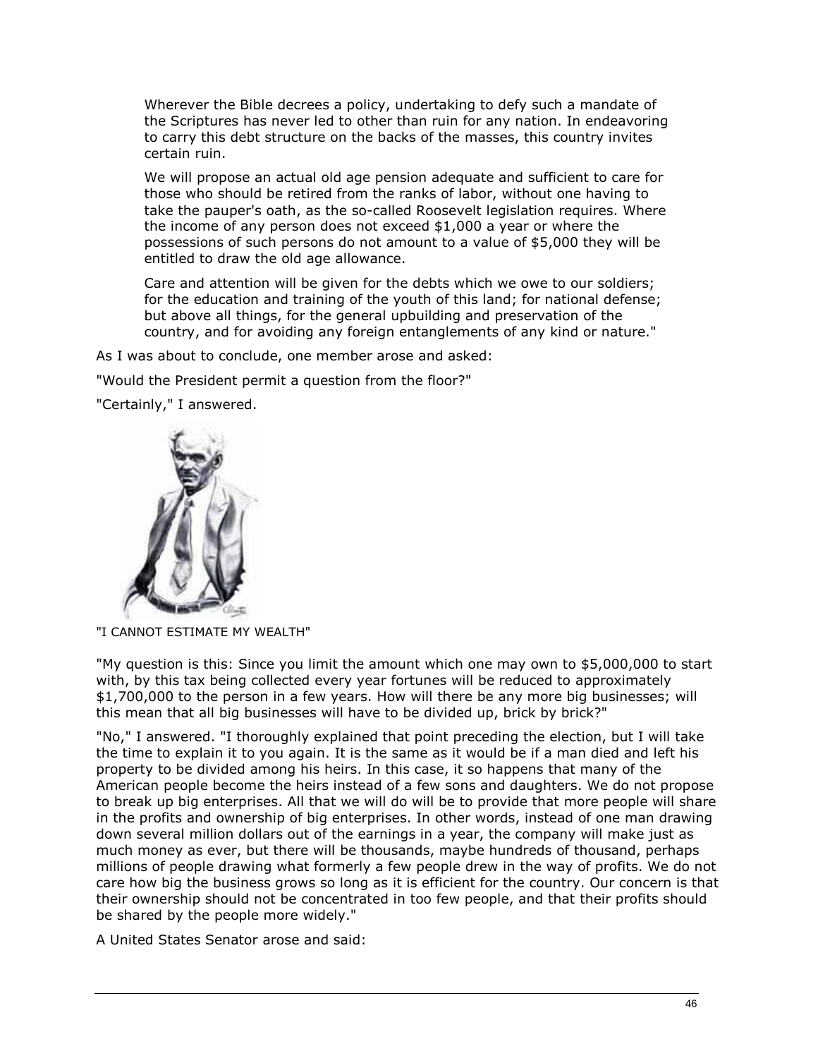Wherever the Bible decrees a policy, undertaking to defy such a mandate of the Scriptures has never led to other than ruin for any nation. In endeavoring to carry this debt structure on the backs of the masses, this country invites certain ruin.

We will propose an actual old age pension adequate and sufficient to care for those who should be retired from the ranks of labor, without one having to take the pauper's oath, as the so-called Roosevelt legislation requires. Where the income of any person does not exceed $1,000 a year or where the possessions of such persons do not amount to a value of $5,000 they will be entitled to draw the old age allowance.

Care and attention will be given for the debts which we owe to our soldiers; for the education and training of the youth of this land; for national defense; but above all things, for the general upbuilding and preservation of the country, and for avoiding any foreign entanglements of any kind or nature."

As I was about to conclude, one member arose and asked:

"Would the President permit a question from the floor?"

"Certainly," I answered.

"I CANNOT ESTIMATE MY WEALTH"

"My question is this: Since you limit the amount which one may own to $5,000,000 to start with, by this tax being collected every year fortunes will be reduced to approximately $1,700,000 to the person in a few years. How will there be any more big businesses; will this mean that all big businesses will have to be divided up, brick by brick?"

"No," I answered. "I thoroughly explained that point preceding the election, but I will take the time to explain it to you again. It is the same as it would be if a man died and left his property to be divided among his heirs. In this case, it so happens that many of the American people become the heirs instead of a few sons and daughters. We do not propose to break up big enterprises. All that we will do will be to provide that more people will share in the profits and ownership of big enterprises. In other words, instead of one man drawing down several million dollars out of the earnings in a year, the company will make just as much money as ever, but there will be thousands, maybe hundreds of thousand, perhaps millions of people drawing what formerly a few people drew in the way of profits. We do not care how big the business grows so long as it is efficient for the country. Our concern is that their ownership should not be concentrated in too few people, and that their profits should be shared by the people more widely."

A United States Senator arose and said: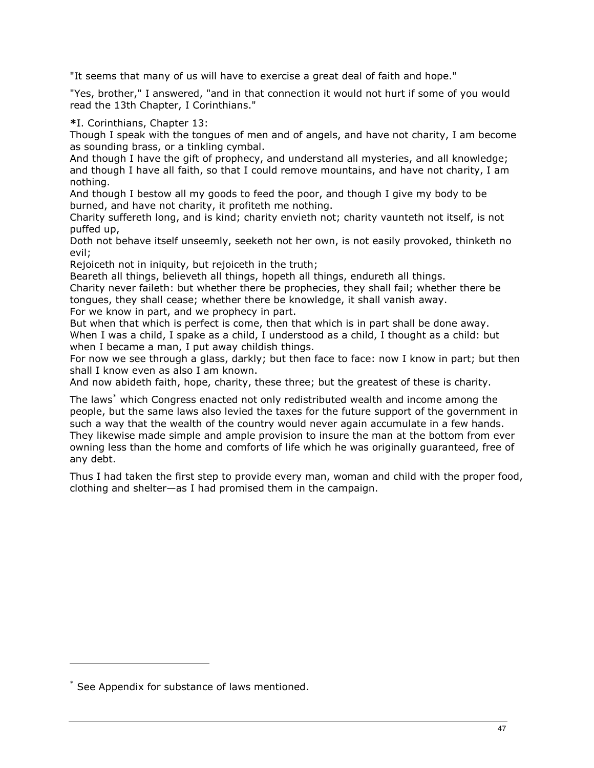"It seems that many of us will have to exercise a great deal of faith and hope."

"Yes, brother," I answered, "and in that connection it would not hurt if some of you would read the 13th Chapter, I Corinthians."

**\***I. Corinthians, Chapter 13:
Though I speak with the tongues of men and of angels, and have not charity, I am become as sounding brass, or a tinkling cymbal.
And though I have the gift of prophecy, and understand all mysteries, and all knowledge; and though I have all faith, so that I could remove mountains, and have not charity, I am nothing.
And though I bestow all my goods to feed the poor, and though I give my body to be burned, and have not charity, it profiteth me nothing.
Charity suffereth long, and is kind; charity envieth not; charity vaunteth not itself, is not puffed up,
Doth not behave itself unseemly, seeketh not her own, is not easily provoked, thinketh no evil;
Rejoiceth not in iniquity, but rejoiceth in the truth;
Beareth all things, believeth all things, hopeth all things, endureth all things.
Charity never faileth: but whether there be prophecies, they shall fail; whether there be tongues, they shall cease; whether there be knowledge, it shall vanish away.
For we know in part, and we prophecy in part.
But when that which is perfect is come, then that which is in part shall be done away.
When I was a child, I spake as a child, I understood as a child, I thought as a child: but when I became a man, I put away childish things.
For now we see through a glass, darkly; but then face to face: now I know in part; but then shall I know even as also I am known.
And now abideth faith, hope, charity, these three; but the greatest of these is charity.

The laws[*] which Congress enacted not only redistributed wealth and income among the people, but the same laws also levied the taxes for the future support of the government in such a way that the wealth of the country would never again accumulate in a few hands. They likewise made simple and ample provision to insure the man at the bottom from ever owning less than the home and comforts of life which he was originally guaranteed, free of any debt.

Thus I had taken the first step to provide every man, woman and child with the proper food, clothing and shelter—as I had promised them in the campaign.

---

[*] See Appendix for substance of laws mentioned.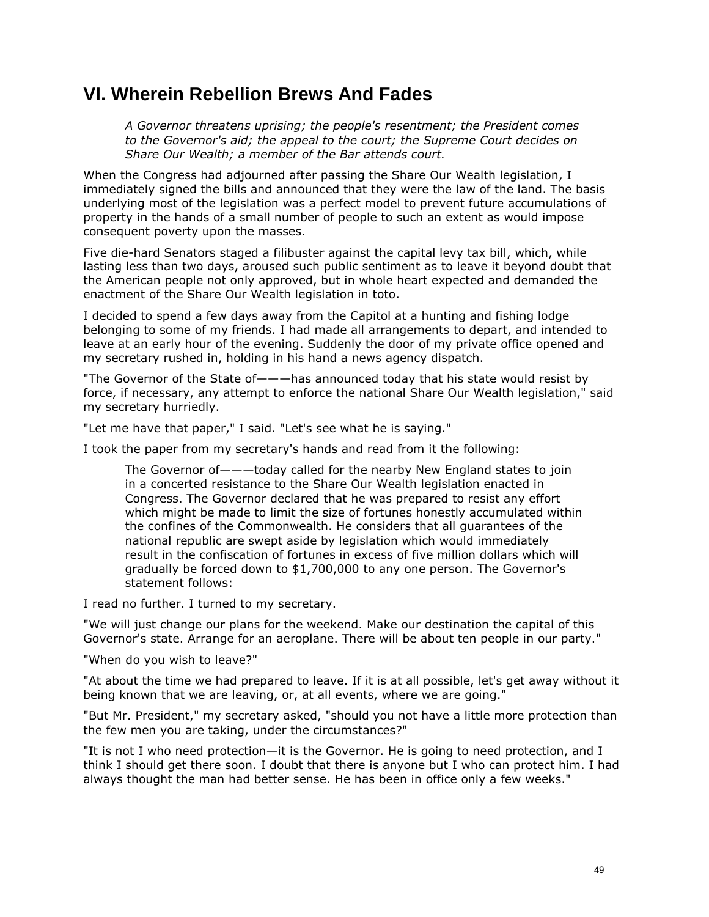## VI. Wherein Rebellion Brews And Fades

> *A Governor threatens uprising; the people's resentment; the President comes to the Governor's aid; the appeal to the court; the Supreme Court decides on Share Our Wealth; a member of the Bar attends court.*

When the Congress had adjourned after passing the Share Our Wealth legislation, I immediately signed the bills and announced that they were the law of the land. The basis underlying most of the legislation was a perfect model to prevent future accumulations of property in the hands of a small number of people to such an extent as would impose consequent poverty upon the masses.

Five die-hard Senators staged a filibuster against the capital levy tax bill, which, while lasting less than two days, aroused such public sentiment as to leave it beyond doubt that the American people not only approved, but in whole heart expected and demanded the enactment of the Share Our Wealth legislation in toto.

I decided to spend a few days away from the Capitol at a hunting and fishing lodge belonging to some of my friends. I had made all arrangements to depart, and intended to leave at an early hour of the evening. Suddenly the door of my private office opened and my secretary rushed in, holding in his hand a news agency dispatch.

"The Governor of the State of———has announced today that his state would resist by force, if necessary, any attempt to enforce the national Share Our Wealth legislation," said my secretary hurriedly.

"Let me have that paper," I said. "Let's see what he is saying."

I took the paper from my secretary's hands and read from it the following:

> The Governor of———today called for the nearby New England states to join in a concerted resistance to the Share Our Wealth legislation enacted in Congress. The Governor declared that he was prepared to resist any effort which might be made to limit the size of fortunes honestly accumulated within the confines of the Commonwealth. He considers that all guarantees of the national republic are swept aside by legislation which would immediately result in the confiscation of fortunes in excess of five million dollars which will gradually be forced down to $1,700,000 to any one person. The Governor's statement follows:

I read no further. I turned to my secretary.

"We will just change our plans for the weekend. Make our destination the capital of this Governor's state. Arrange for an aeroplane. There will be about ten people in our party."

"When do you wish to leave?"

"At about the time we had prepared to leave. If it is at all possible, let's get away without it being known that we are leaving, or, at all events, where we are going."

"But Mr. President," my secretary asked, "should you not have a little more protection than the few men you are taking, under the circumstances?"

"It is not I who need protection—it is the Governor. He is going to need protection, and I think I should get there soon. I doubt that there is anyone but I who can protect him. I had always thought the man had better sense. He has been in office only a few weeks."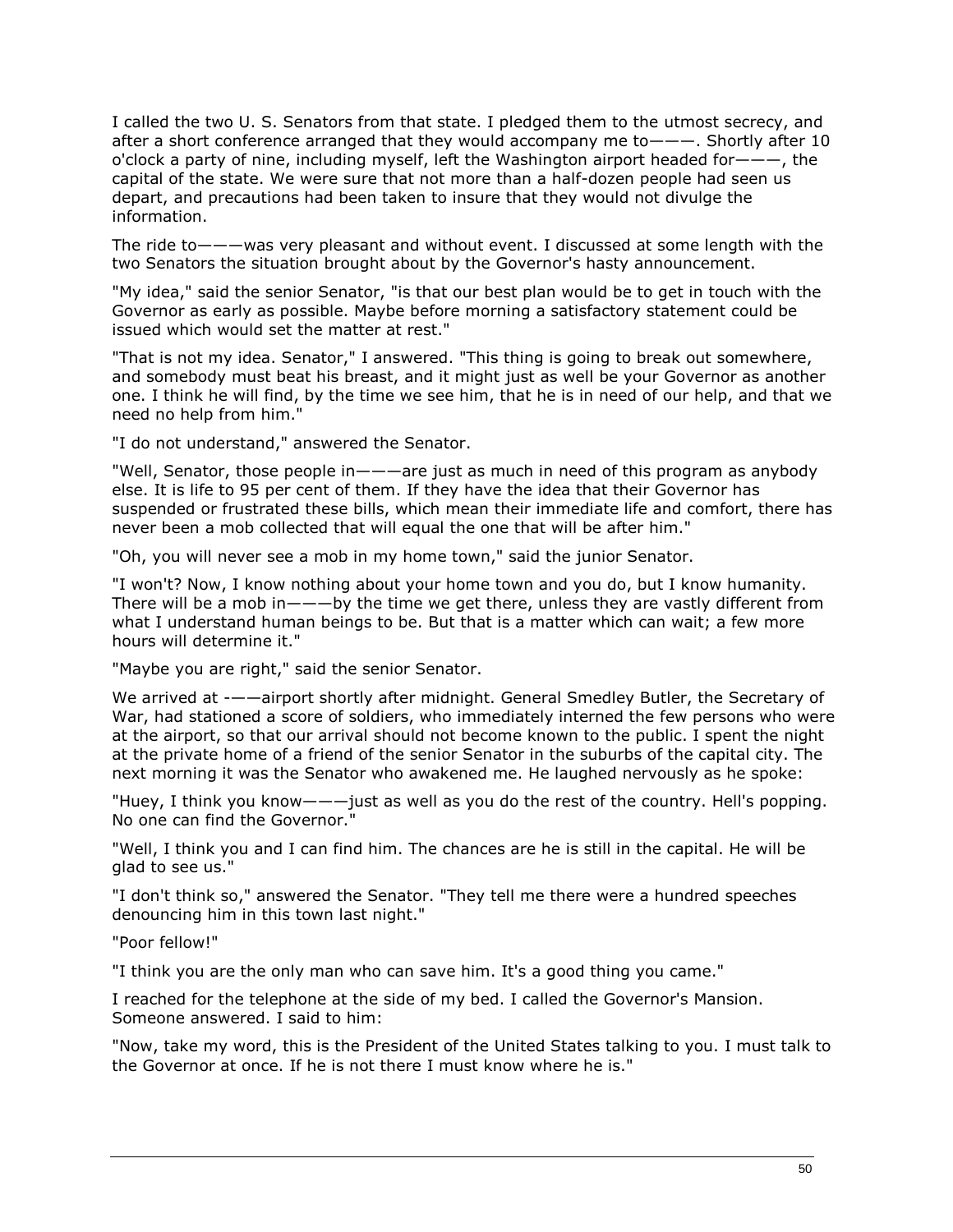I called the two U. S. Senators from that state. I pledged them to the utmost secrecy, and after a short conference arranged that they would accompany me to———. Shortly after 10 o'clock a party of nine, including myself, left the Washington airport headed for———, the capital of the state. We were sure that not more than a half-dozen people had seen us depart, and precautions had been taken to insure that they would not divulge the information.

The ride to———was very pleasant and without event. I discussed at some length with the two Senators the situation brought about by the Governor's hasty announcement.

"My idea," said the senior Senator, "is that our best plan would be to get in touch with the Governor as early as possible. Maybe before morning a satisfactory statement could be issued which would set the matter at rest."

"That is not my idea. Senator," I answered. "This thing is going to break out somewhere, and somebody must beat his breast, and it might just as well be your Governor as another one. I think he will find, by the time we see him, that he is in need of our help, and that we need no help from him."

"I do not understand," answered the Senator.

"Well, Senator, those people in———are just as much in need of this program as anybody else. It is life to 95 per cent of them. If they have the idea that their Governor has suspended or frustrated these bills, which mean their immediate life and comfort, there has never been a mob collected that will equal the one that will be after him."

"Oh, you will never see a mob in my home town," said the junior Senator.

"I won't? Now, I know nothing about your home town and you do, but I know humanity. There will be a mob in———by the time we get there, unless they are vastly different from what I understand human beings to be. But that is a matter which can wait; a few more hours will determine it."

"Maybe you are right," said the senior Senator.

We arrived at -——airport shortly after midnight. General Smedley Butler, the Secretary of War, had stationed a score of soldiers, who immediately interned the few persons who were at the airport, so that our arrival should not become known to the public. I spent the night at the private home of a friend of the senior Senator in the suburbs of the capital city. The next morning it was the Senator who awakened me. He laughed nervously as he spoke:

"Huey, I think you know———just as well as you do the rest of the country. Hell's popping. No one can find the Governor."

"Well, I think you and I can find him. The chances are he is still in the capital. He will be glad to see us."

"I don't think so," answered the Senator. "They tell me there were a hundred speeches denouncing him in this town last night."

"Poor fellow!"

"I think you are the only man who can save him. It's a good thing you came."

I reached for the telephone at the side of my bed. I called the Governor's Mansion. Someone answered. I said to him:

"Now, take my word, this is the President of the United States talking to you. I must talk to the Governor at once. If he is not there I must know where he is."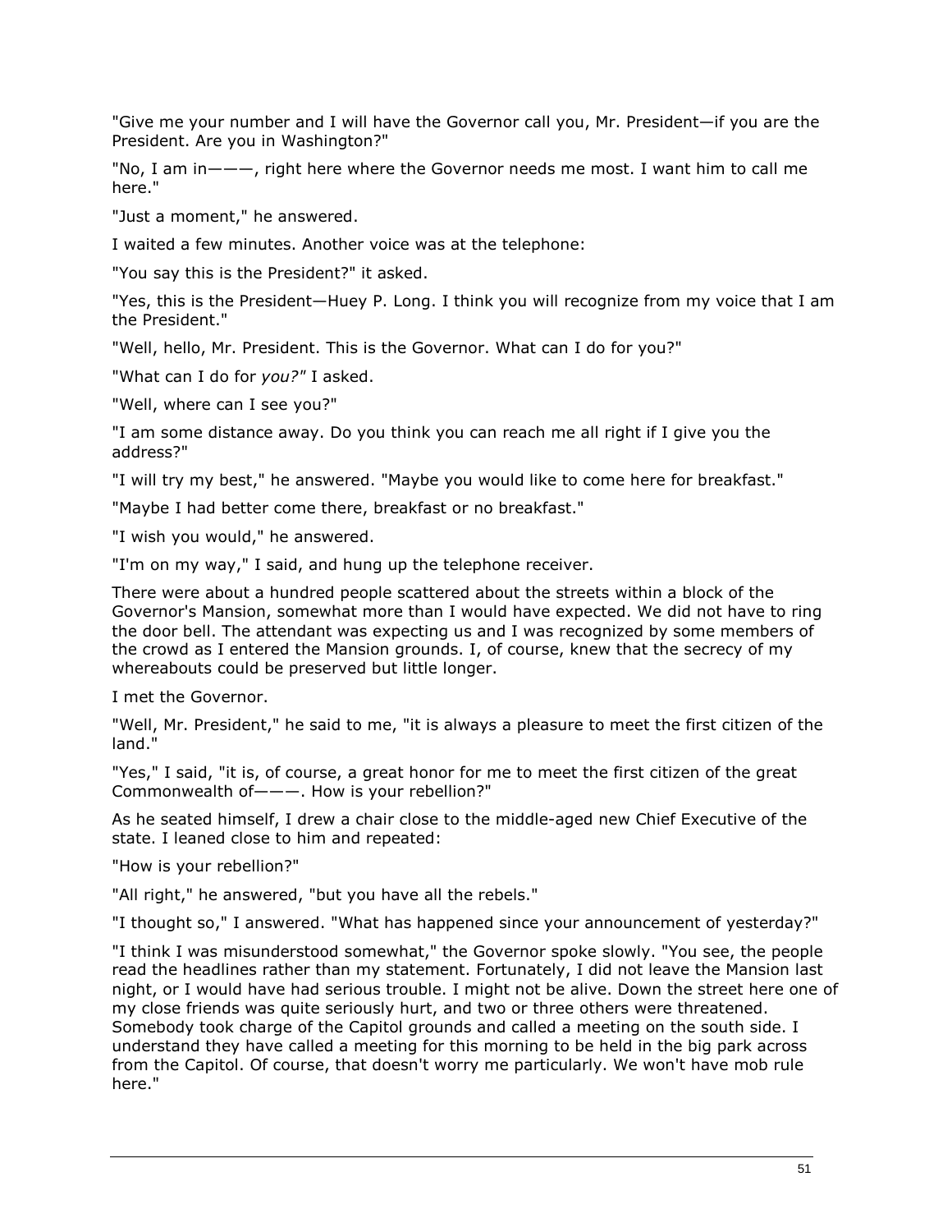"Give me your number and I will have the Governor call you, Mr. President—if you are the President. Are you in Washington?"

"No, I am in———, right here where the Governor needs me most. I want him to call me here."

"Just a moment," he answered.

I waited a few minutes. Another voice was at the telephone:

"You say this is the President?" it asked.

"Yes, this is the President—Huey P. Long. I think you will recognize from my voice that I am the President."

"Well, hello, Mr. President. This is the Governor. What can I do for you?"

"What can I do for *you?"* I asked.

"Well, where can I see you?"

"I am some distance away. Do you think you can reach me all right if I give you the address?"

"I will try my best," he answered. "Maybe you would like to come here for breakfast."

"Maybe I had better come there, breakfast or no breakfast."

"I wish you would," he answered.

"I'm on my way," I said, and hung up the telephone receiver.

There were about a hundred people scattered about the streets within a block of the Governor's Mansion, somewhat more than I would have expected. We did not have to ring the door bell. The attendant was expecting us and I was recognized by some members of the crowd as I entered the Mansion grounds. I, of course, knew that the secrecy of my whereabouts could be preserved but little longer.

I met the Governor.

"Well, Mr. President," he said to me, "it is always a pleasure to meet the first citizen of the land."

"Yes," I said, "it is, of course, a great honor for me to meet the first citizen of the great Commonwealth of———. How is your rebellion?"

As he seated himself, I drew a chair close to the middle-aged new Chief Executive of the state. I leaned close to him and repeated:

"How is your rebellion?"

"All right," he answered, "but you have all the rebels."

"I thought so," I answered. "What has happened since your announcement of yesterday?"

"I think I was misunderstood somewhat," the Governor spoke slowly. "You see, the people read the headlines rather than my statement. Fortunately, I did not leave the Mansion last night, or I would have had serious trouble. I might not be alive. Down the street here one of my close friends was quite seriously hurt, and two or three others were threatened. Somebody took charge of the Capitol grounds and called a meeting on the south side. I understand they have called a meeting for this morning to be held in the big park across from the Capitol. Of course, that doesn't worry me particularly. We won't have mob rule here."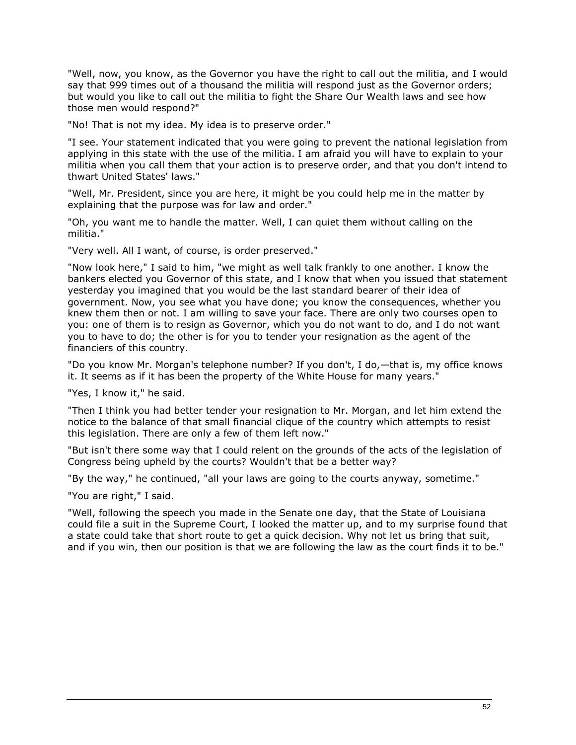"Well, now, you know, as the Governor you have the right to call out the militia, and I would say that 999 times out of a thousand the militia will respond just as the Governor orders; but would you like to call out the militia to fight the Share Our Wealth laws and see how those men would respond?"

"No! That is not my idea. My idea is to preserve order."

"I see. Your statement indicated that you were going to prevent the national legislation from applying in this state with the use of the militia. I am afraid you will have to explain to your militia when you call them that your action is to preserve order, and that you don't intend to thwart United States' laws."

"Well, Mr. President, since you are here, it might be you could help me in the matter by explaining that the purpose was for law and order."

"Oh, you want me to handle the matter. Well, I can quiet them without calling on the militia."

"Very well. All I want, of course, is order preserved."

"Now look here," I said to him, "we might as well talk frankly to one another. I know the bankers elected you Governor of this state, and I know that when you issued that statement yesterday you imagined that you would be the last standard bearer of their idea of government. Now, you see what you have done; you know the consequences, whether you knew them then or not. I am willing to save your face. There are only two courses open to you: one of them is to resign as Governor, which you do not want to do, and I do not want you to have to do; the other is for you to tender your resignation as the agent of the financiers of this country.

"Do you know Mr. Morgan's telephone number? If you don't, I do,—that is, my office knows it. It seems as if it has been the property of the White House for many years."

"Yes, I know it," he said.

"Then I think you had better tender your resignation to Mr. Morgan, and let him extend the notice to the balance of that small financial clique of the country which attempts to resist this legislation. There are only a few of them left now."

"But isn't there some way that I could relent on the grounds of the acts of the legislation of Congress being upheld by the courts? Wouldn't that be a better way?

"By the way," he continued, "all your laws are going to the courts anyway, sometime."

"You are right," I said.

"Well, following the speech you made in the Senate one day, that the State of Louisiana could file a suit in the Supreme Court, I looked the matter up, and to my surprise found that a state could take that short route to get a quick decision. Why not let us bring that suit, and if you win, then our position is that we are following the law as the court finds it to be."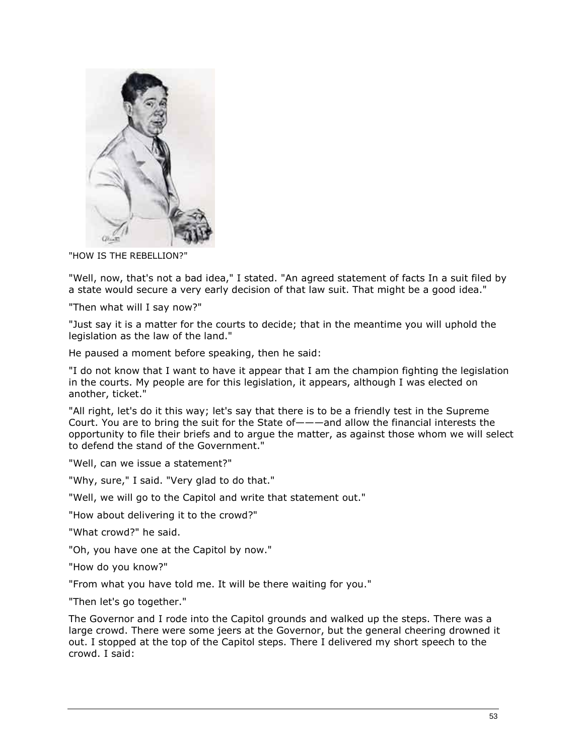"HOW IS THE REBELLION?"

"Well, now, that's not a bad idea," I stated. "An agreed statement of facts In a suit filed by a state would secure a very early decision of that law suit. That might be a good idea."

"Then what will I say now?"

"Just say it is a matter for the courts to decide; that in the meantime you will uphold the legislation as the law of the land."

He paused a moment before speaking, then he said:

"I do not know that I want to have it appear that I am the champion fighting the legislation in the courts. My people are for this legislation, it appears, although I was elected on another, ticket."

"All right, let's do it this way; let's say that there is to be a friendly test in the Supreme Court. You are to bring the suit for the State of———and allow the financial interests the opportunity to file their briefs and to argue the matter, as against those whom we will select to defend the stand of the Government."

"Well, can we issue a statement?"

"Why, sure," I said. "Very glad to do that."

"Well, we will go to the Capitol and write that statement out."

"How about delivering it to the crowd?"

"What crowd?" he said.

"Oh, you have one at the Capitol by now."

"How do you know?"

"From what you have told me. It will be there waiting for you."

"Then let's go together."

The Governor and I rode into the Capitol grounds and walked up the steps. There was a large crowd. There were some jeers at the Governor, but the general cheering drowned it out. I stopped at the top of the Capitol steps. There I delivered my short speech to the crowd. I said: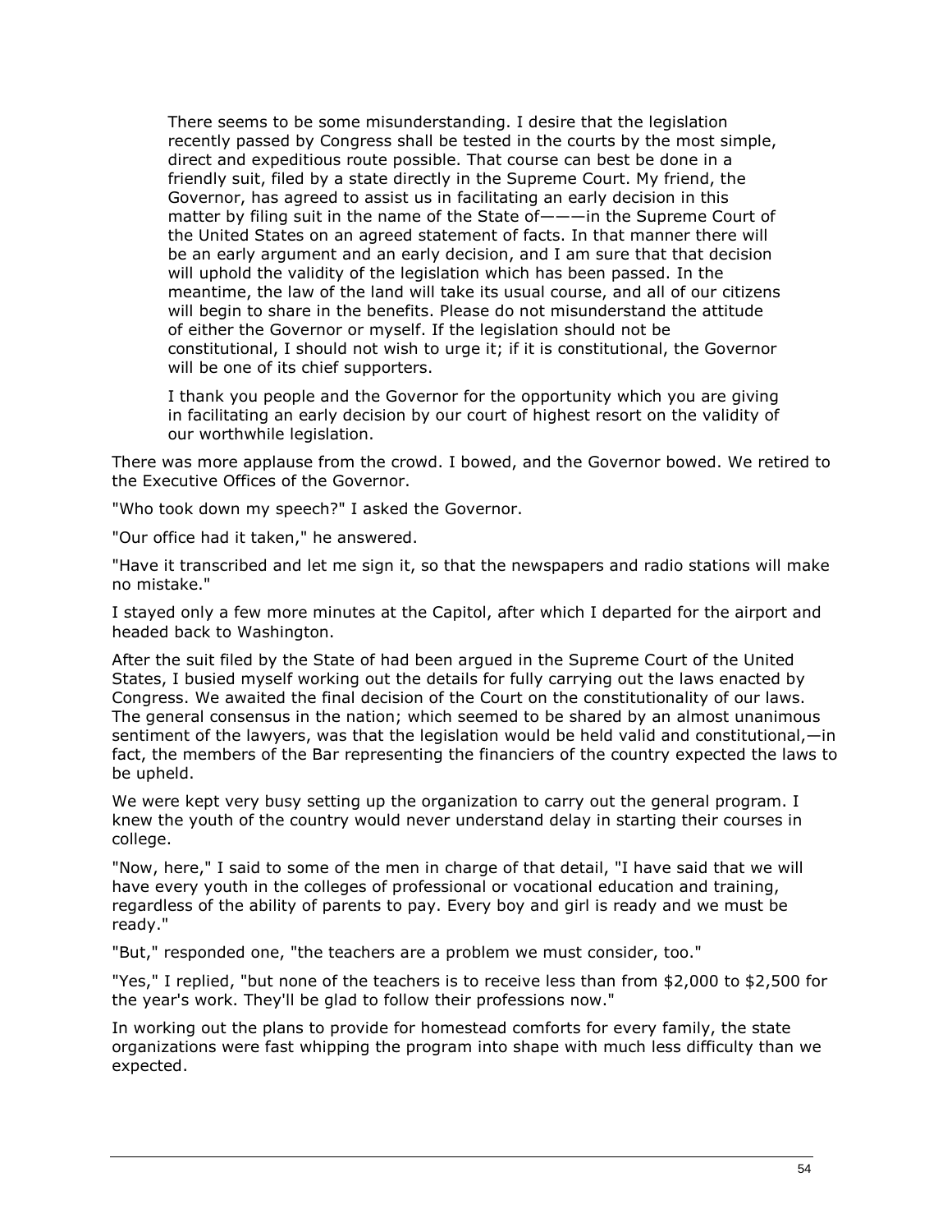> There seems to be some misunderstanding. I desire that the legislation recently passed by Congress shall be tested in the courts by the most simple, direct and expeditious route possible. That course can best be done in a friendly suit, filed by a state directly in the Supreme Court. My friend, the Governor, has agreed to assist us in facilitating an early decision in this matter by filing suit in the name of the State of———in the Supreme Court of the United States on an agreed statement of facts. In that manner there will be an early argument and an early decision, and I am sure that that decision will uphold the validity of the legislation which has been passed. In the meantime, the law of the land will take its usual course, and all of our citizens will begin to share in the benefits. Please do not misunderstand the attitude of either the Governor or myself. If the legislation should not be constitutional, I should not wish to urge it; if it is constitutional, the Governor will be one of its chief supporters.
>
> I thank you people and the Governor for the opportunity which you are giving in facilitating an early decision by our court of highest resort on the validity of our worthwhile legislation.

There was more applause from the crowd. I bowed, and the Governor bowed. We retired to the Executive Offices of the Governor.

"Who took down my speech?" I asked the Governor.

"Our office had it taken," he answered.

"Have it transcribed and let me sign it, so that the newspapers and radio stations will make no mistake."

I stayed only a few more minutes at the Capitol, after which I departed for the airport and headed back to Washington.

After the suit filed by the State of had been argued in the Supreme Court of the United States, I busied myself working out the details for fully carrying out the laws enacted by Congress. We awaited the final decision of the Court on the constitutionality of our laws. The general consensus in the nation; which seemed to be shared by an almost unanimous sentiment of the lawyers, was that the legislation would be held valid and constitutional,—in fact, the members of the Bar representing the financiers of the country expected the laws to be upheld.

We were kept very busy setting up the organization to carry out the general program. I knew the youth of the country would never understand delay in starting their courses in college.

"Now, here," I said to some of the men in charge of that detail, "I have said that we will have every youth in the colleges of professional or vocational education and training, regardless of the ability of parents to pay. Every boy and girl is ready and we must be ready."

"But," responded one, "the teachers are a problem we must consider, too."

"Yes," I replied, "but none of the teachers is to receive less than from $2,000 to $2,500 for the year's work. They'll be glad to follow their professions now."

In working out the plans to provide for homestead comforts for every family, the state organizations were fast whipping the program into shape with much less difficulty than we expected.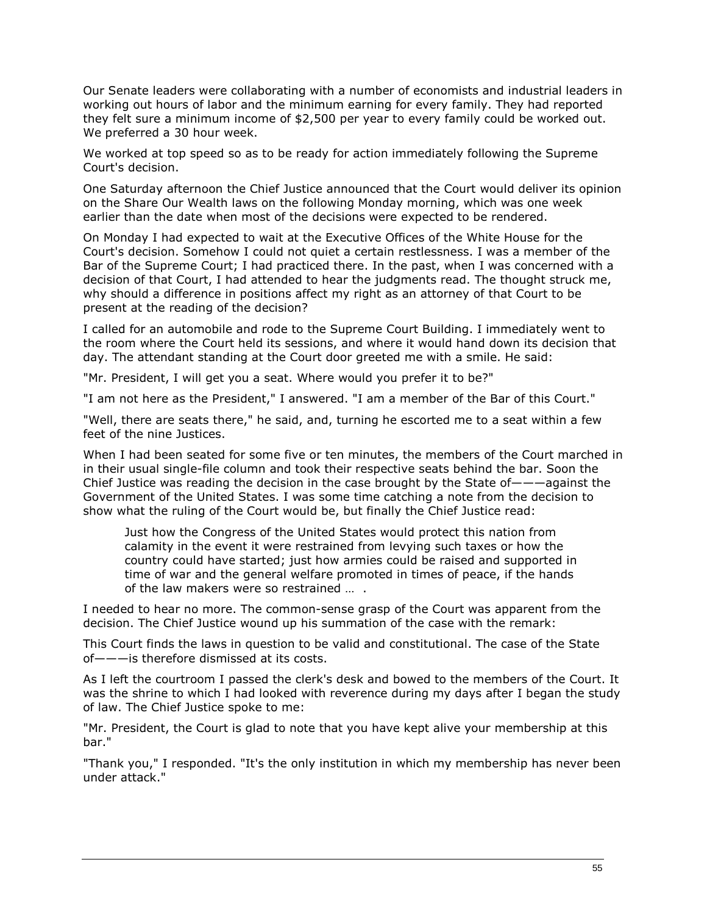Our Senate leaders were collaborating with a number of economists and industrial leaders in working out hours of labor and the minimum earning for every family. They had reported they felt sure a minimum income of $2,500 per year to every family could be worked out. We preferred a 30 hour week.

We worked at top speed so as to be ready for action immediately following the Supreme Court's decision.

One Saturday afternoon the Chief Justice announced that the Court would deliver its opinion on the Share Our Wealth laws on the following Monday morning, which was one week earlier than the date when most of the decisions were expected to be rendered.

On Monday I had expected to wait at the Executive Offices of the White House for the Court's decision. Somehow I could not quiet a certain restlessness. I was a member of the Bar of the Supreme Court; I had practiced there. In the past, when I was concerned with a decision of that Court, I had attended to hear the judgments read. The thought struck me, why should a difference in positions affect my right as an attorney of that Court to be present at the reading of the decision?

I called for an automobile and rode to the Supreme Court Building. I immediately went to the room where the Court held its sessions, and where it would hand down its decision that day. The attendant standing at the Court door greeted me with a smile. He said:

"Mr. President, I will get you a seat. Where would you prefer it to be?"

"I am not here as the President," I answered. "I am a member of the Bar of this Court."

"Well, there are seats there," he said, and, turning he escorted me to a seat within a few feet of the nine Justices.

When I had been seated for some five or ten minutes, the members of the Court marched in in their usual single-file column and took their respective seats behind the bar. Soon the Chief Justice was reading the decision in the case brought by the State of———against the Government of the United States. I was some time catching a note from the decision to show what the ruling of the Court would be, but finally the Chief Justice read:

> Just how the Congress of the United States would protect this nation from calamity in the event it were restrained from levying such taxes or how the country could have started; just how armies could be raised and supported in time of war and the general welfare promoted in times of peace, if the hands of the law makers were so restrained … .

I needed to hear no more. The common-sense grasp of the Court was apparent from the decision. The Chief Justice wound up his summation of the case with the remark:

This Court finds the laws in question to be valid and constitutional. The case of the State of———is therefore dismissed at its costs.

As I left the courtroom I passed the clerk's desk and bowed to the members of the Court. It was the shrine to which I had looked with reverence during my days after I began the study of law. The Chief Justice spoke to me:

"Mr. President, the Court is glad to note that you have kept alive your membership at this bar."

"Thank you," I responded. "It's the only institution in which my membership has never been under attack."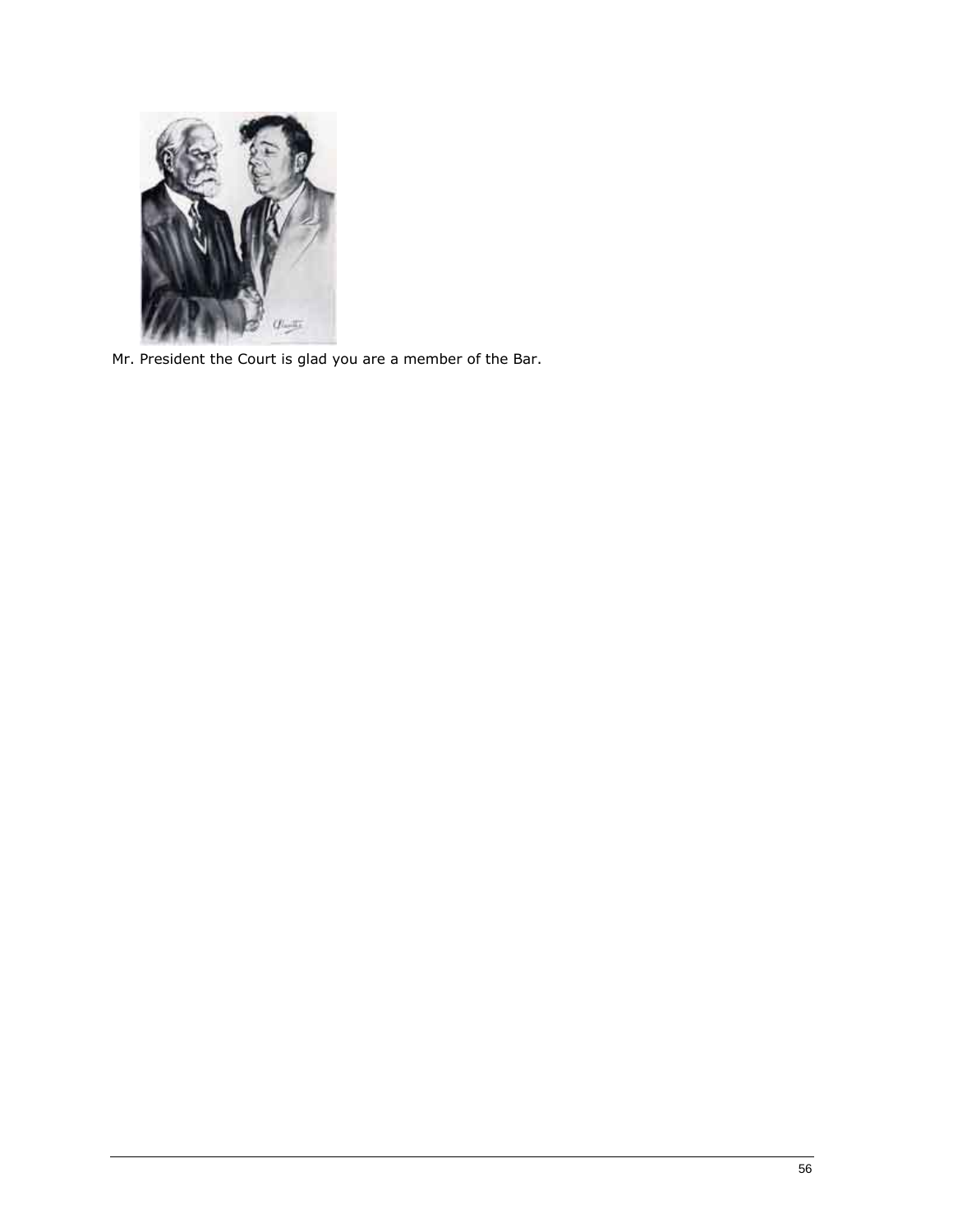Mr. President the Court is glad you are a member of the Bar.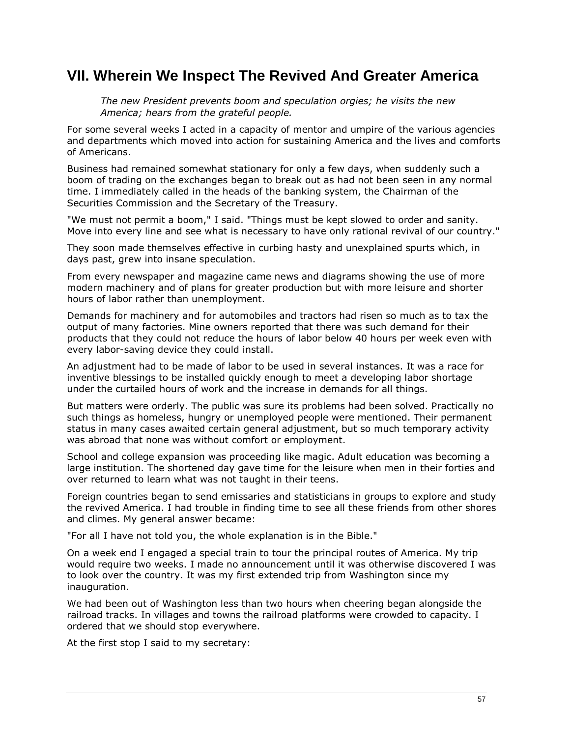## VII. Wherein We Inspect The Revived And Greater America

*The new President prevents boom and speculation orgies; he visits the new America; hears from the grateful people.*

For some several weeks I acted in a capacity of mentor and umpire of the various agencies and departments which moved into action for sustaining America and the lives and comforts of Americans.

Business had remained somewhat stationary for only a few days, when suddenly such a boom of trading on the exchanges began to break out as had not been seen in any normal time. I immediately called in the heads of the banking system, the Chairman of the Securities Commission and the Secretary of the Treasury.

"We must not permit a boom," I said. "Things must be kept slowed to order and sanity. Move into every line and see what is necessary to have only rational revival of our country."

They soon made themselves effective in curbing hasty and unexplained spurts which, in days past, grew into insane speculation.

From every newspaper and magazine came news and diagrams showing the use of more modern machinery and of plans for greater production but with more leisure and shorter hours of labor rather than unemployment.

Demands for machinery and for automobiles and tractors had risen so much as to tax the output of many factories. Mine owners reported that there was such demand for their products that they could not reduce the hours of labor below 40 hours per week even with every labor-saving device they could install.

An adjustment had to be made of labor to be used in several instances. It was a race for inventive blessings to be installed quickly enough to meet a developing labor shortage under the curtailed hours of work and the increase in demands for all things.

But matters were orderly. The public was sure its problems had been solved. Practically no such things as homeless, hungry or unemployed people were mentioned. Their permanent status in many cases awaited certain general adjustment, but so much temporary activity was abroad that none was without comfort or employment.

School and college expansion was proceeding like magic. Adult education was becoming a large institution. The shortened day gave time for the leisure when men in their forties and over returned to learn what was not taught in their teens.

Foreign countries began to send emissaries and statisticians in groups to explore and study the revived America. I had trouble in finding time to see all these friends from other shores and climes. My general answer became:

"For all I have not told you, the whole explanation is in the Bible."

On a week end I engaged a special train to tour the principal routes of America. My trip would require two weeks. I made no announcement until it was otherwise discovered I was to look over the country. It was my first extended trip from Washington since my inauguration.

We had been out of Washington less than two hours when cheering began alongside the railroad tracks. In villages and towns the railroad platforms were crowded to capacity. I ordered that we should stop everywhere.

At the first stop I said to my secretary: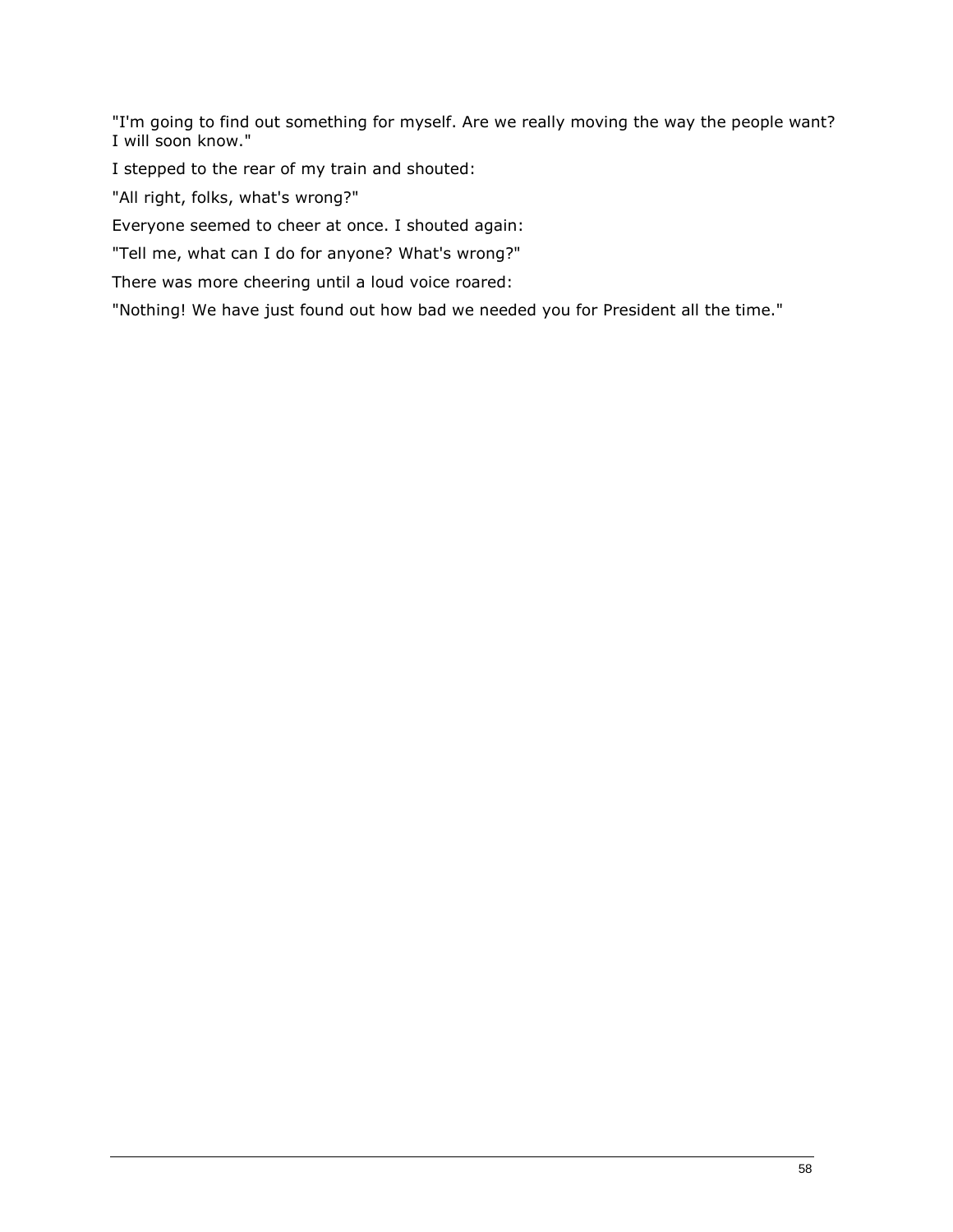"I'm going to find out something for myself. Are we really moving the way the people want? I will soon know."

I stepped to the rear of my train and shouted:

"All right, folks, what's wrong?"

Everyone seemed to cheer at once. I shouted again:

"Tell me, what can I do for anyone? What's wrong?"

There was more cheering until a loud voice roared:

"Nothing! We have just found out how bad we needed you for President all the time."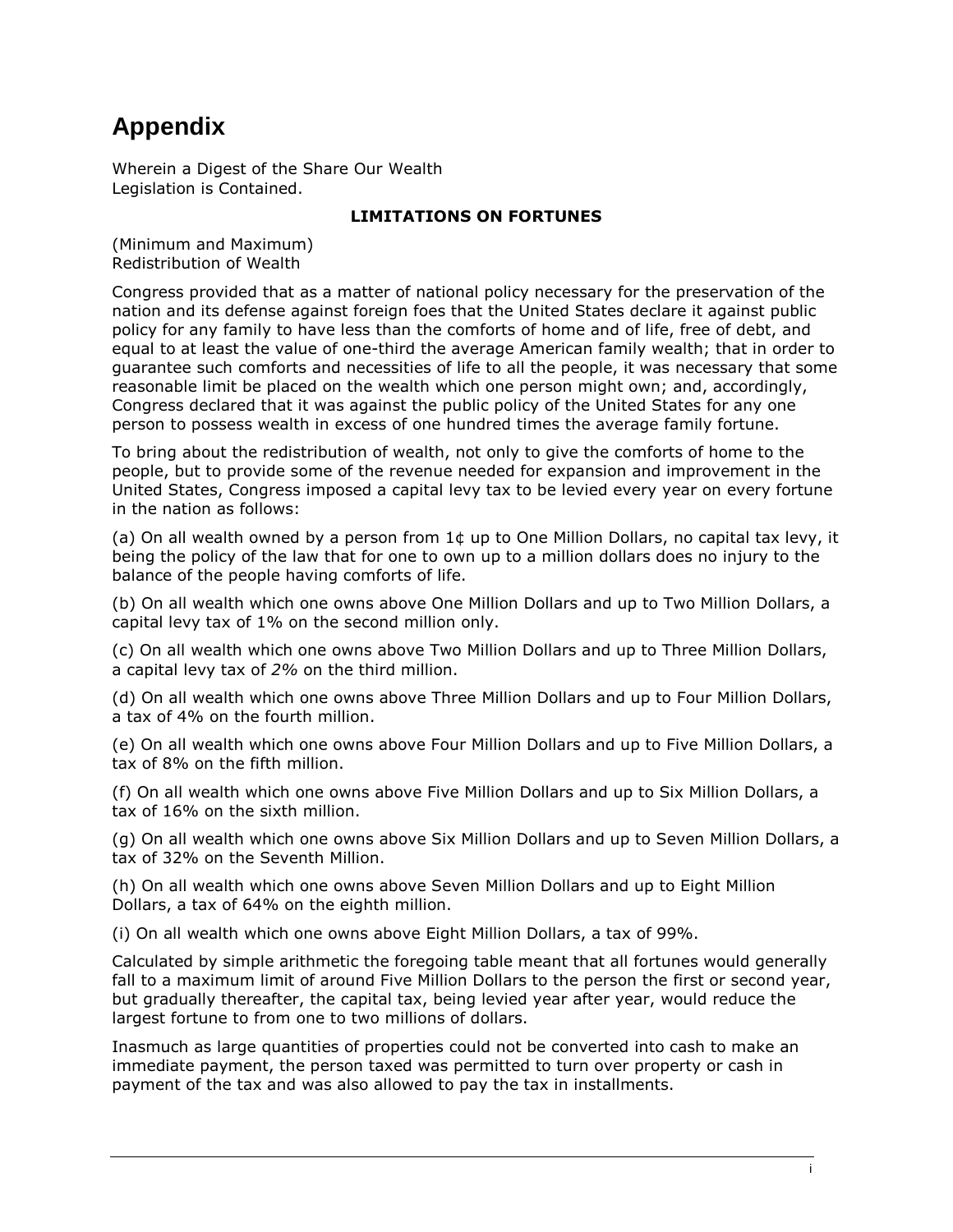# Appendix

Wherein a Digest of the Share Our Wealth
Legislation is Contained.

**LIMITATIONS ON FORTUNES**

(Minimum and Maximum)
Redistribution of Wealth

Congress provided that as a matter of national policy necessary for the preservation of the nation and its defense against foreign foes that the United States declare it against public policy for any family to have less than the comforts of home and of life, free of debt, and equal to at least the value of one-third the average American family wealth; that in order to guarantee such comforts and necessities of life to all the people, it was necessary that some reasonable limit be placed on the wealth which one person might own; and, accordingly, Congress declared that it was against the public policy of the United States for any one person to possess wealth in excess of one hundred times the average family fortune.

To bring about the redistribution of wealth, not only to give the comforts of home to the people, but to provide some of the revenue needed for expansion and improvement in the United States, Congress imposed a capital levy tax to be levied every year on every fortune in the nation as follows:

(a) On all wealth owned by a person from 1¢ up to One Million Dollars, no capital tax levy, it being the policy of the law that for one to own up to a million dollars does no injury to the balance of the people having comforts of life.

(b) On all wealth which one owns above One Million Dollars and up to Two Million Dollars, a capital levy tax of 1% on the second million only.

(c) On all wealth which one owns above Two Million Dollars and up to Three Million Dollars, a capital levy tax of *2%* on the third million.

(d) On all wealth which one owns above Three Million Dollars and up to Four Million Dollars, a tax of 4% on the fourth million.

(e) On all wealth which one owns above Four Million Dollars and up to Five Million Dollars, a tax of 8% on the fifth million.

(f) On all wealth which one owns above Five Million Dollars and up to Six Million Dollars, a tax of 16% on the sixth million.

(g) On all wealth which one owns above Six Million Dollars and up to Seven Million Dollars, a tax of 32% on the Seventh Million.

(h) On all wealth which one owns above Seven Million Dollars and up to Eight Million Dollars, a tax of 64% on the eighth million.

(i) On all wealth which one owns above Eight Million Dollars, a tax of 99%.

Calculated by simple arithmetic the foregoing table meant that all fortunes would generally fall to a maximum limit of around Five Million Dollars to the person the first or second year, but gradually thereafter, the capital tax, being levied year after year, would reduce the largest fortune to from one to two millions of dollars.

Inasmuch as large quantities of properties could not be converted into cash to make an immediate payment, the person taxed was permitted to turn over property or cash in payment of the tax and was also allowed to pay the tax in installments.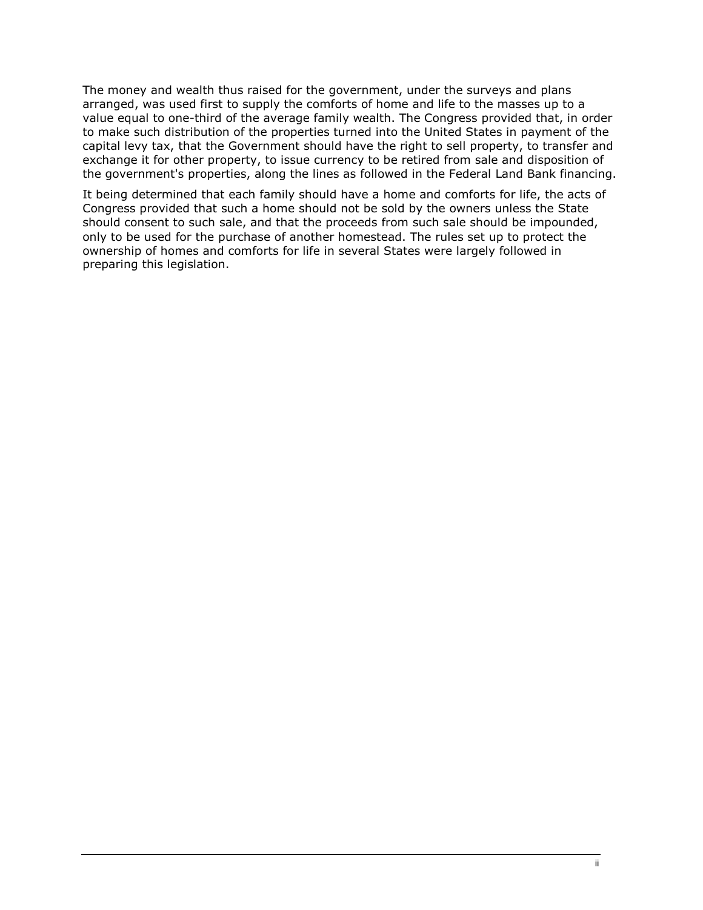The money and wealth thus raised for the government, under the surveys and plans arranged, was used first to supply the comforts of home and life to the masses up to a value equal to one-third of the average family wealth. The Congress provided that, in order to make such distribution of the properties turned into the United States in payment of the capital levy tax, that the Government should have the right to sell property, to transfer and exchange it for other property, to issue currency to be retired from sale and disposition of the government's properties, along the lines as followed in the Federal Land Bank financing.

It being determined that each family should have a home and comforts for life, the acts of Congress provided that such a home should not be sold by the owners unless the State should consent to such sale, and that the proceeds from such sale should be impounded, only to be used for the purchase of another homestead. The rules set up to protect the ownership of homes and comforts for life in several States were largely followed in preparing this legislation.